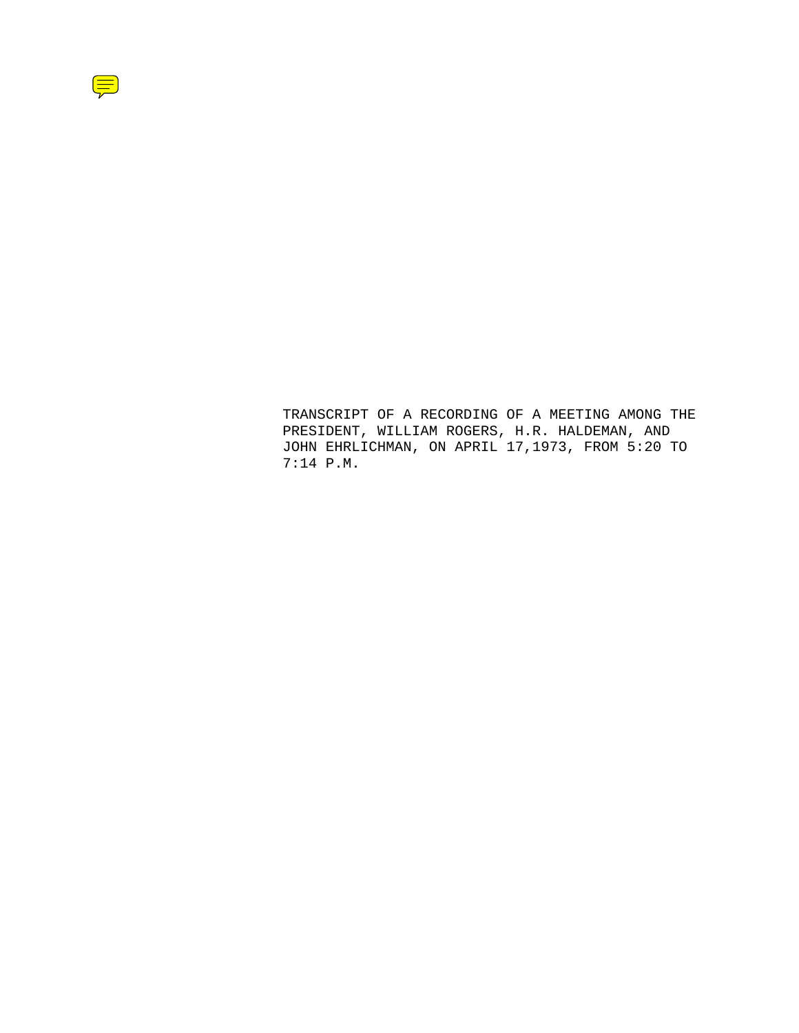TRANSCRIPT OF A RECORDING OF A MEETING AMONG THE PRESIDENT, WILLIAM ROGERS, H.R. HALDEMAN, AND JOHN EHRLICHMAN, ON APRIL 17,1973, FROM 5:20 TO 7:14 P.M.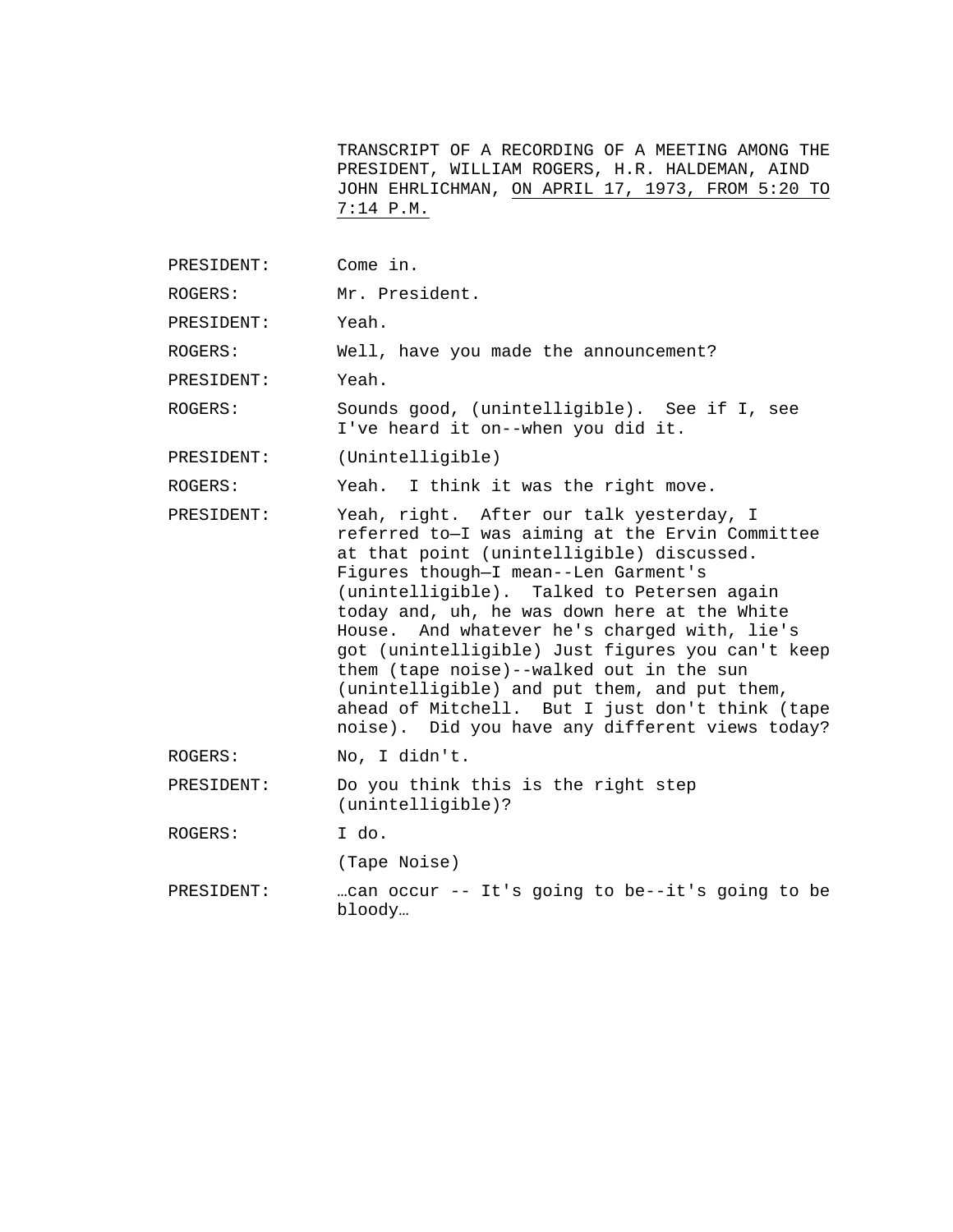TRANSCRIPT OF A RECORDING OF A MEETING AMONG THE PRESIDENT, WILLIAM ROGERS, H.R. HALDEMAN, AIND JOHN EHRLICHMAN, ON APRIL 17, 1973, FROM 5:20 TO 7:14 P.M.

PRESIDENT: Come in.

ROGERS: Mr. President.

PRESIDENT: Yeah.

ROGERS: Well, have you made the announcement?

PRESIDENT: Yeah.

ROGERS: Sounds good, (unintelligible). See if I, see I've heard it on--when you did it.

PRESIDENT: (Unintelligible)

ROGERS: Yeah. I think it was the right move.

PRESIDENT: Yeah, right. After our talk yesterday, I referred to—I was aiming at the Ervin Committee at that point (unintelligible) discussed. Figures though—I mean--Len Garment's (unintelligible). Talked to Petersen again today and, uh, he was down here at the White House. And whatever he's charged with, lie's got (unintelligible) Just figures you can't keep them (tape noise)--walked out in the sun (unintelligible) and put them, and put them, ahead of Mitchell. But I just don't think (tape noise). Did you have any different views today?

ROGERS: No, I didn't.

PRESIDENT: Do you think this is the right step (unintelligible)?

ROGERS: I do.

(Tape Noise)

PRESIDENT: …can occur -- It's going to be--it's going to be bloody…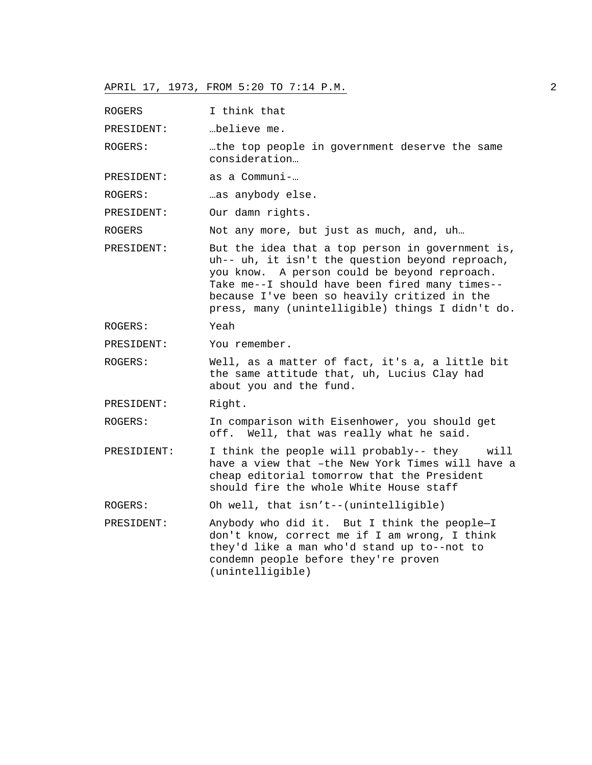APRIL 17, 1973, FROM 5:20 TO 7:14 P.M.

ROGERS I think that

PRESIDENT: …believe me.

ROGERS: …the top people in government deserve the same consideration…

PRESIDENT: as a Communi-…

ROGERS: …as anybody else.

PRESIDENT: Our damn rights.

ROGERS Not any more, but just as much, and, uh…

PRESIDENT: But the idea that a top person in government is, uh-- uh, it isn't the question beyond reproach, you know. A person could be beyond reproach. Take me--I should have been fired many times-- because I've been so heavily critized in the press, many (unintelligible) things I didn't do.

ROGERS: Yeah

PRESIDENT: You remember.

ROGERS: Well, as a matter of fact, it's a, a little bit the same attitude that, uh, Lucius Clay had about you and the fund.

PRESIDENT: Right.

ROGERS: In comparison with Eisenhower, you should get off. Well, that was really what he said.

PRESIDIENT: I think the people will probably-- they will have a view that –the New York Times will have a cheap editorial tomorrow that the President should fire the whole White House staff

ROGERS: Oh well, that isn't--(unintelligible)

PRESIDENT: Anybody who did it. But I think the people—I don't know, correct me if I am wrong, I think they'd like a man who'd stand up to--not to condemn people before they're proven (unintelligible)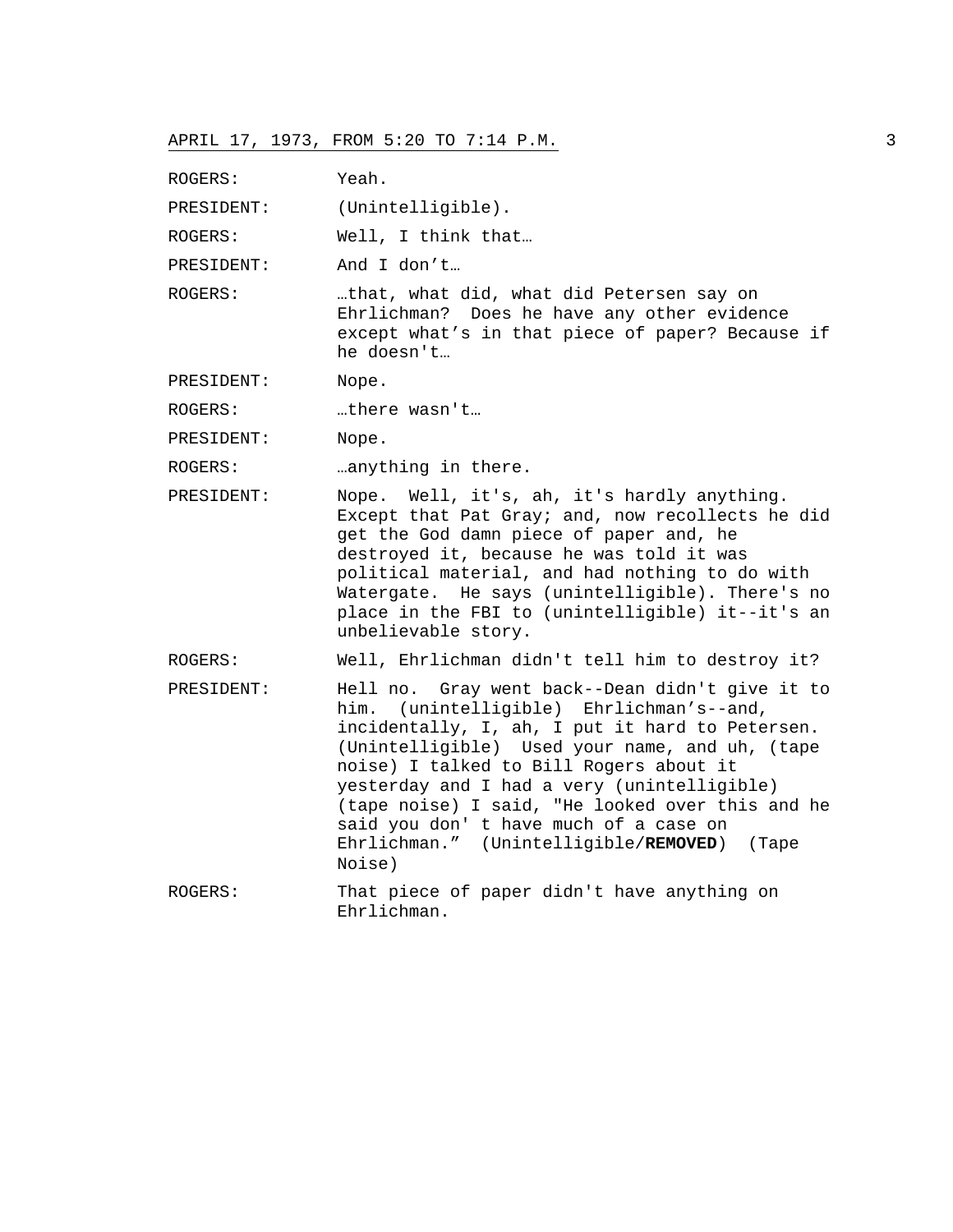ROGERS: Yeah.

PRESIDENT: (Unintelligible).

ROGERS: Well, I think that…

PRESIDENT: And I don't…

ROGERS: …that, what did, what did Petersen say on Ehrlichman? Does he have any other evidence except what's in that piece of paper? Because if he doesn't…

PRESIDENT: Nope.

ROGERS: …there wasn't…

PRESIDENT: Nope.

ROGERS: …anything in there.

PRESIDENT: Nope. Well, it's, ah, it's hardly anything. Except that Pat Gray; and, now recollects he did get the God damn piece of paper and, he destroyed it, because he was told it was political material, and had nothing to do with Watergate. He says (unintelligible). There's no place in the FBI to (unintelligible) it--it's an unbelievable story.

ROGERS: Well, Ehrlichman didn't tell him to destroy it?

PRESIDENT: Hell no. Gray went back--Dean didn't give it to him. (unintelligible) Ehrlichman's--and, incidentally, I, ah, I put it hard to Petersen. (Unintelligible) Used your name, and uh, (tape noise) I talked to Bill Rogers about it yesterday and I had a very (unintelligible) (tape noise) I said, "He looked over this and he said you don' t have much of a case on Ehrlichman." (Unintelligible/**REMOVED**) (Tape Noise)

ROGERS: That piece of paper didn't have anything on Ehrlichman.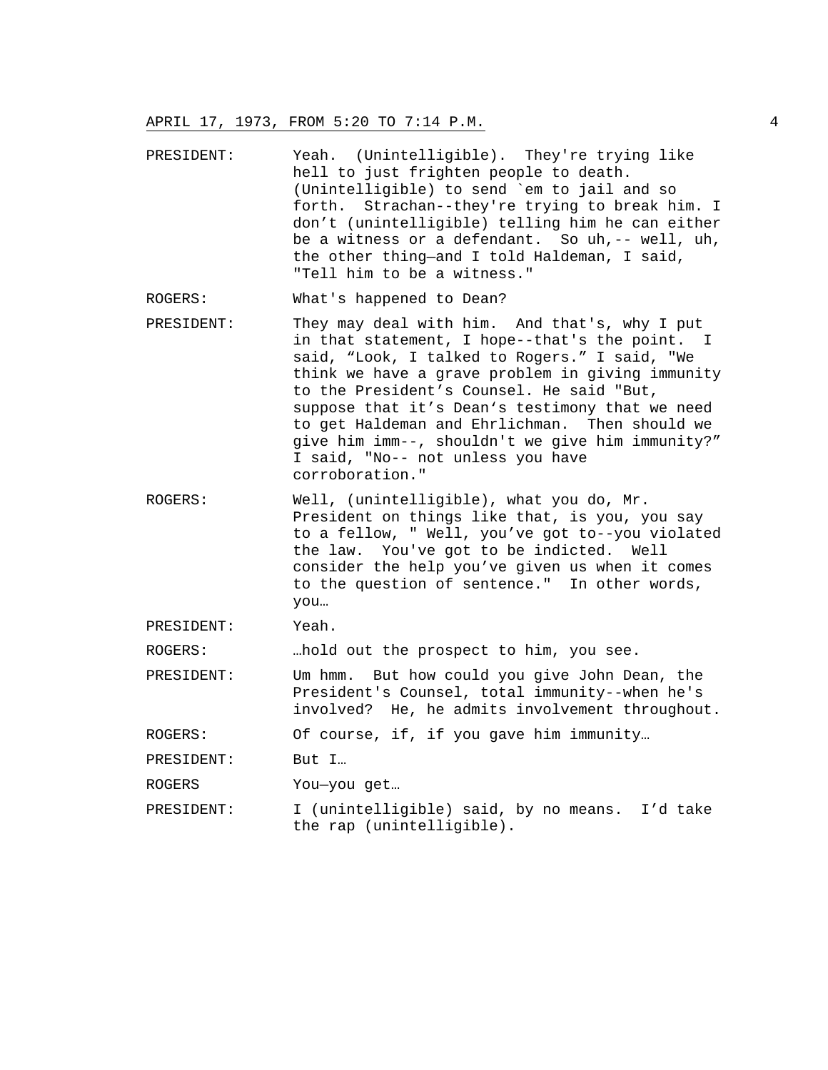PRESIDENT: Yeah. (Unintelligible). They're trying like hell to just frighten people to death. (Unintelligible) to send `em to jail and so forth. Strachan--they're trying to break him. I don't (unintelligible) telling him he can either be a witness or a defendant. So uh,-- well, uh, the other thing—and I told Haldeman, I said, "Tell him to be a witness."

ROGERS: What's happened to Dean?

PRESIDENT: They may deal with him. And that's, why I put in that statement, I hope--that's the point. I said, "Look, I talked to Rogers." I said, "We think we have a grave problem in giving immunity to the President's Counsel. He said "But, suppose that it's Dean's testimony that we need to get Haldeman and Ehrlichman. Then should we give him imm--, shouldn't we give him immunity?" I said, "No-- not unless you have corroboration."

ROGERS: Well, (unintelligible), what you do, Mr. President on things like that, is you, you say to a fellow, " Well, you've got to--you violated the law. You've got to be indicted. Well consider the help you've given us when it comes to the question of sentence." In other words, you…

PRESIDENT: Yeah.

ROGERS: …hold out the prospect to him, you see.

PRESIDENT: Um hmm. But how could you give John Dean, the President's Counsel, total immunity--when he's involved? He, he admits involvement throughout.

ROGERS: Of course, if, if you gave him immunity…

PRESIDENT: But I…

ROGERS You—you get…

PRESIDENT: I (unintelligible) said, by no means. I'd take the rap (unintelligible).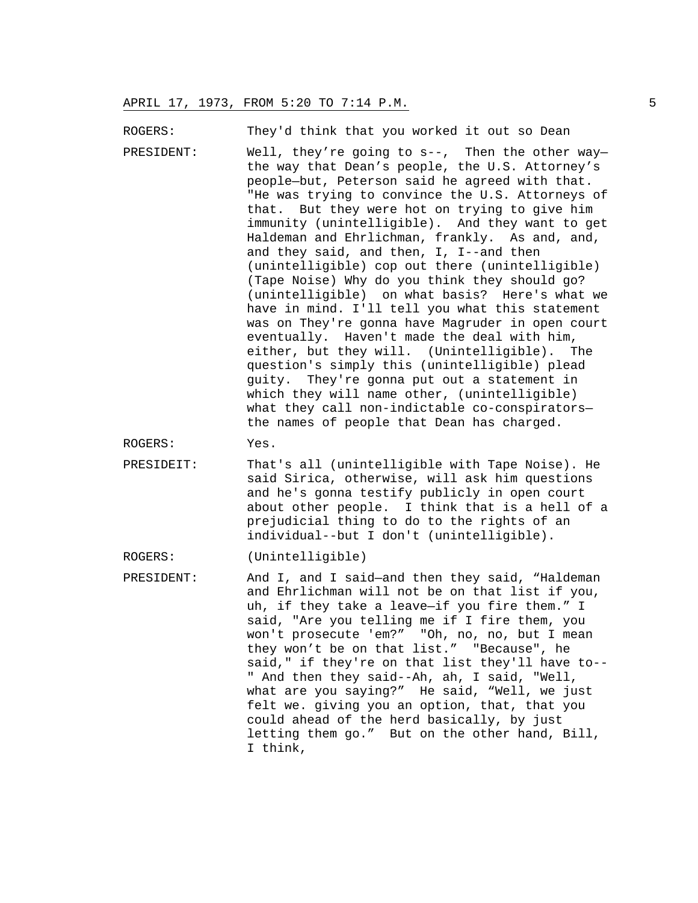ROGERS: They'd think that you worked it out so Dean

PRESIDENT: Well, they're going to s--, Then the other way—the way that Dean's people, the U.S. Attorney's people—but, Peterson said he agreed with that. "He was trying to convince the U.S. Attorneys of that. But they were hot on trying to give him immunity (unintelligible). And they want to get Haldeman and Ehrlichman, frankly. As and, and, and they said, and then, I, I--and then (unintelligible) cop out there (unintelligible) (Tape Noise) Why do you think they should go? (unintelligible) on what basis? Here's what we have in mind. I'll tell you what this statement was on They're gonna have Magruder in open court eventually. Haven't made the deal with him, either, but they will. (Unintelligible). The question's simply this (unintelligible) plead guity. They're gonna put out a statement in which they will name other, (unintelligible) what they call non-indictable co-conspirators—the names of people that Dean has charged.

ROGERS: Yes.

PRESIDEIT: That's all (unintelligible with Tape Noise). He said Sirica, otherwise, will ask him questions and he's gonna testify publicly in open court about other people. I think that is a hell of a prejudicial thing to do to the rights of an individual--but I don't (unintelligible).

ROGERS: (Unintelligible)

PRESIDENT: And I, and I said—and then they said, "Haldeman and Ehrlichman will not be on that list if you, uh, if they take a leave—if you fire them." I said, "Are you telling me if I fire them, you won't prosecute 'em?" "Oh, no, no, but I mean they won't be on that list." "Because", he said," if they're on that list they'll have to--" And then they said--Ah, ah, I said, "Well, what are you saying?" He said, "Well, we just felt we. giving you an option, that, that you could ahead of the herd basically, by just letting them go." But on the other hand, Bill, I think,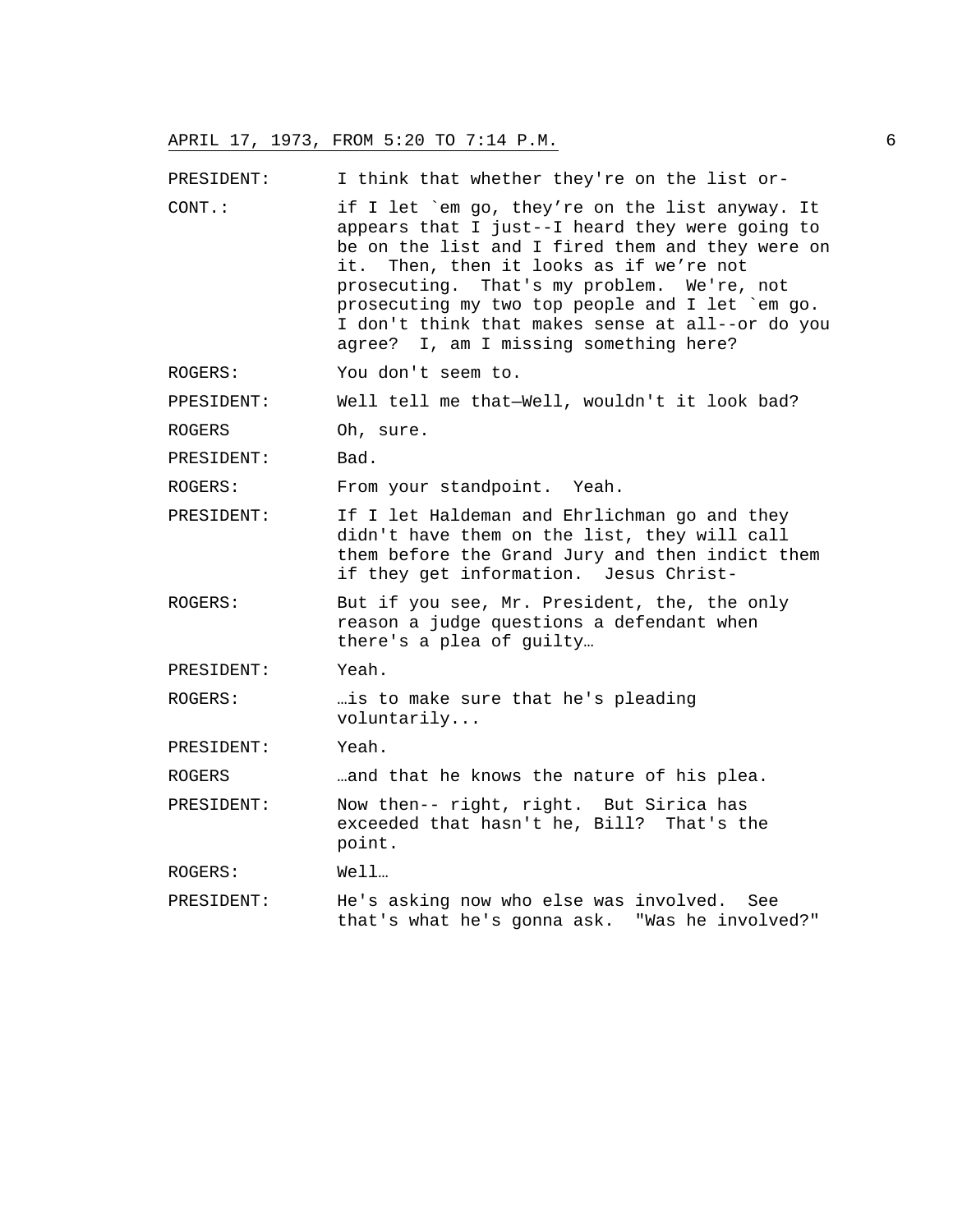PRESIDENT: I think that whether they're on the list or-

CONT.: if I let `em go, they're on the list anyway. It appears that I just--I heard they were going to be on the list and I fired them and they were on it. Then, then it looks as if we're not prosecuting. That's my problem. We're, not prosecuting my two top people and I let `em go. I don't think that makes sense at all--or do you agree? I, am I missing something here?

ROGERS: You don't seem to.

PPESIDENT: Well tell me that—Well, wouldn't it look bad?

ROGERS Oh, sure.

PRESIDENT: Bad.

ROGERS: From your standpoint. Yeah.

PRESIDENT: If I let Haldeman and Ehrlichman go and they didn't have them on the list, they will call them before the Grand Jury and then indict them if they get information. Jesus Christ-

ROGERS: But if you see, Mr. President, the, the only reason a judge questions a defendant when there's a plea of guilty…

PRESIDENT: Yeah.

ROGERS: …is to make sure that he's pleading voluntarily...

PRESIDENT: Yeah.

ROGERS …and that he knows the nature of his plea.

PRESIDENT: Now then-- right, right. But Sirica has exceeded that hasn't he, Bill? That's the point.

ROGERS: Well…

PRESIDENT: He's asking now who else was involved. See that's what he's gonna ask. "Was he involved?"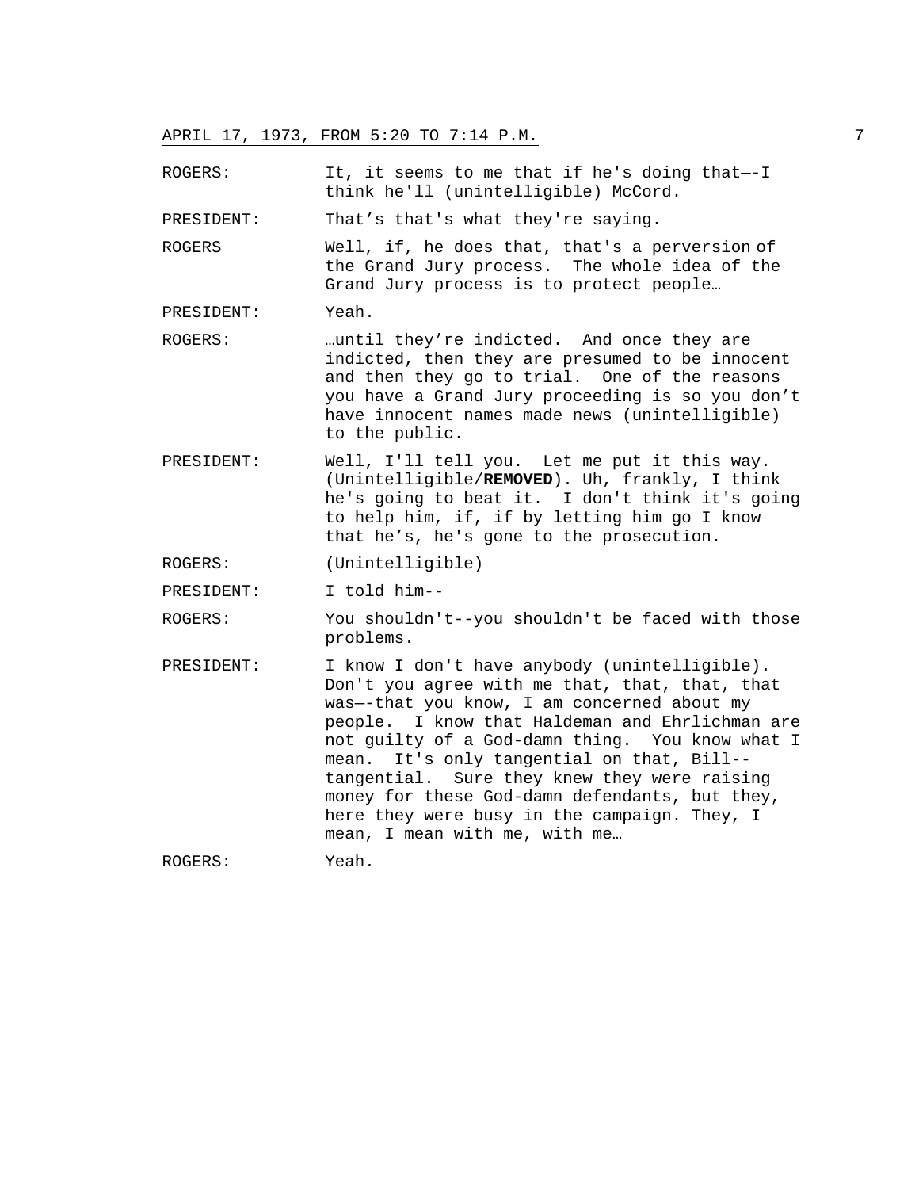ROGERS: It, it seems to me that if he's doing that—-I think he'll (unintelligible) McCord.

PRESIDENT: That’s that's what they're saying.

ROGERS Well, if, he does that, that's a perversion of the Grand Jury process. The whole idea of the Grand Jury process is to protect people…

PRESIDENT: Yeah.

ROGERS: …until they’re indicted. And once they are indicted, then they are presumed to be innocent and then they go to trial. One of the reasons you have a Grand Jury proceeding is so you don’t have innocent names made news (unintelligible) to the public.

PRESIDENT: Well, I'll tell you. Let me put it this way. (Unintelligible/**REMOVED**). Uh, frankly, I think he's going to beat it. I don't think it's going to help him, if, if by letting him go I know that he’s, he's gone to the prosecution.

ROGERS: (Unintelligible)

PRESIDENT: I told him--

ROGERS: You shouldn't--you shouldn't be faced with those problems.

PRESIDENT: I know I don't have anybody (unintelligible). Don't you agree with me that, that, that, that was—-that you know, I am concerned about my people. I know that Haldeman and Ehrlichman are not guilty of a God-damn thing. You know what I mean. It's only tangential on that, Bill--tangential. Sure they knew they were raising money for these God-damn defendants, but they, here they were busy in the campaign. They, I mean, I mean with me, with me…

ROGERS: Yeah.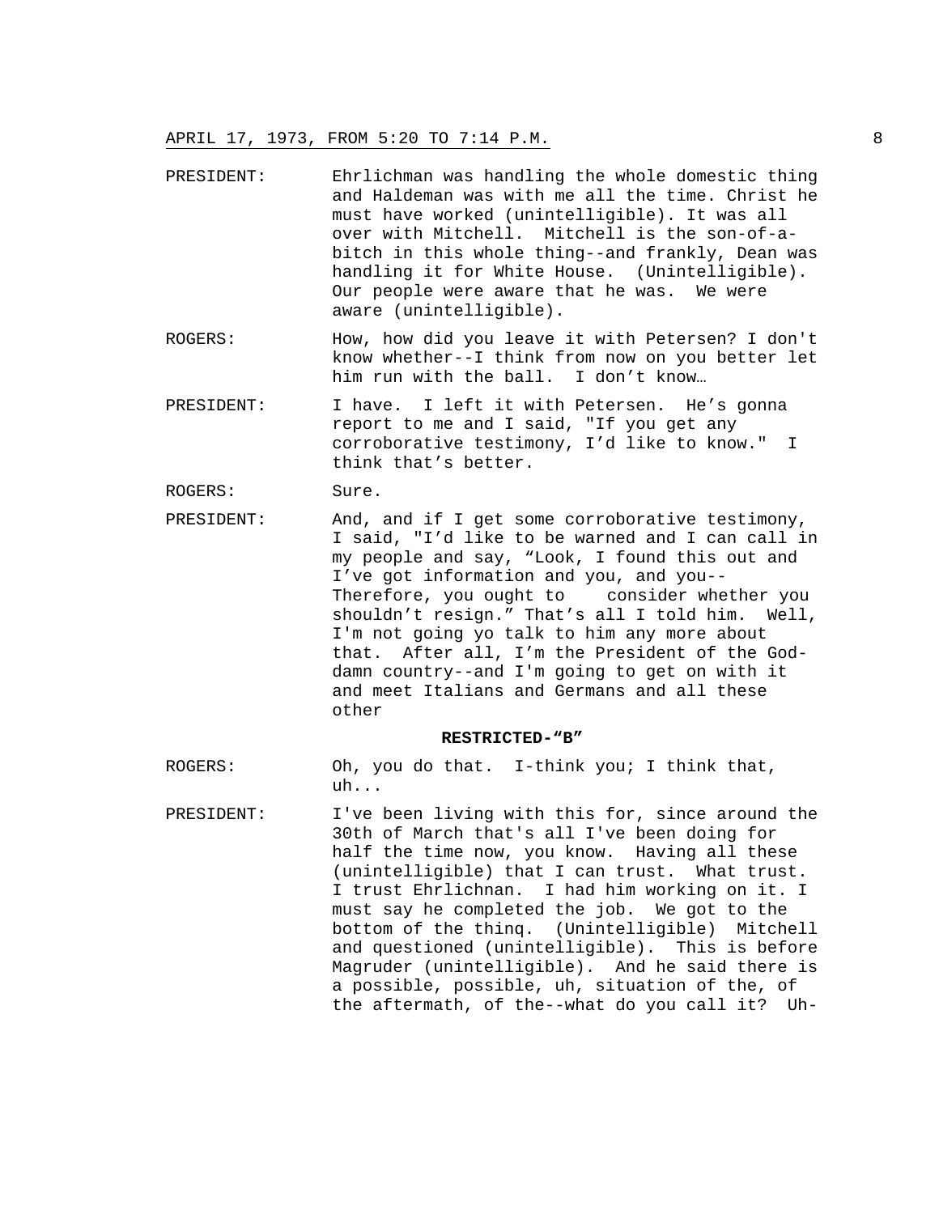PRESIDENT: Ehrlichman was handling the whole domestic thing and Haldeman was with me all the time. Christ he must have worked (unintelligible). It was all over with Mitchell. Mitchell is the son-of-a-bitch in this whole thing--and frankly, Dean was handling it for White House. (Unintelligible). Our people were aware that he was. We were aware (unintelligible).

ROGERS: How, how did you leave it with Petersen? I don't know whether--I think from now on you better let him run with the ball. I don't know…

PRESIDENT: I have. I left it with Petersen. He's gonna report to me and I said, "If you get any corroborative testimony, I'd like to know." I think that's better.

ROGERS: Sure.

PRESIDENT: And, and if I get some corroborative testimony, I said, "I'd like to be warned and I can call in my people and say, "Look, I found this out and I've got information and you, and you-- Therefore, you ought to consider whether you shouldn't resign." That's all I told him. Well, I'm not going yo talk to him any more about that. After all, I'm the President of the God-damn country--and I'm going to get on with it and meet Italians and Germans and all these other

**RESTRICTED-"B"**

ROGERS: Oh, you do that. I-think you; I think that, uh...

PRESIDENT: I've been living with this for, since around the 30th of March that's all I've been doing for half the time now, you know. Having all these (unintelligible) that I can trust. What trust. I trust Ehrlichnan. I had him working on it. I must say he completed the job. We got to the bottom of the thinq. (Unintelligible) Mitchell and questioned (unintelligible). This is before Magruder (unintelligible). And he said there is a possible, possible, uh, situation of the, of the aftermath, of the--what do you call it? Uh-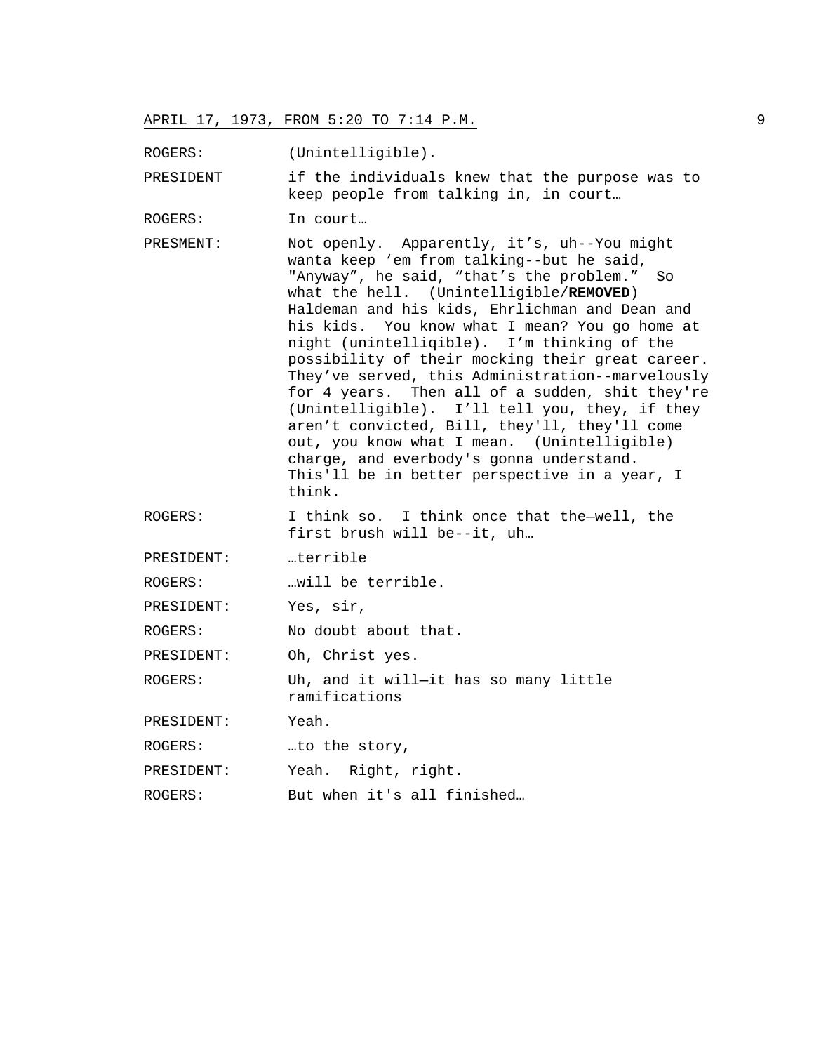ROGERS: (Unintelligible).

PRESIDENT if the individuals knew that the purpose was to keep people from talking in, in court…

ROGERS: In court…

PRESMENT: Not openly. Apparently, it's, uh--You might wanta keep 'em from talking--but he said, "Anyway", he said, "that's the problem." So what the hell. (Unintelligible/**REMOVED**) Haldeman and his kids, Ehrlichman and Dean and his kids. You know what I mean? You go home at night (unintelliqible). I'm thinking of the possibility of their mocking their great career. They've served, this Administration--marvelously for 4 years. Then all of a sudden, shit they're (Unintelligible). I'll tell you, they, if they aren't convicted, Bill, they'll, they'll come out, you know what I mean. (Unintelligible) charge, and everbody's gonna understand. This'll be in better perspective in a year, I think.

ROGERS: I think so. I think once that the—well, the first brush will be--it, uh…

PRESIDENT: …terrible

ROGERS: …will be terrible.

PRESIDENT: Yes, sir,

ROGERS: No doubt about that.

PRESIDENT: Oh, Christ yes.

ROGERS: Uh, and it will—it has so many little ramifications

PRESIDENT: Yeah.

ROGERS: …to the story,

PRESIDENT: Yeah. Right, right.

ROGERS: But when it's all finished…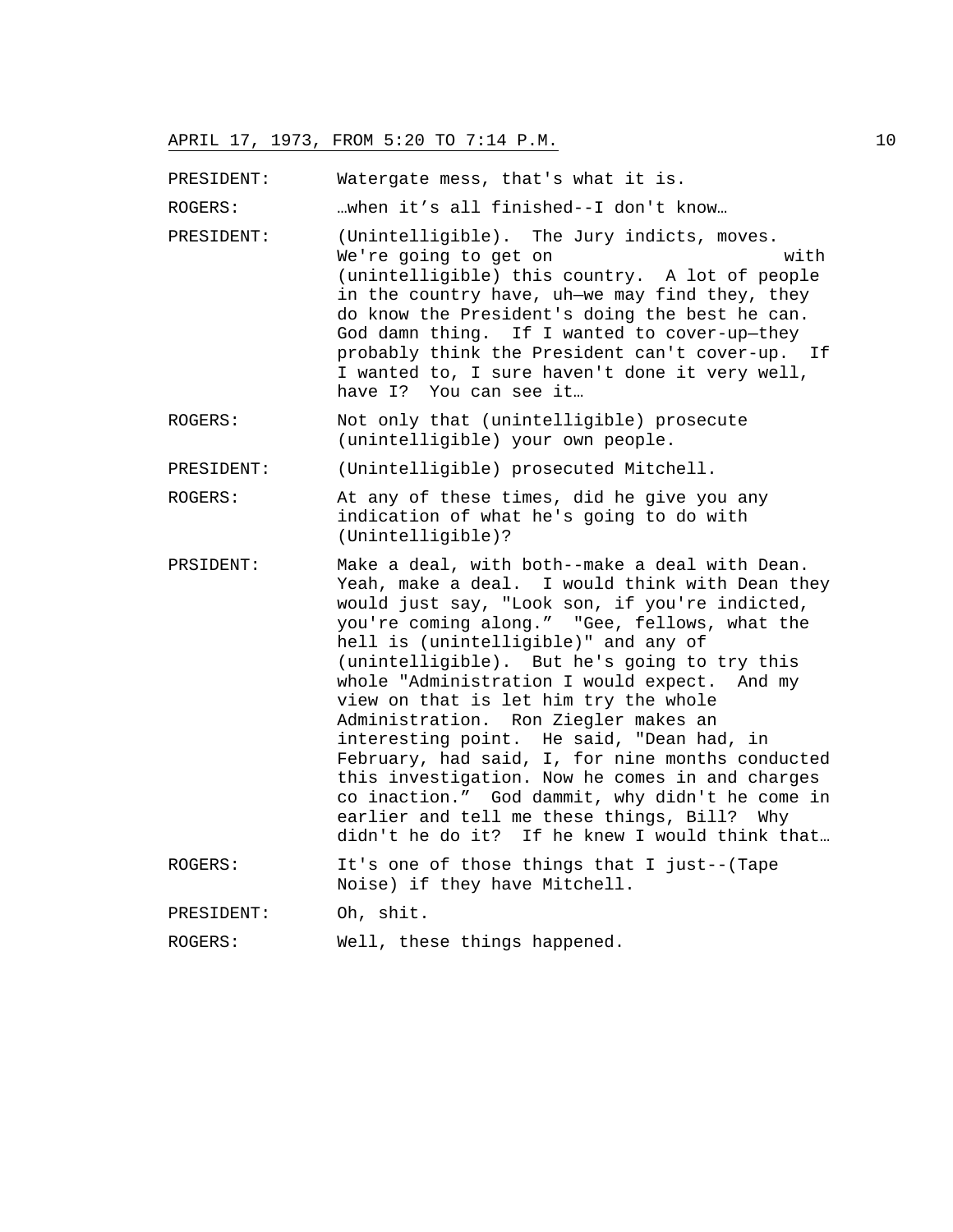PRESIDENT: Watergate mess, that's what it is.

ROGERS: …when it's all finished--I don't know…

PRESIDENT: (Unintelligible). The Jury indicts, moves. We're going to get on with (unintelligible) this country. A lot of people in the country have, uh—we may find they, they do know the President's doing the best he can. God damn thing. If I wanted to cover-up—they probably think the President can't cover-up. If I wanted to, I sure haven't done it very well, have I? You can see it…

ROGERS: Not only that (unintelligible) prosecute (unintelligible) your own people.

PRESIDENT: (Unintelligible) prosecuted Mitchell.

ROGERS: At any of these times, did he give you any indication of what he's going to do with (Unintelligible)?

PRSIDENT: Make a deal, with both--make a deal with Dean. Yeah, make a deal. I would think with Dean they would just say, "Look son, if you're indicted, you're coming along." "Gee, fellows, what the hell is (unintelligible)" and any of (unintelligible). But he's going to try this whole "Administration I would expect. And my view on that is let him try the whole Administration. Ron Ziegler makes an interesting point. He said, "Dean had, in February, had said, I, for nine months conducted this investigation. Now he comes in and charges co inaction." God dammit, why didn't he come in earlier and tell me these things, Bill? Why didn't he do it? If he knew I would think that…

ROGERS: It's one of those things that I just--(Tape Noise) if they have Mitchell.

PRESIDENT: Oh, shit.

ROGERS: Well, these things happened.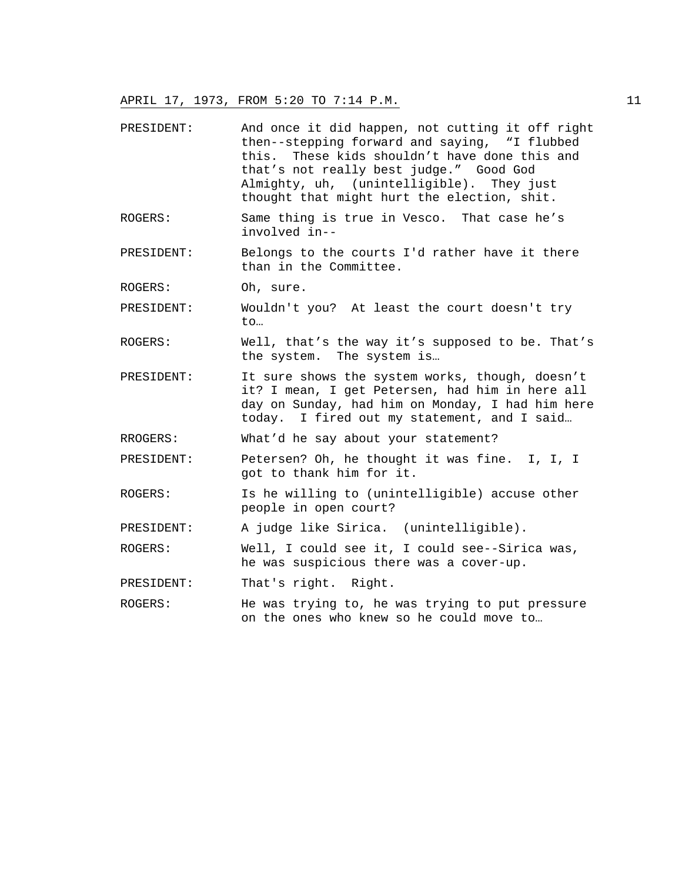PRESIDENT: And once it did happen, not cutting it off right then--stepping forward and saying, "I flubbed this. These kids shouldn't have done this and that's not really best judge." Good God Almighty, uh, (unintelligible). They just thought that might hurt the election, shit.

ROGERS: Same thing is true in Vesco. That case he's involved in--

PRESIDENT: Belongs to the courts I'd rather have it there than in the Committee.

ROGERS: Oh, sure.

PRESIDENT: Wouldn't you? At least the court doesn't try to…

ROGERS: Well, that's the way it's supposed to be. That's the system. The system is…

PRESIDENT: It sure shows the system works, though, doesn't it? I mean, I get Petersen, had him in here all day on Sunday, had him on Monday, I had him here today. I fired out my statement, and I said…

RROGERS: What'd he say about your statement?

PRESIDENT: Petersen? Oh, he thought it was fine. I, I, I got to thank him for it.

ROGERS: Is he willing to (unintelligible) accuse other people in open court?

PRESIDENT: A judge like Sirica. (unintelligible).

ROGERS: Well, I could see it, I could see--Sirica was, he was suspicious there was a cover-up.

PRESIDENT: That's right. Right.

ROGERS: He was trying to, he was trying to put pressure on the ones who knew so he could move to…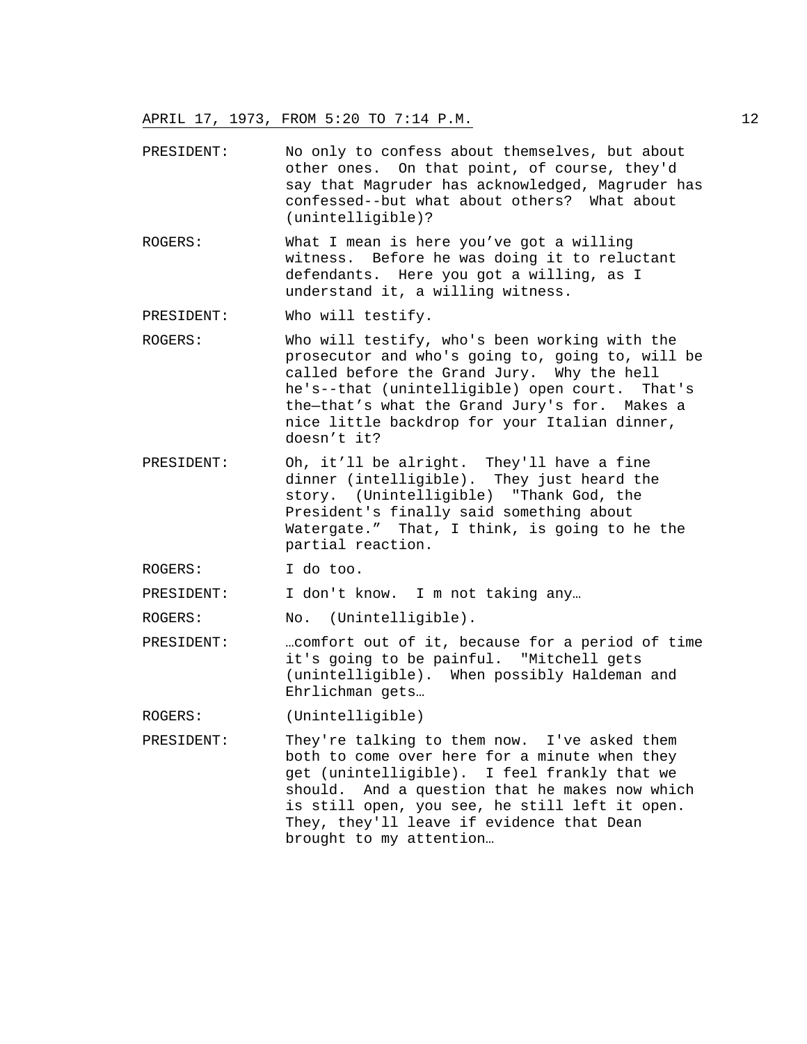PRESIDENT: No only to confess about themselves, but about other ones. On that point, of course, they'd say that Magruder has acknowledged, Magruder has confessed--but what about others? What about (unintelligible)?

ROGERS: What I mean is here you've got a willing witness. Before he was doing it to reluctant defendants. Here you got a willing, as I understand it, a willing witness.

PRESIDENT: Who will testify.

ROGERS: Who will testify, who's been working with the prosecutor and who's going to, going to, will be called before the Grand Jury. Why the hell he's--that (unintelligible) open court. That's the—that's what the Grand Jury's for. Makes a nice little backdrop for your Italian dinner, doesn't it?

PRESIDENT: Oh, it'll be alright. They'll have a fine dinner (intelligible). They just heard the story. (Unintelligible) "Thank God, the President's finally said something about Watergate." That, I think, is going to he the partial reaction.

ROGERS: I do too.

PRESIDENT: I don't know. I m not taking any…

ROGERS: No. (Unintelligible).

PRESIDENT: …comfort out of it, because for a period of time it's going to be painful. "Mitchell gets (unintelligible). When possibly Haldeman and Ehrlichman gets…

ROGERS: (Unintelligible)

PRESIDENT: They're talking to them now. I've asked them both to come over here for a minute when they get (unintelligible). I feel frankly that we should. And a question that he makes now which is still open, you see, he still left it open. They, they'll leave if evidence that Dean brought to my attention…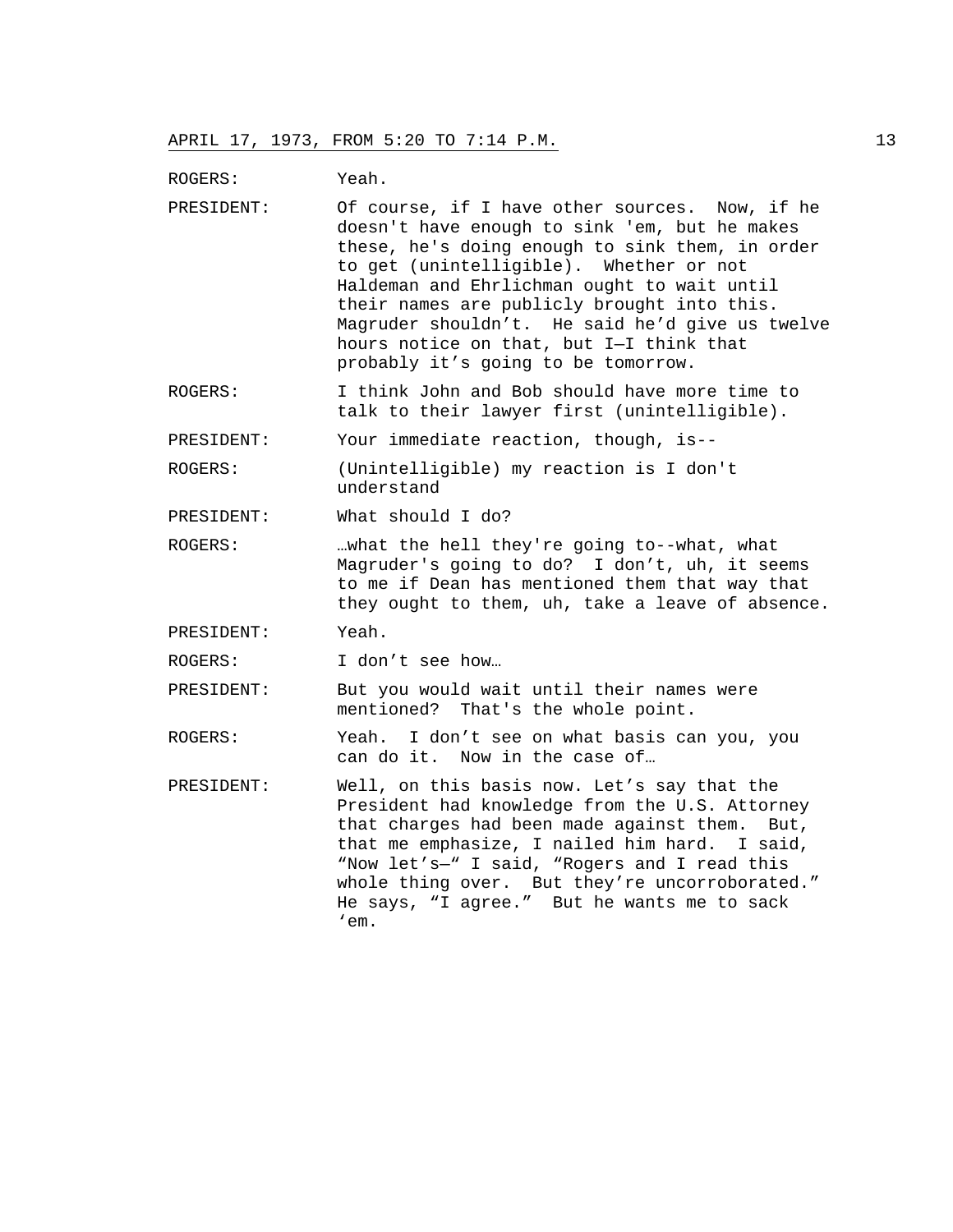ROGERS: Yeah.

PRESIDENT: Of course, if I have other sources. Now, if he doesn't have enough to sink 'em, but he makes these, he's doing enough to sink them, in order to get (unintelligible). Whether or not Haldeman and Ehrlichman ought to wait until their names are publicly brought into this. Magruder shouldn't. He said he'd give us twelve hours notice on that, but I—I think that probably it's going to be tomorrow.

ROGERS: I think John and Bob should have more time to talk to their lawyer first (unintelligible).

PRESIDENT: Your immediate reaction, though, is--

ROGERS: (Unintelligible) my reaction is I don't understand

PRESIDENT: What should I do?

ROGERS: …what the hell they're going to--what, what Magruder's going to do? I don't, uh, it seems to me if Dean has mentioned them that way that they ought to them, uh, take a leave of absence.

PRESIDENT: Yeah.

ROGERS: I don't see how…

PRESIDENT: But you would wait until their names were mentioned? That's the whole point.

ROGERS: Yeah. I don't see on what basis can you, you can do it. Now in the case of…

PRESIDENT: Well, on this basis now. Let's say that the President had knowledge from the U.S. Attorney that charges had been made against them. But, that me emphasize, I nailed him hard. I said, "Now let's—" I said, "Rogers and I read this whole thing over. But they're uncorroborated." He says, "I agree." But he wants me to sack 'em.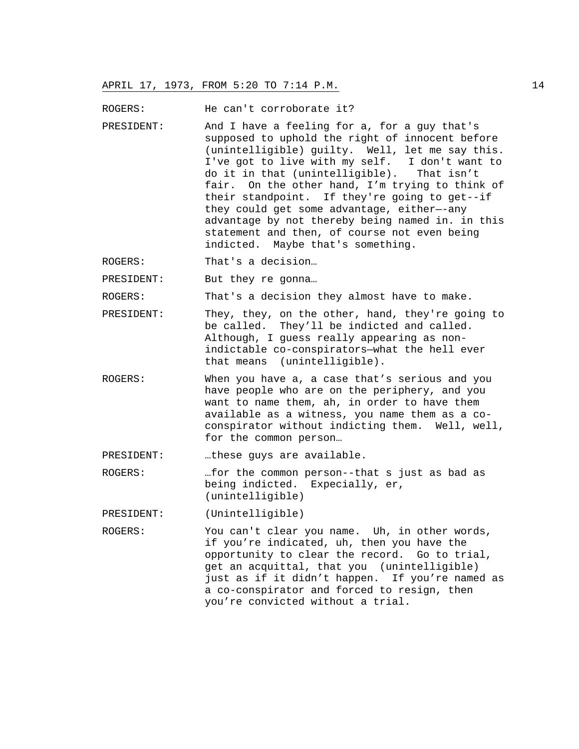ROGERS: He can't corroborate it?

PRESIDENT: And I have a feeling for a, for a guy that's supposed to uphold the right of innocent before (unintelligible) guilty. Well, let me say this. I've got to live with my self. I don't want to do it in that (unintelligible). That isn't fair. On the other hand, I'm trying to think of their standpoint. If they're going to get--if they could get some advantage, either—-any advantage by not thereby being named in. in this statement and then, of course not even being indicted. Maybe that's something.

ROGERS: That's a decision…

PRESIDENT: But they re gonna…

ROGERS: That's a decision they almost have to make.

PRESIDENT: They, they, on the other, hand, they're going to be called. They'll be indicted and called. Although, I guess really appearing as non-indictable co-conspirators—what the hell ever that means (unintelligible).

ROGERS: When you have a, a case that's serious and you have people who are on the periphery, and you want to name them, ah, in order to have them available as a witness, you name them as a co-conspirator without indicting them. Well, well, for the common person…

PRESIDENT: …these guys are available.

ROGERS: …for the common person--that s just as bad as being indicted. Expecially, er, (unintelligible)

PRESIDENT: (Unintelligible)

ROGERS: You can't clear you name. Uh, in other words, if you're indicated, uh, then you have the opportunity to clear the record. Go to trial, get an acquittal, that you (unintelligible) just as if it didn't happen. If you're named as a co-conspirator and forced to resign, then you're convicted without a trial.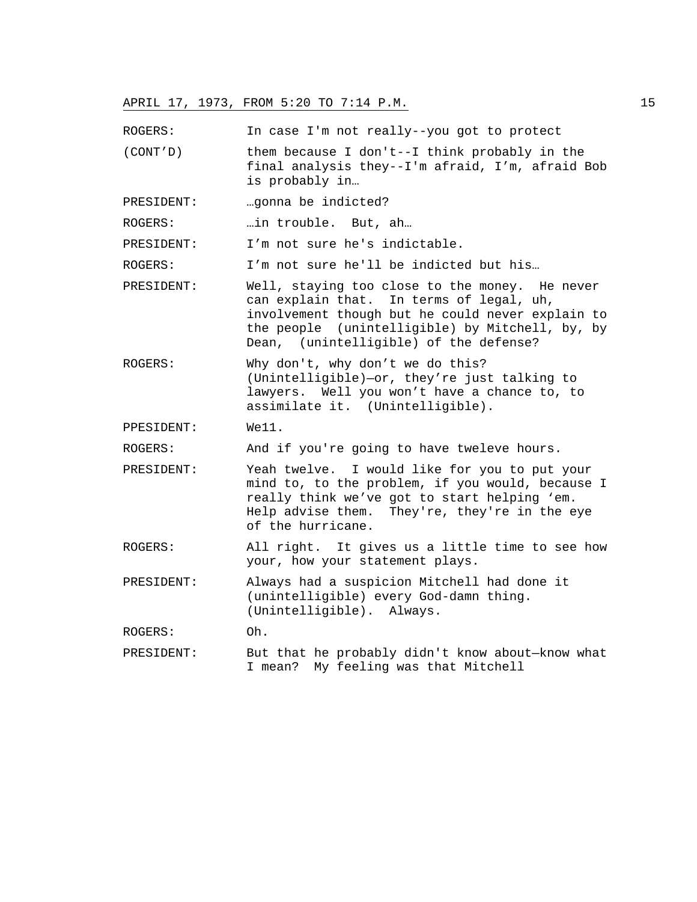ROGERS: In case I'm not really--you got to protect

(CONT'D) them because I don't--I think probably in the final analysis they--I'm afraid, I'm, afraid Bob is probably in…

PRESIDENT: …gonna be indicted?

ROGERS: …in trouble. But, ah…

PRESIDENT: I'm not sure he's indictable.

ROGERS: I'm not sure he'll be indicted but his…

PRESIDENT: Well, staying too close to the money. He never can explain that. In terms of legal, uh, involvement though but he could never explain to the people (unintelligible) by Mitchell, by, by Dean, (unintelligible) of the defense?

ROGERS: Why don't, why don't we do this? (Unintelligible)—or, they're just talking to lawyers. Well you won't have a chance to, to assimilate it. (Unintelligible).

PPESIDENT: We11.

ROGERS: And if you're going to have tweleve hours.

PRESIDENT: Yeah twelve. I would like for you to put your mind to, to the problem, if you would, because I really think we've got to start helping 'em. Help advise them. They're, they're in the eye of the hurricane.

ROGERS: All right. It gives us a little time to see how your, how your statement plays.

PRESIDENT: Always had a suspicion Mitchell had done it (unintelligible) every God-damn thing. (Unintelligible). Always.

ROGERS: Oh.

PRESIDENT: But that he probably didn't know about—know what I mean? My feeling was that Mitchell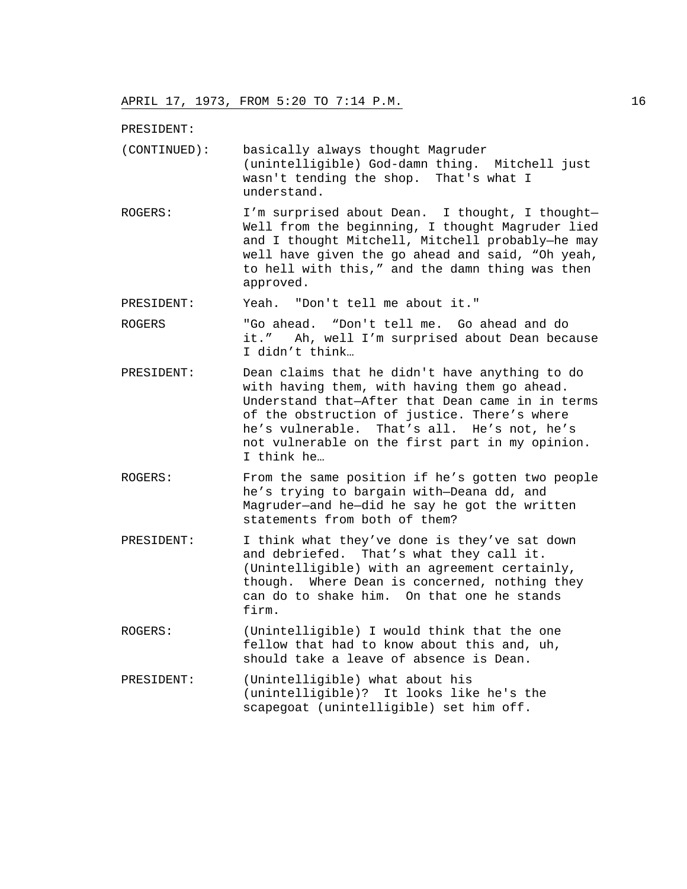PRESIDENT:

(CONTINUED): basically always thought Magruder (unintelligible) God-damn thing. Mitchell just wasn't tending the shop. That's what I understand.

ROGERS: I'm surprised about Dean. I thought, I thought—Well from the beginning, I thought Magruder lied and I thought Mitchell, Mitchell probably—he may well have given the go ahead and said, "Oh yeah, to hell with this," and the damn thing was then approved.

PRESIDENT: Yeah. "Don't tell me about it."

ROGERS "Go ahead. "Don't tell me. Go ahead and do it." Ah, well I'm surprised about Dean because I didn't think…

PRESIDENT: Dean claims that he didn't have anything to do with having them, with having them go ahead. Understand that—After that Dean came in in terms of the obstruction of justice. There's where he's vulnerable. That's all. He's not, he's not vulnerable on the first part in my opinion. I think he…

ROGERS: From the same position if he's gotten two people he's trying to bargain with—Deana dd, and Magruder—and he—did he say he got the written statements from both of them?

PRESIDENT: I think what they've done is they've sat down and debriefed. That's what they call it. (Unintelligible) with an agreement certainly, though. Where Dean is concerned, nothing they can do to shake him. On that one he stands firm.

ROGERS: (Unintelligible) I would think that the one fellow that had to know about this and, uh, should take a leave of absence is Dean.

PRESIDENT: (Unintelligible) what about his (unintelligible)? It looks like he's the scapegoat (unintelligible) set him off.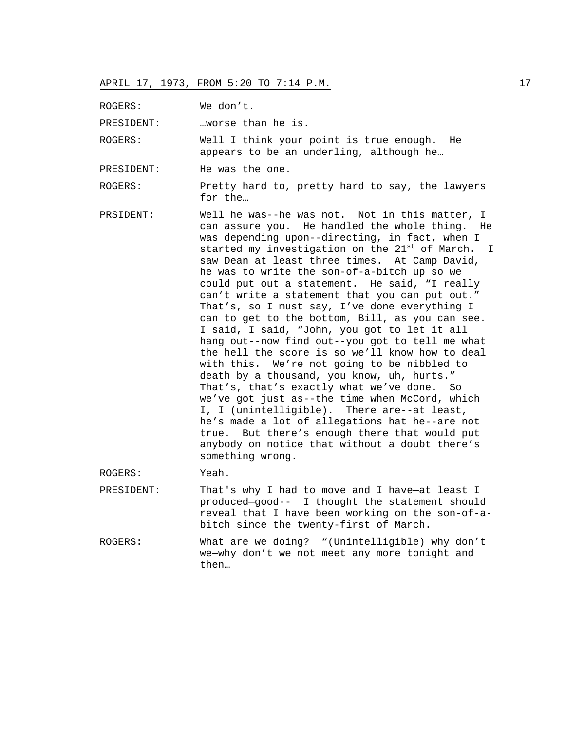ROGERS: We don't.

PRESIDENT: …worse than he is.

ROGERS: Well I think your point is true enough. He appears to be an underling, although he…

PRESIDENT: He was the one.

ROGERS: Pretty hard to, pretty hard to say, the lawyers for the…

PRSIDENT: Well he was--he was not. Not in this matter, I can assure you. He handled the whole thing. He was depending upon--directing, in fact, when I started my investigation on the 21st of March. I saw Dean at least three times. At Camp David, he was to write the son-of-a-bitch up so we could put out a statement. He said, "I really can't write a statement that you can put out." That's, so I must say, I've done everything I can to get to the bottom, Bill, as you can see. I said, I said, "John, you got to let it all hang out--now find out--you got to tell me what the hell the score is so we'll know how to deal with this. We're not going to be nibbled to death by a thousand, you know, uh, hurts." That's, that's exactly what we've done. So we've got just as--the time when McCord, which I, I (unintelligible). There are--at least, he's made a lot of allegations hat he--are not true. But there's enough there that would put anybody on notice that without a doubt there's something wrong.

ROGERS: Yeah.

PRESIDENT: That's why I had to move and I have—at least I produced—good-- I thought the statement should reveal that I have been working on the son-of-a-bitch since the twenty-first of March.

ROGERS: What are we doing? "(Unintelligible) why don't we—why don't we not meet any more tonight and then…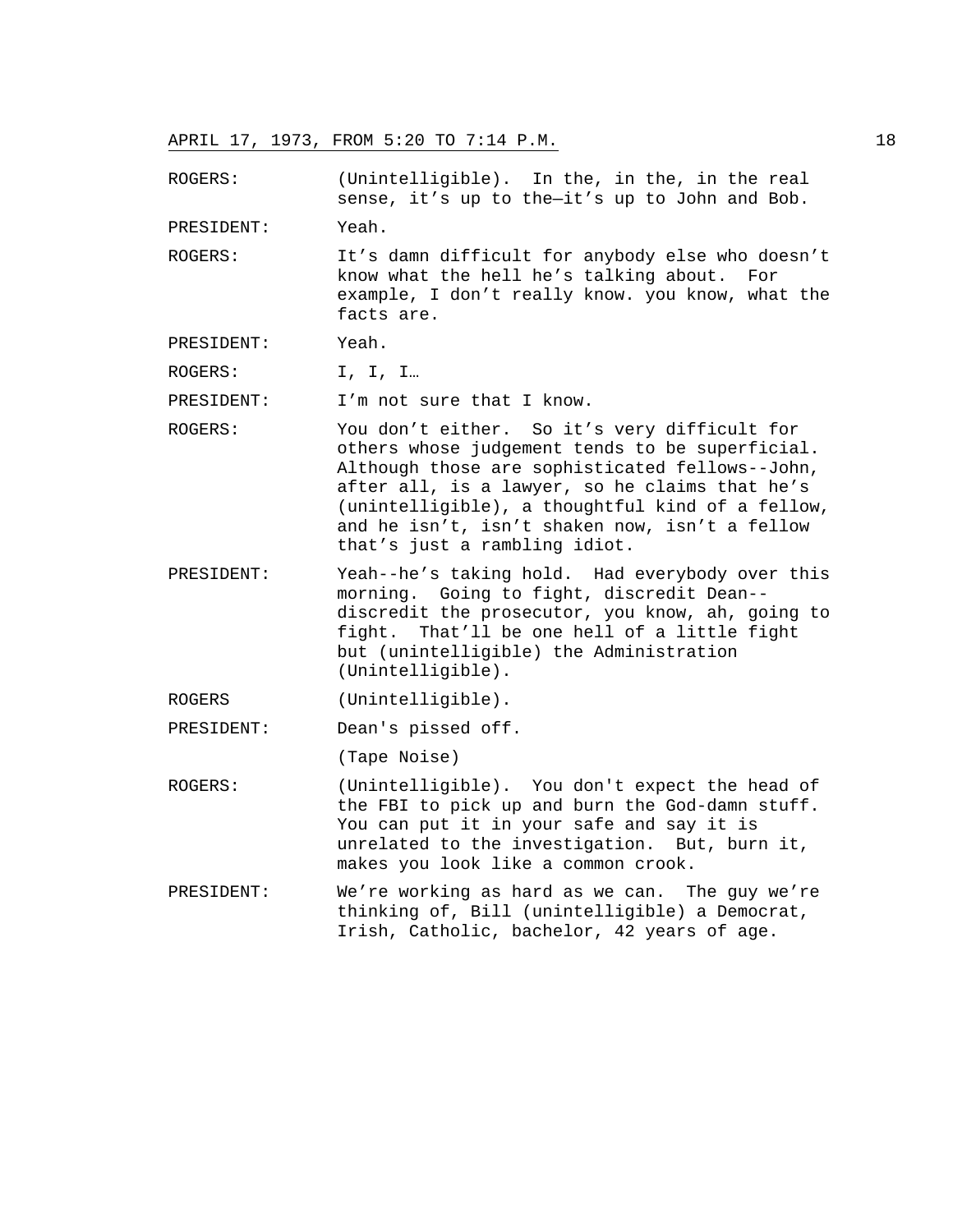ROGERS: (Unintelligible). In the, in the, in the real sense, it's up to the—it's up to John and Bob.

PRESIDENT: Yeah.

ROGERS: It's damn difficult for anybody else who doesn't know what the hell he's talking about. For example, I don't really know. you know, what the facts are.

PRESIDENT: Yeah.

ROGERS: I, I, I…

PRESIDENT: I'm not sure that I know.

ROGERS: You don't either. So it's very difficult for others whose judgement tends to be superficial. Although those are sophisticated fellows--John, after all, is a lawyer, so he claims that he's (unintelligible), a thoughtful kind of a fellow, and he isn't, isn't shaken now, isn't a fellow that's just a rambling idiot.

PRESIDENT: Yeah--he's taking hold. Had everybody over this morning. Going to fight, discredit Dean--discredit the prosecutor, you know, ah, going to fight. That'll be one hell of a little fight but (unintelligible) the Administration (Unintelligible).

ROGERS (Unintelligible).

PRESIDENT: Dean's pissed off.

(Tape Noise)

ROGERS: (Unintelligible). You don't expect the head of the FBI to pick up and burn the God-damn stuff. You can put it in your safe and say it is unrelated to the investigation. But, burn it, makes you look like a common crook.

PRESIDENT: We're working as hard as we can. The guy we're thinking of, Bill (unintelligible) a Democrat, Irish, Catholic, bachelor, 42 years of age.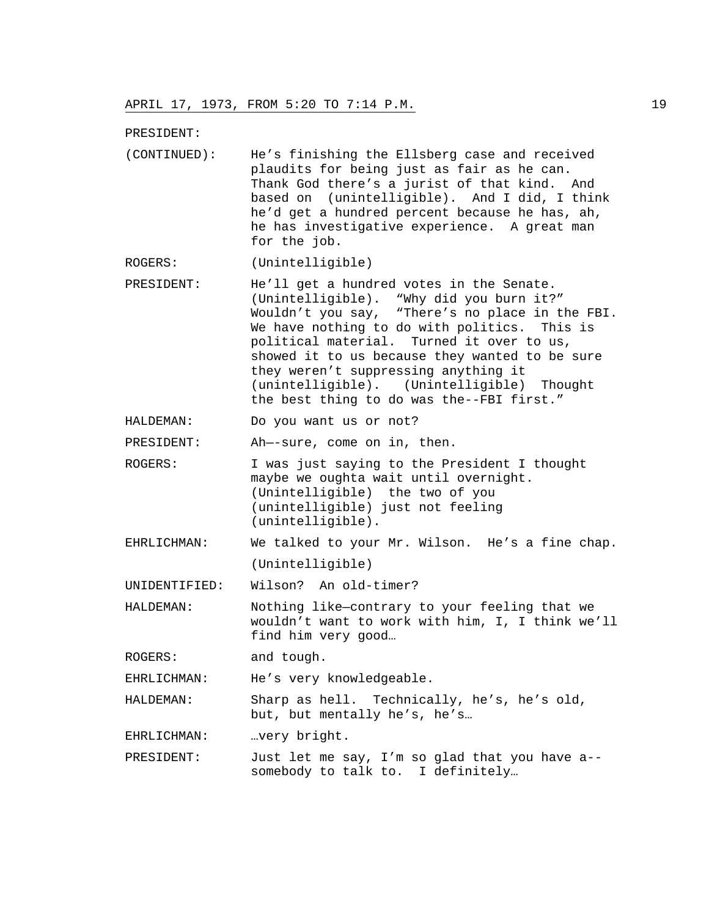PRESIDENT:

(CONTINUED): He's finishing the Ellsberg case and received plaudits for being just as fair as he can. Thank God there's a jurist of that kind. And based on (unintelligible). And I did, I think he'd get a hundred percent because he has, ah, he has investigative experience. A great man for the job.

ROGERS: (Unintelligible)

PRESIDENT: He'll get a hundred votes in the Senate. (Unintelligible). "Why did you burn it?" Wouldn't you say, "There's no place in the FBI. We have nothing to do with politics. This is political material. Turned it over to us, showed it to us because they wanted to be sure they weren't suppressing anything it (unintelligible). (Unintelligible) Thought the best thing to do was the--FBI first."

HALDEMAN: Do you want us or not?

PRESIDENT: Ah—-sure, come on in, then.

ROGERS: I was just saying to the President I thought maybe we oughta wait until overnight. (Unintelligible) the two of you (unintelligible) just not feeling (unintelligible).

EHRLICHMAN: We talked to your Mr. Wilson. He's a fine chap.
(Unintelligible)

UNIDENTIFIED: Wilson? An old-timer?

HALDEMAN: Nothing like—contrary to your feeling that we wouldn't want to work with him, I, I think we'll find him very good…

ROGERS: and tough.

EHRLICHMAN: He's very knowledgeable.

HALDEMAN: Sharp as hell. Technically, he's, he's old, but, but mentally he's, he's…

EHRLICHMAN: …very bright.

PRESIDENT: Just let me say, I'm so glad that you have a--somebody to talk to. I definitely…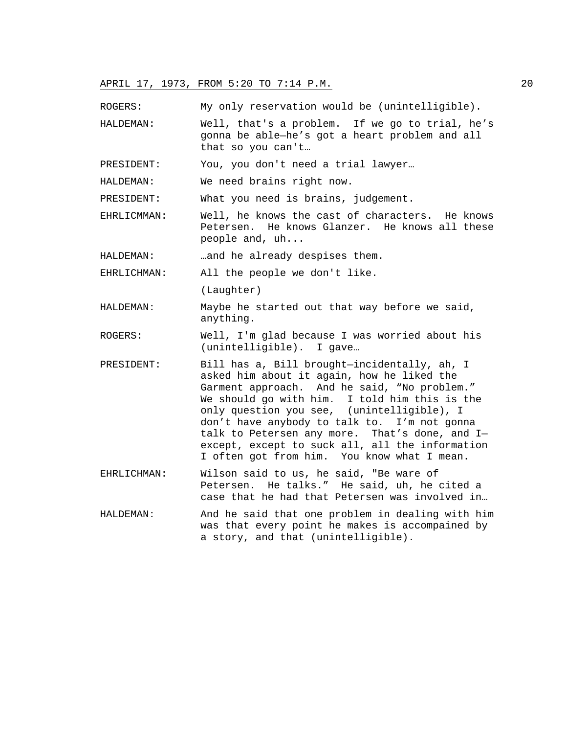ROGERS: My only reservation would be (unintelligible).

HALDEMAN: Well, that's a problem. If we go to trial, he's gonna be able—he's got a heart problem and all that so you can't…

PRESIDENT: You, you don't need a trial lawyer…

HALDEMAN: We need brains right now.

PRESIDENT: What you need is brains, judgement.

EHRLICMMAN: Well, he knows the cast of characters. He knows Petersen. He knows Glanzer. He knows all these people and, uh...

HALDEMAN: …and he already despises them.

EHRLICHMAN: All the people we don't like.

(Laughter)

HALDEMAN: Maybe he started out that way before we said, anything.

ROGERS: Well, I'm glad because I was worried about his (unintelligible). I gave…

PRESIDENT: Bill has a, Bill brought—incidentally, ah, I asked him about it again, how he liked the Garment approach. And he said, "No problem." We should go with him. I told him this is the only question you see, (unintelligible), I don't have anybody to talk to. I'm not gonna talk to Petersen any more. That's done, and I—except, except to suck all, all the information I often got from him. You know what I mean.

EHRLICHMAN: Wilson said to us, he said, "Be ware of Petersen. He talks." He said, uh, he cited a case that he had that Petersen was involved in…

HALDEMAN: And he said that one problem in dealing with him was that every point he makes is accompained by a story, and that (unintelligible).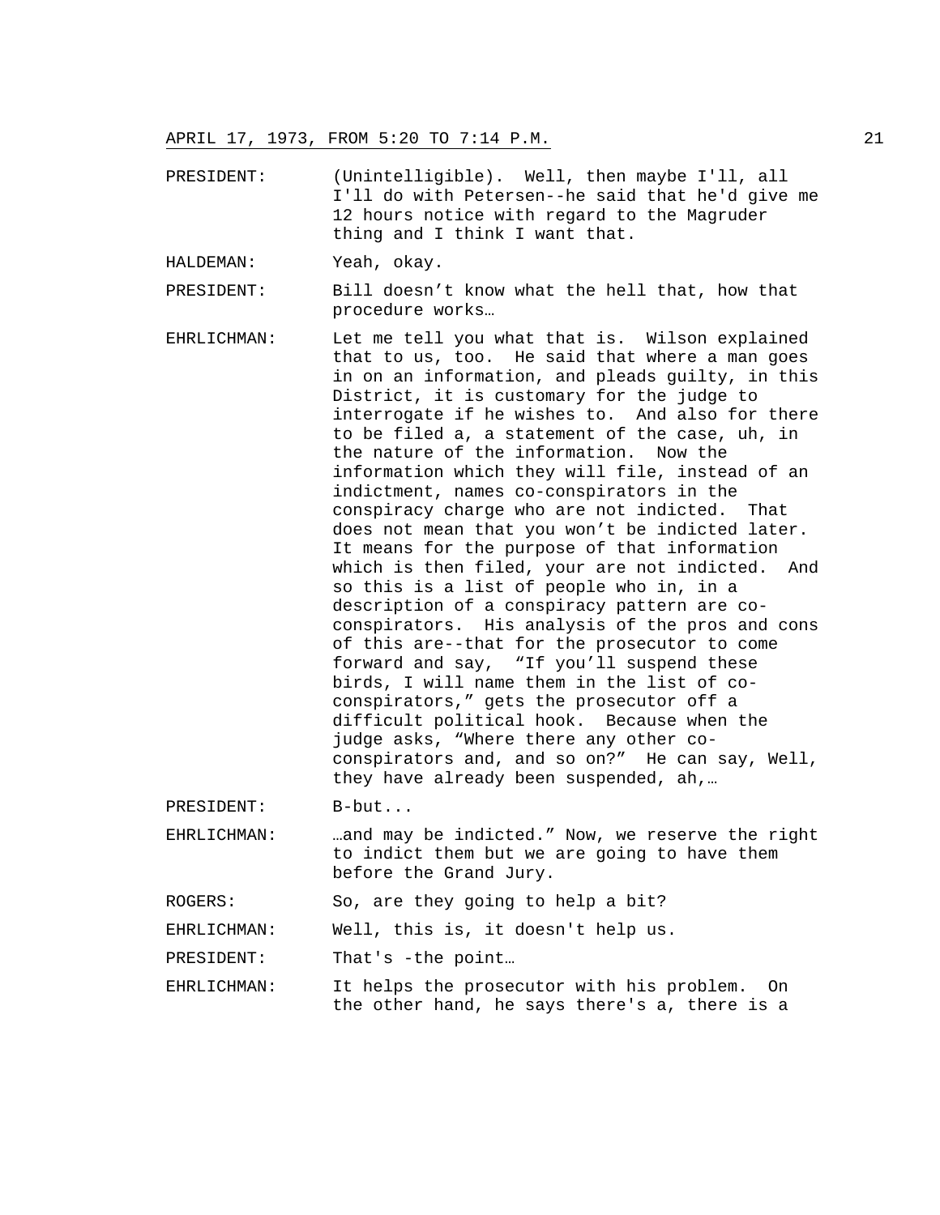PRESIDENT: (Unintelligible). Well, then maybe I'll, all I'll do with Petersen--he said that he'd give me 12 hours notice with regard to the Magruder thing and I think I want that.

HALDEMAN: Yeah, okay.

PRESIDENT: Bill doesn't know what the hell that, how that procedure works…

EHRLICHMAN: Let me tell you what that is. Wilson explained that to us, too. He said that where a man goes in on an information, and pleads guilty, in this District, it is customary for the judge to interrogate if he wishes to. And also for there to be filed a, a statement of the case, uh, in the nature of the information. Now the information which they will file, instead of an indictment, names co-conspirators in the conspiracy charge who are not indicted. That does not mean that you won't be indicted later. It means for the purpose of that information which is then filed, your are not indicted. And so this is a list of people who in, in a description of a conspiracy pattern are co-conspirators. His analysis of the pros and cons of this are--that for the prosecutor to come forward and say, "If you'll suspend these birds, I will name them in the list of co-conspirators," gets the prosecutor off a difficult political hook. Because when the judge asks, "Where there any other co-conspirators and, and so on?" He can say, Well, they have already been suspended, ah,…

PRESIDENT: B-but...

EHRLICHMAN: …and may be indicted." Now, we reserve the right to indict them but we are going to have them before the Grand Jury.

ROGERS: So, are they going to help a bit?

EHRLICHMAN: Well, this is, it doesn't help us.

PRESIDENT: That's -the point…

EHRLICHMAN: It helps the prosecutor with his problem. On the other hand, he says there's a, there is a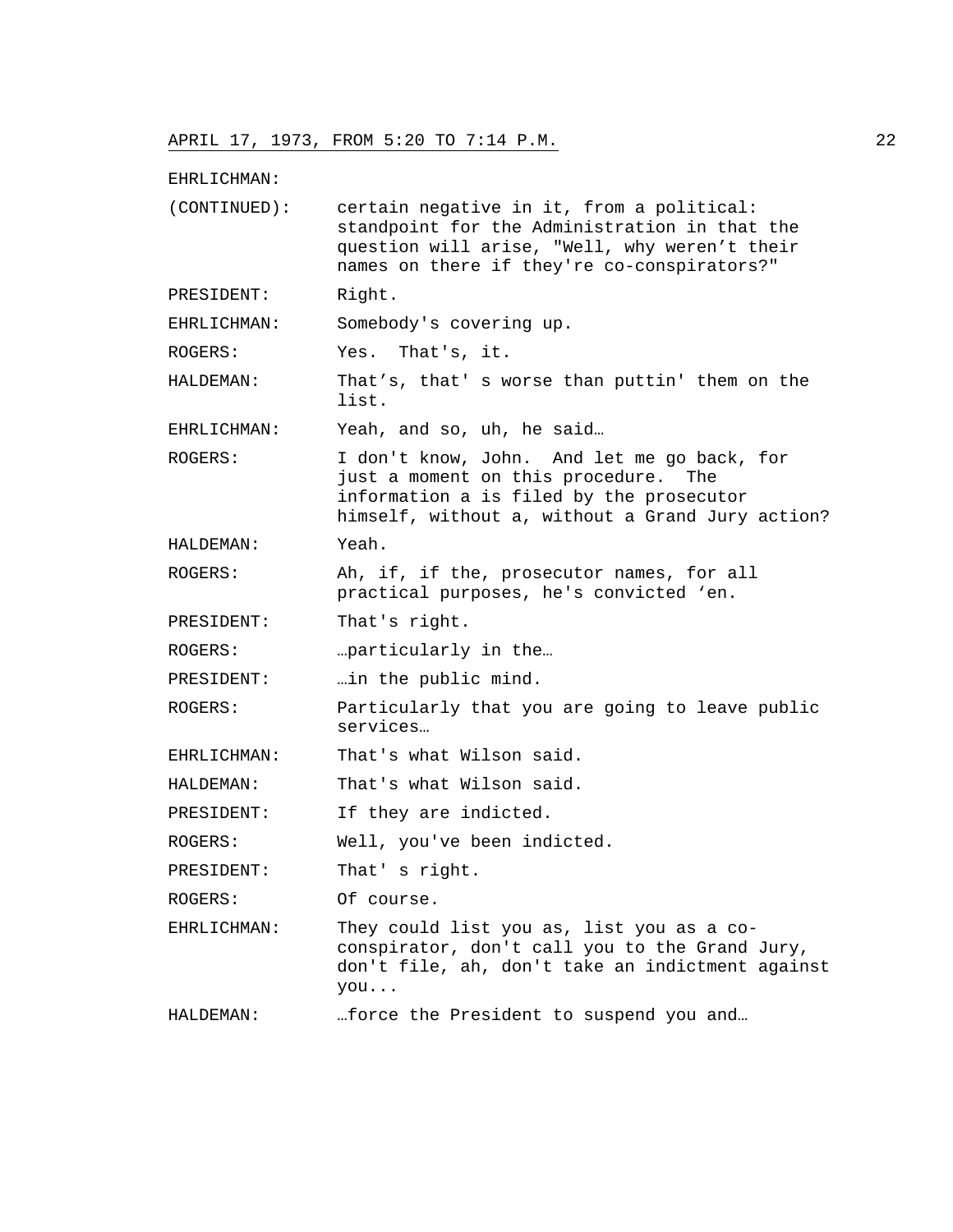APRIL 17, 1973, FROM 5:20 TO 7:14 P.M.

EHRLICHMAN:

(CONTINUED): certain negative in it, from a political: standpoint for the Administration in that the question will arise, "Well, why weren't their names on there if they're co-conspirators?"

PRESIDENT: Right.

EHRLICHMAN: Somebody's covering up.

ROGERS: Yes. That's, it.

HALDEMAN: That's, that' s worse than puttin' them on the list.

EHRLICHMAN: Yeah, and so, uh, he said…

ROGERS: I don't know, John. And let me go back, for just a moment on this procedure. The information a is filed by the prosecutor himself, without a, without a Grand Jury action?

HALDEMAN: Yeah.

ROGERS: Ah, if, if the, prosecutor names, for all practical purposes, he's convicted 'en.

PRESIDENT: That's right.

ROGERS: …particularly in the…

PRESIDENT: …in the public mind.

ROGERS: Particularly that you are going to leave public services…

EHRLICHMAN: That's what Wilson said.

HALDEMAN: That's what Wilson said.

PRESIDENT: If they are indicted.

ROGERS: Well, you've been indicted.

PRESIDENT: That' s right.

ROGERS: Of course.

EHRLICHMAN: They could list you as, list you as a co-conspirator, don't call you to the Grand Jury, don't file, ah, don't take an indictment against you...

HALDEMAN: …force the President to suspend you and…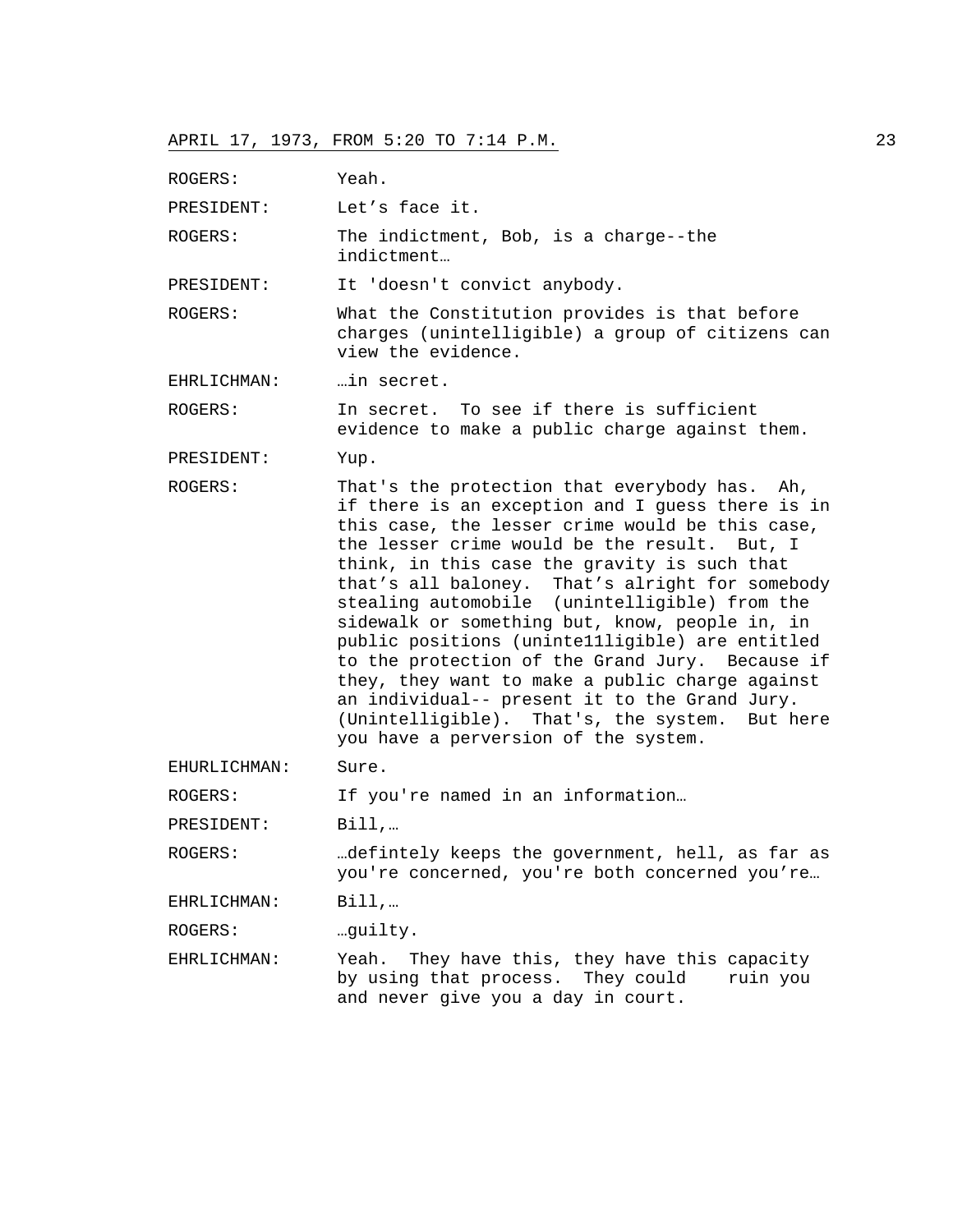ROGERS: Yeah.

PRESIDENT: Let's face it.

ROGERS: The indictment, Bob, is a charge--the indictment…

PRESIDENT: It 'doesn't convict anybody.

ROGERS: What the Constitution provides is that before charges (unintelligible) a group of citizens can view the evidence.

EHRLICHMAN: …in secret.

ROGERS: In secret. To see if there is sufficient evidence to make a public charge against them.

PRESIDENT: Yup.

ROGERS: That's the protection that everybody has. Ah, if there is an exception and I guess there is in this case, the lesser crime would be this case, the lesser crime would be the result. But, I think, in this case the gravity is such that that's all baloney. That's alright for somebody stealing automobile (unintelligible) from the sidewalk or something but, know, people in, in public positions (uninte11ligible) are entitled to the protection of the Grand Jury. Because if they, they want to make a public charge against an individual-- present it to the Grand Jury. (Unintelligible). That's, the system. But here you have a perversion of the system.

EHURLICHMAN: Sure.

ROGERS: If you're named in an information…

PRESIDENT: Bill,…

ROGERS: …defintely keeps the government, hell, as far as you're concerned, you're both concerned you're…

EHRLICHMAN: Bill,…

ROGERS: …guilty.

EHRLICHMAN: Yeah. They have this, they have this capacity by using that process. They could ruin you and never give you a day in court.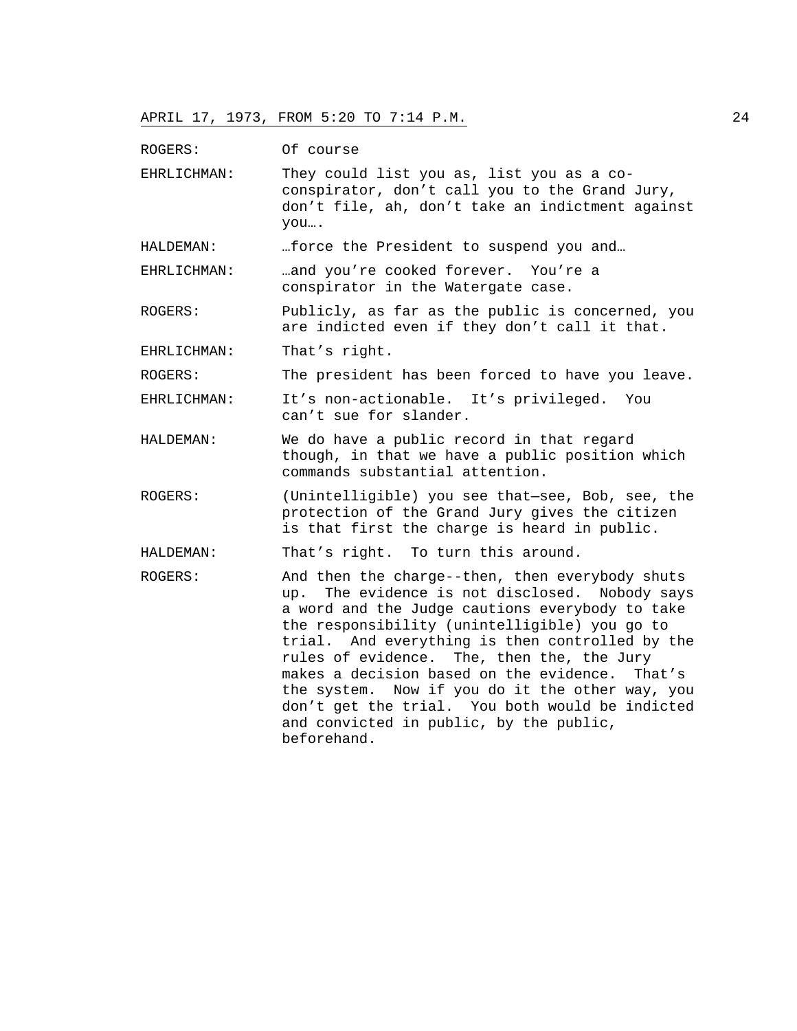ROGERS: Of course

EHRLICHMAN: They could list you as, list you as a co-conspirator, don't call you to the Grand Jury, don't file, ah, don't take an indictment against you….

HALDEMAN: …force the President to suspend you and…

EHRLICHMAN: …and you're cooked forever. You're a conspirator in the Watergate case.

ROGERS: Publicly, as far as the public is concerned, you are indicted even if they don't call it that.

EHRLICHMAN: That's right.

ROGERS: The president has been forced to have you leave.

EHRLICHMAN: It's non-actionable. It's privileged. You can't sue for slander.

HALDEMAN: We do have a public record in that regard though, in that we have a public position which commands substantial attention.

ROGERS: (Unintelligible) you see that—see, Bob, see, the protection of the Grand Jury gives the citizen is that first the charge is heard in public.

HALDEMAN: That's right. To turn this around.

ROGERS: And then the charge--then, then everybody shuts up. The evidence is not disclosed. Nobody says a word and the Judge cautions everybody to take the responsibility (unintelligible) you go to trial. And everything is then controlled by the rules of evidence. The, then the, the Jury makes a decision based on the evidence. That's the system. Now if you do it the other way, you don't get the trial. You both would be indicted and convicted in public, by the public, beforehand.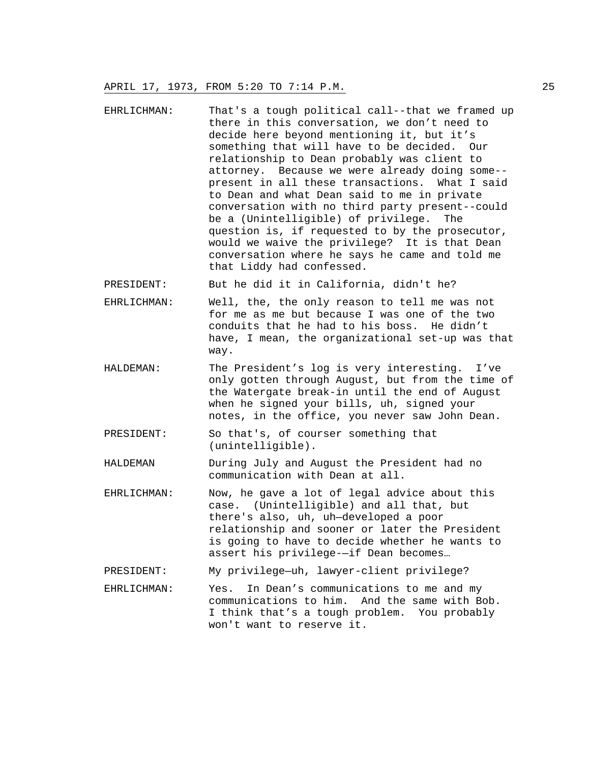EHRLICHMAN: That's a tough political call--that we framed up there in this conversation, we don't need to decide here beyond mentioning it, but it's something that will have to be decided. Our relationship to Dean probably was client to attorney. Because we were already doing some--present in all these transactions. What I said to Dean and what Dean said to me in private conversation with no third party present--could be a (Unintelligible) of privilege. The question is, if requested to by the prosecutor, would we waive the privilege? It is that Dean conversation where he says he came and told me that Liddy had confessed.

PRESIDENT: But he did it in California, didn't he?

EHRLICHMAN: Well, the, the only reason to tell me was not for me as me but because I was one of the two conduits that he had to his boss. He didn't have, I mean, the organizational set-up was that way.

HALDEMAN: The President's log is very interesting. I've only gotten through August, but from the time of the Watergate break-in until the end of August when he signed your bills, uh, signed your notes, in the office, you never saw John Dean.

PRESIDENT: So that's, of courser something that (unintelligible).

HALDEMAN During July and August the President had no communication with Dean at all.

EHRLICHMAN: Now, he gave a lot of legal advice about this case. (Unintelligible) and all that, but there's also, uh, uh—developed a poor relationship and sooner or later the President is going to have to decide whether he wants to assert his privilege-—if Dean becomes…

PRESIDENT: My privilege—uh, lawyer-client privilege?

EHRLICHMAN: Yes. In Dean's communications to me and my communications to him. And the same with Bob. I think that's a tough problem. You probably won't want to reserve it.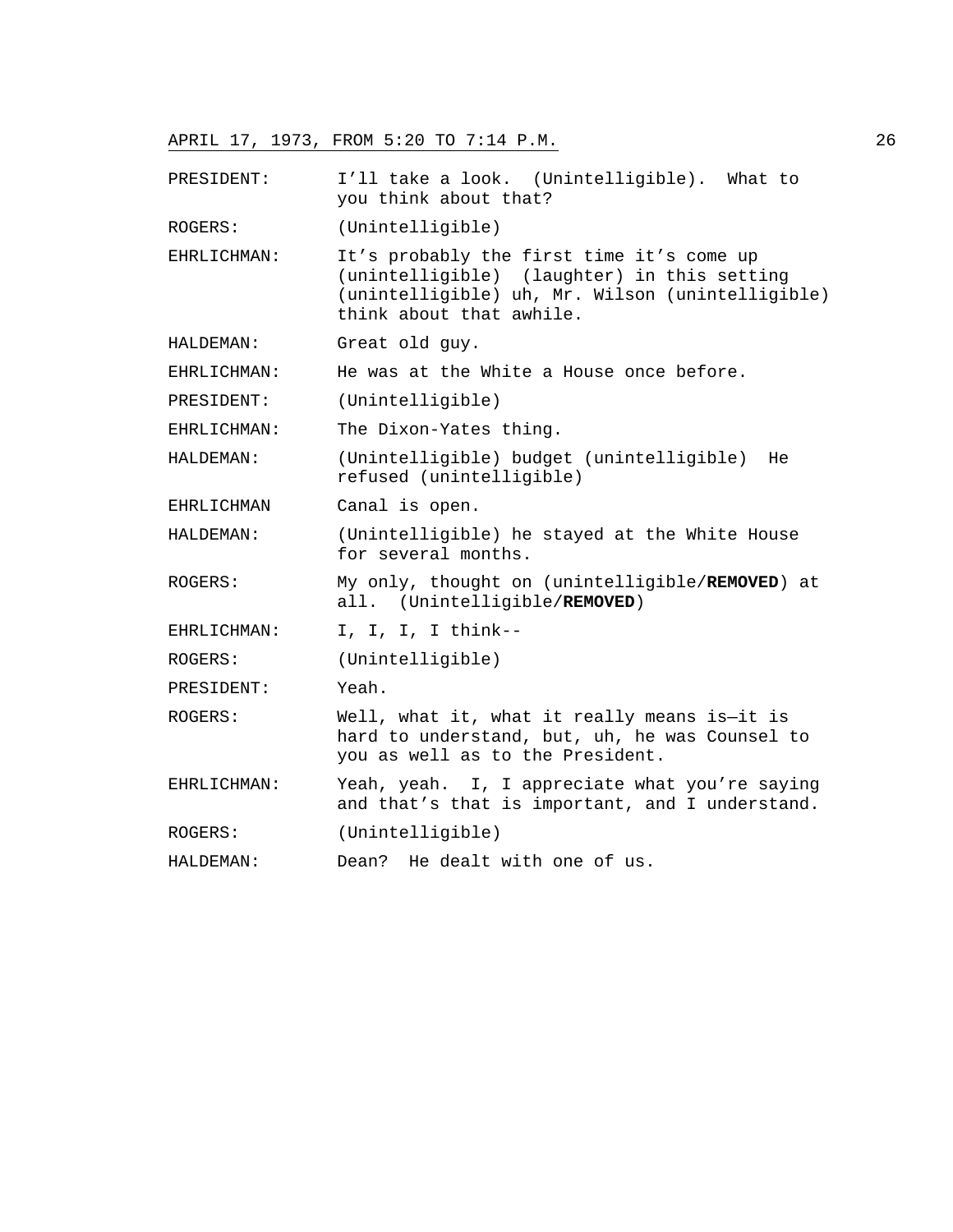PRESIDENT: I'll take a look. (Unintelligible). What to you think about that?

ROGERS: (Unintelligible)

EHRLICHMAN: It's probably the first time it's come up (unintelligible) (laughter) in this setting (unintelligible) uh, Mr. Wilson (unintelligible) think about that awhile.

HALDEMAN: Great old guy.

EHRLICHMAN: He was at the White a House once before.

PRESIDENT: (Unintelligible)

EHRLICHMAN: The Dixon-Yates thing.

HALDEMAN: (Unintelligible) budget (unintelligible) He refused (unintelligible)

EHRLICHMAN Canal is open.

HALDEMAN: (Unintelligible) he stayed at the White House for several months.

ROGERS: My only, thought on (unintelligible/**REMOVED**) at all. (Unintelligible/**REMOVED**)

EHRLICHMAN: I, I, I, I think--

ROGERS: (Unintelligible)

PRESIDENT: Yeah.

ROGERS: Well, what it, what it really means is—it is hard to understand, but, uh, he was Counsel to you as well as to the President.

EHRLICHMAN: Yeah, yeah. I, I appreciate what you're saying and that's that is important, and I understand.

ROGERS: (Unintelligible)

HALDEMAN: Dean? He dealt with one of us.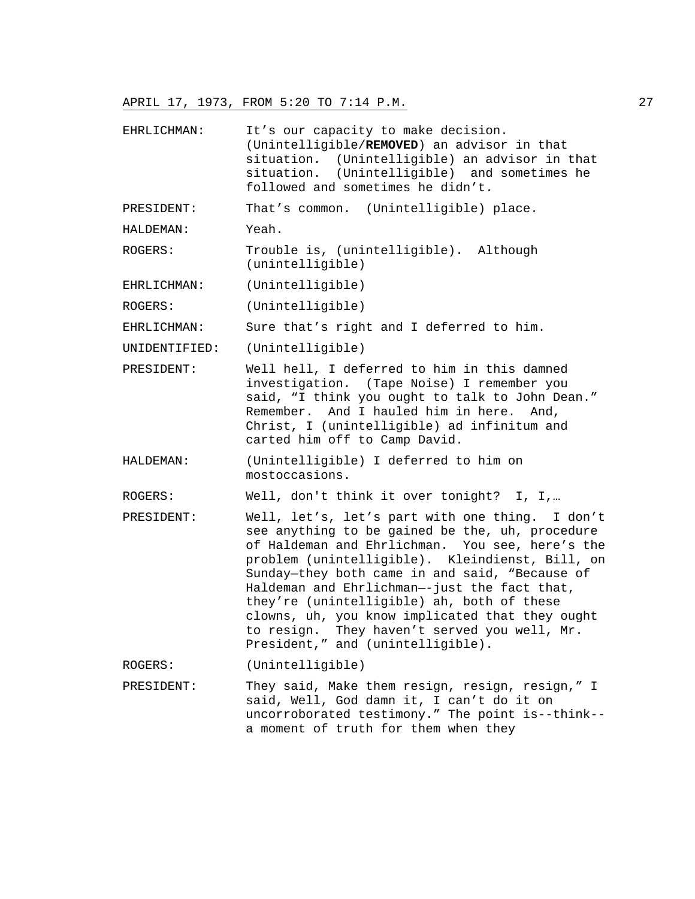EHRLICHMAN: It’s our capacity to make decision. (Unintelligible/**REMOVED**) an advisor in that situation. (Unintelligible) an advisor in that situation. (Unintelligible) and sometimes he followed and sometimes he didn’t.

PRESIDENT: That’s common. (Unintelligible) place.

HALDEMAN: Yeah.

ROGERS: Trouble is, (unintelligible). Although (unintelligible)

EHRLICHMAN: (Unintelligible)

ROGERS: (Unintelligible)

EHRLICHMAN: Sure that’s right and I deferred to him.

UNIDENTIFIED: (Unintelligible)

PRESIDENT: Well hell, I deferred to him in this damned investigation. (Tape Noise) I remember you said, “I think you ought to talk to John Dean.” Remember. And I hauled him in here. And, Christ, I (unintelligible) ad infinitum and carted him off to Camp David.

HALDEMAN: (Unintelligible) I deferred to him on mostoccasions.

ROGERS: Well, don't think it over tonight? I, I,…

PRESIDENT: Well, let’s, let’s part with one thing. I don’t see anything to be gained be the, uh, procedure of Haldeman and Ehrlichman. You see, here’s the problem (unintelligible). Kleindienst, Bill, on Sunday—they both came in and said, “Because of Haldeman and Ehrlichman—-just the fact that, they’re (unintelligible) ah, both of these clowns, uh, you know implicated that they ought to resign. They haven’t served you well, Mr. President,” and (unintelligible).

ROGERS: (Unintelligible)

PRESIDENT: They said, Make them resign, resign, resign,” I said, Well, God damn it, I can’t do it on uncorroborated testimony.” The point is--think--a moment of truth for them when they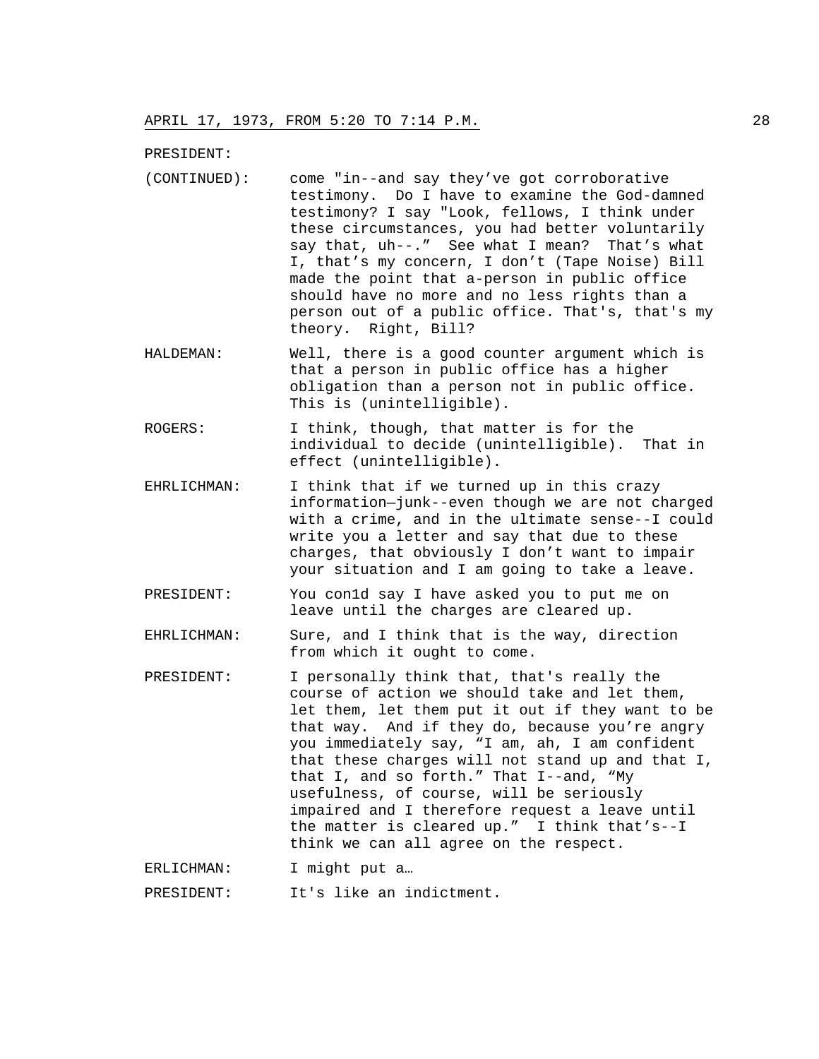PRESIDENT:

(CONTINUED): come "in--and say they've got corroborative testimony. Do I have to examine the God-damned testimony? I say "Look, fellows, I think under these circumstances, you had better voluntarily say that, uh--." See what I mean? That's what I, that's my concern, I don't (Tape Noise) Bill made the point that a-person in public office should have no more and no less rights than a person out of a public office. That's, that's my theory. Right, Bill?

HALDEMAN: Well, there is a good counter argument which is that a person in public office has a higher obligation than a person not in public office. This is (unintelligible).

ROGERS: I think, though, that matter is for the individual to decide (unintelligible). That in effect (unintelligible).

EHRLICHMAN: I think that if we turned up in this crazy information—junk--even though we are not charged with a crime, and in the ultimate sense--I could write you a letter and say that due to these charges, that obviously I don't want to impair your situation and I am going to take a leave.

PRESIDENT: You con1d say I have asked you to put me on leave until the charges are cleared up.

EHRLICHMAN: Sure, and I think that is the way, direction from which it ought to come.

PRESIDENT: I personally think that, that's really the course of action we should take and let them, let them, let them put it out if they want to be that way. And if they do, because you're angry you immediately say, "I am, ah, I am confident that these charges will not stand up and that I, that I, and so forth." That I--and, "My usefulness, of course, will be seriously impaired and I therefore request a leave until the matter is cleared up." I think that's--I think we can all agree on the respect.

ERLICHMAN: I might put a…

PRESIDENT: It's like an indictment.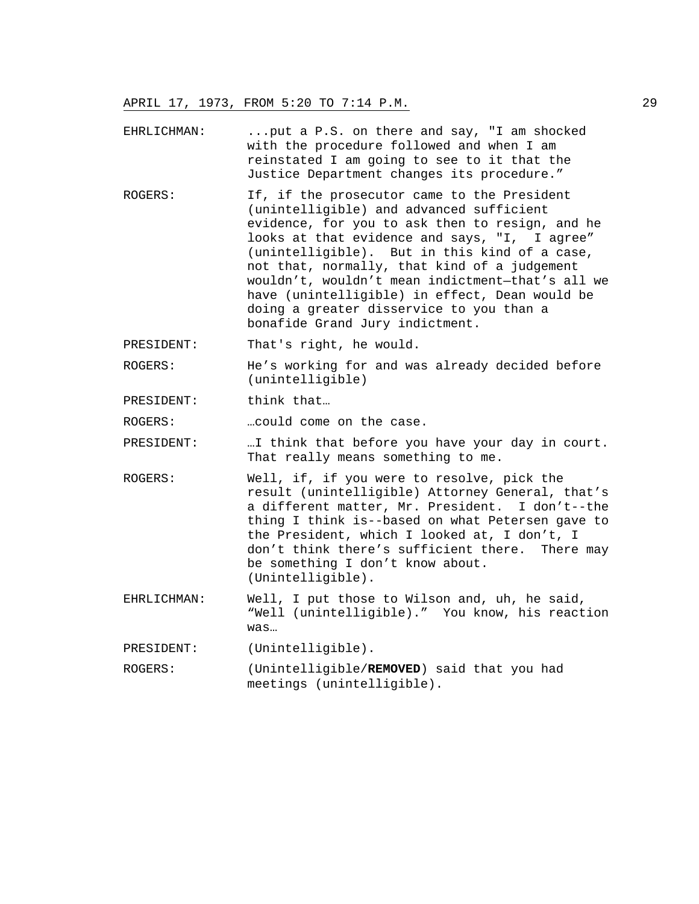EHRLICHMAN: ...put a P.S. on there and say, "I am shocked with the procedure followed and when I am reinstated I am going to see to it that the Justice Department changes its procedure."

ROGERS: If, if the prosecutor came to the President (unintelligible) and advanced sufficient evidence, for you to ask then to resign, and he looks at that evidence and says, "I, I agree" (unintelligible). But in this kind of a case, not that, normally, that kind of a judgement wouldn't, wouldn't mean indictment—that's all we have (unintelligible) in effect, Dean would be doing a greater disservice to you than a bonafide Grand Jury indictment.

PRESIDENT: That's right, he would.

ROGERS: He's working for and was already decided before (unintelligible)

PRESIDENT: think that…

ROGERS: …could come on the case.

PRESIDENT: …I think that before you have your day in court. That really means something to me.

ROGERS: Well, if, if you were to resolve, pick the result (unintelligible) Attorney General, that's a different matter, Mr. President. I don't--the thing I think is--based on what Petersen gave to the President, which I looked at, I don't, I don't think there's sufficient there. There may be something I don't know about. (Unintelligible).

EHRLICHMAN: Well, I put those to Wilson and, uh, he said, "Well (unintelligible)." You know, his reaction was…

PRESIDENT: (Unintelligible).

ROGERS: (Unintelligible/**REMOVED**) said that you had meetings (unintelligible).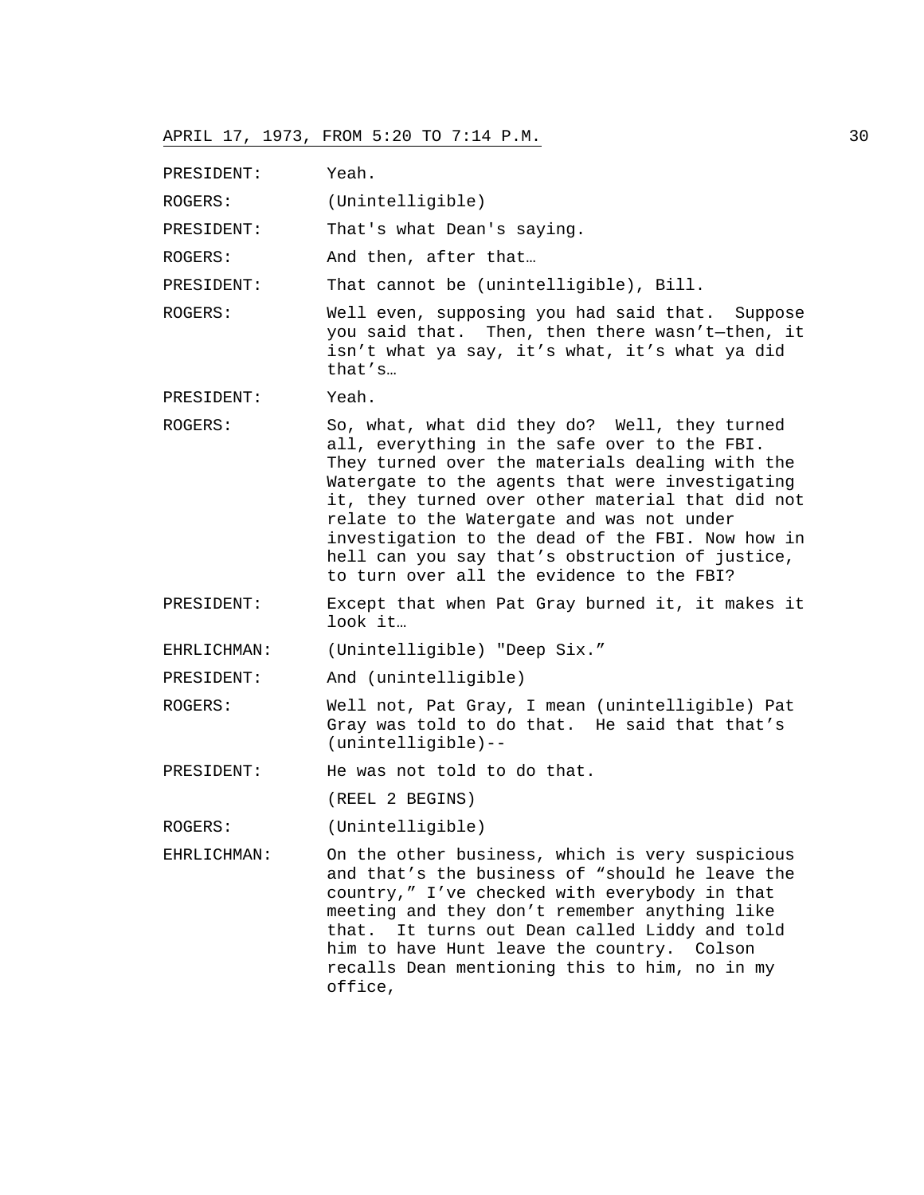PRESIDENT: Yeah.

ROGERS: (Unintelligible)

PRESIDENT: That's what Dean's saying.

ROGERS: And then, after that…

PRESIDENT: That cannot be (unintelligible), Bill.

ROGERS: Well even, supposing you had said that. Suppose you said that. Then, then there wasn't—then, it isn't what ya say, it's what, it's what ya did that's…

PRESIDENT: Yeah.

ROGERS: So, what, what did they do? Well, they turned all, everything in the safe over to the FBI. They turned over the materials dealing with the Watergate to the agents that were investigating it, they turned over other material that did not relate to the Watergate and was not under investigation to the dead of the FBI. Now how in hell can you say that's obstruction of justice, to turn over all the evidence to the FBI?

PRESIDENT: Except that when Pat Gray burned it, it makes it look it…

EHRLICHMAN: (Unintelligible) "Deep Six."

PRESIDENT: And (unintelligible)

ROGERS: Well not, Pat Gray, I mean (unintelligible) Pat Gray was told to do that. He said that that's (unintelligible)--

PRESIDENT: He was not told to do that.

(REEL 2 BEGINS)

ROGERS: (Unintelligible)

EHRLICHMAN: On the other business, which is very suspicious and that's the business of "should he leave the country," I've checked with everybody in that meeting and they don't remember anything like that. It turns out Dean called Liddy and told him to have Hunt leave the country. Colson recalls Dean mentioning this to him, no in my office,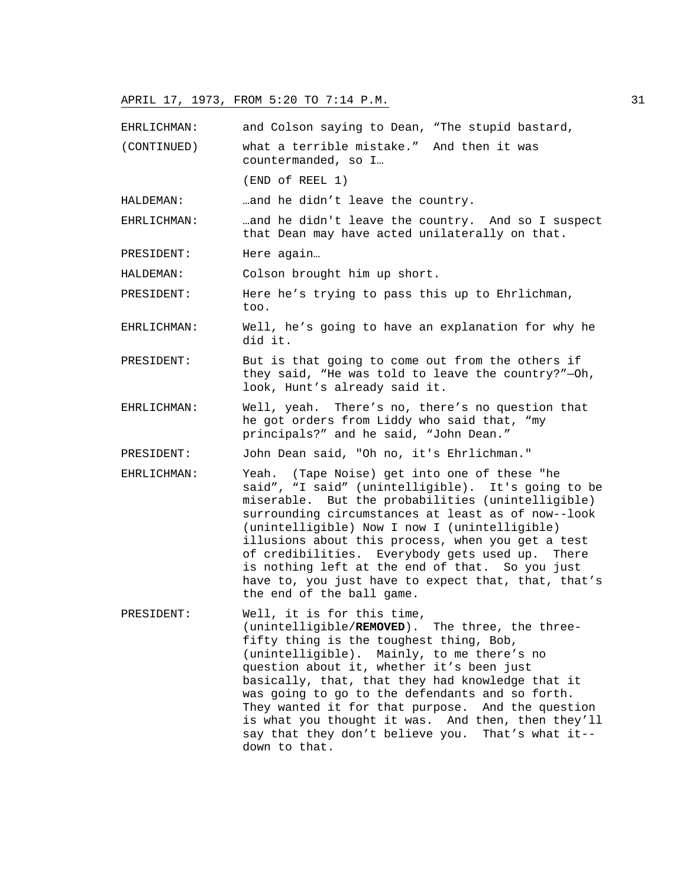EHRLICHMAN: (CONTINUED) and Colson saying to Dean, "The stupid bastard, what a terrible mistake." And then it was countermanded, so I…

(END of REEL 1)

HALDEMAN: …and he didn't leave the country.

EHRLICHMAN: …and he didn't leave the country. And so I suspect that Dean may have acted unilaterally on that.

PRESIDENT: Here again…

HALDEMAN: Colson brought him up short.

PRESIDENT: Here he's trying to pass this up to Ehrlichman, too.

EHRLICHMAN: Well, he's going to have an explanation for why he did it.

PRESIDENT: But is that going to come out from the others if they said, "He was told to leave the country?"—Oh, look, Hunt's already said it.

EHRLICHMAN: Well, yeah. There's no, there's no question that he got orders from Liddy who said that, "my principals?" and he said, "John Dean."

PRESIDENT: John Dean said, "Oh no, it's Ehrlichman."

EHRLICHMAN: Yeah. (Tape Noise) get into one of these "he said", "I said" (unintelligible). It's going to be miserable. But the probabilities (unintelligible) surrounding circumstances at least as of now--look (unintelligible) Now I now I (unintelligible) illusions about this process, when you get a test of credibilities. Everybody gets used up. There is nothing left at the end of that. So you just have to, you just have to expect that, that, that's the end of the ball game.

PRESIDENT: Well, it is for this time, (unintelligible/**REMOVED**). The three, the three-fifty thing is the toughest thing, Bob, (unintelligible). Mainly, to me there's no question about it, whether it's been just basically, that, that they had knowledge that it was going to go to the defendants and so forth. They wanted it for that purpose. And the question is what you thought it was. And then, then they'll say that they don't believe you. That's what it--down to that.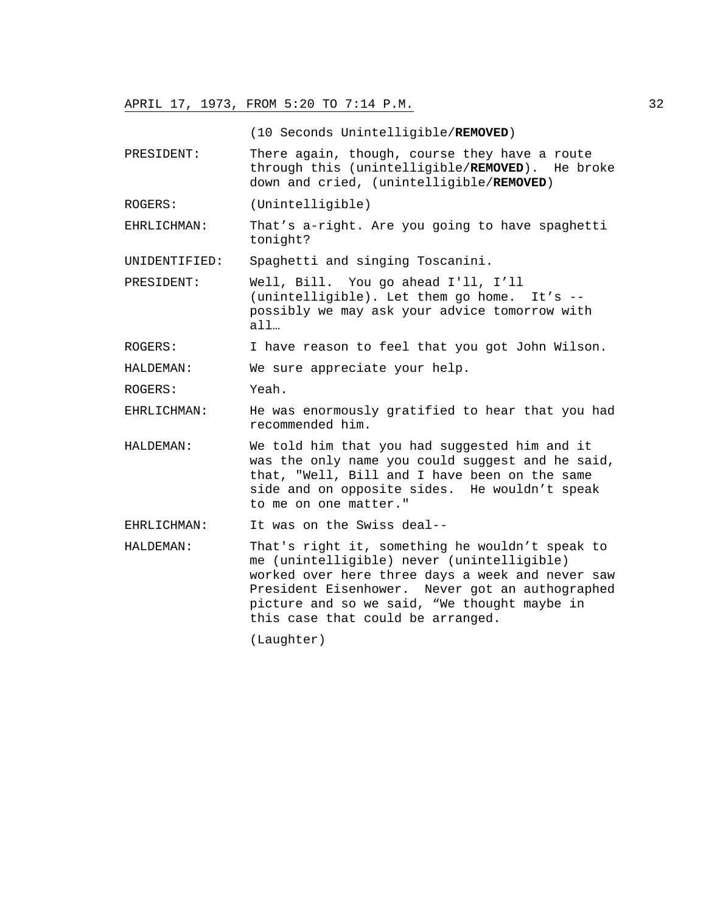(10 Seconds Unintelligible/**REMOVED**)

PRESIDENT: There again, though, course they have a route through this (unintelligible/**REMOVED**). He broke down and cried, (unintelligible/**REMOVED**)

ROGERS: (Unintelligible)

EHRLICHMAN: That's a-right. Are you going to have spaghetti tonight?

UNIDENTIFIED: Spaghetti and singing Toscanini.

PRESIDENT: Well, Bill. You go ahead I'll, I'll (unintelligible). Let them go home. It's -- possibly we may ask your advice tomorrow with all…

ROGERS: I have reason to feel that you got John Wilson.

HALDEMAN: We sure appreciate your help.

ROGERS: Yeah.

EHRLICHMAN: He was enormously gratified to hear that you had recommended him.

HALDEMAN: We told him that you had suggested him and it was the only name you could suggest and he said, that, "Well, Bill and I have been on the same side and on opposite sides. He wouldn't speak to me on one matter."

EHRLICHMAN: It was on the Swiss deal--

HALDEMAN: That's right it, something he wouldn't speak to me (unintelligible) never (unintelligible) worked over here three days a week and never saw President Eisenhower. Never got an authographed picture and so we said, "We thought maybe in this case that could be arranged.

(Laughter)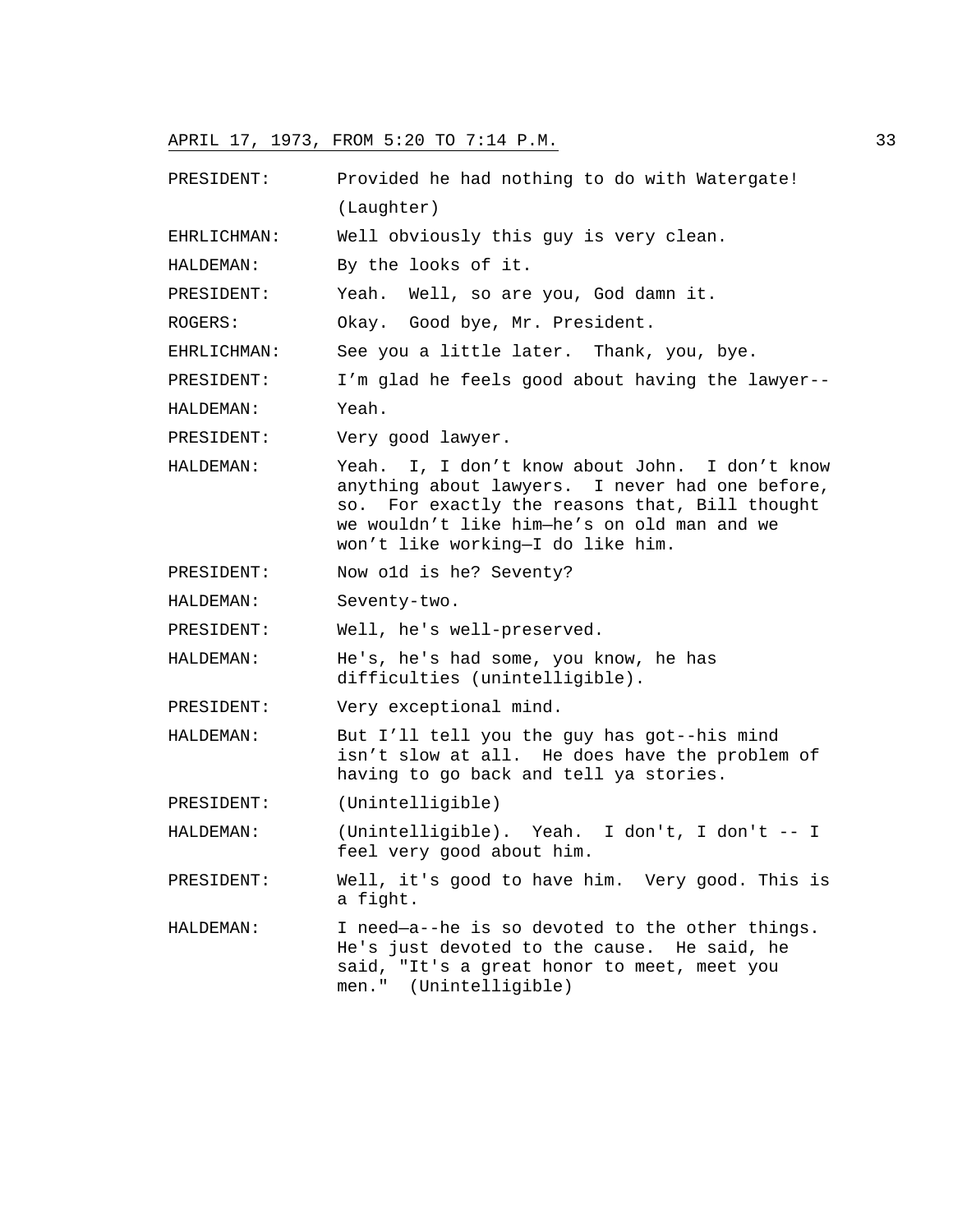PRESIDENT: Provided he had nothing to do with Watergate! (Laughter)

EHRLICHMAN: Well obviously this guy is very clean.

HALDEMAN: By the looks of it.

PRESIDENT: Yeah. Well, so are you, God damn it.

ROGERS: Okay. Good bye, Mr. President.

EHRLICHMAN: See you a little later. Thank, you, bye.

PRESIDENT: I'm glad he feels good about having the lawyer--

HALDEMAN: Yeah.

PRESIDENT: Very good lawyer.

HALDEMAN: Yeah. I, I don't know about John. I don't know anything about lawyers. I never had one before, so. For exactly the reasons that, Bill thought we wouldn't like him—he's on old man and we won't like working—I do like him.

PRESIDENT: Now o1d is he? Seventy?

HALDEMAN: Seventy-two.

PRESIDENT: Well, he's well-preserved.

HALDEMAN: He's, he's had some, you know, he has difficulties (unintelligible).

PRESIDENT: Very exceptional mind.

HALDEMAN: But I'll tell you the guy has got--his mind isn't slow at all. He does have the problem of having to go back and tell ya stories.

PRESIDENT: (Unintelligible)

HALDEMAN: (Unintelligible). Yeah. I don't, I don't -- I feel very good about him.

PRESIDENT: Well, it's good to have him. Very good. This is a fight.

HALDEMAN: I need—a--he is so devoted to the other things. He's just devoted to the cause. He said, he said, "It's a great honor to meet, meet you men." (Unintelligible)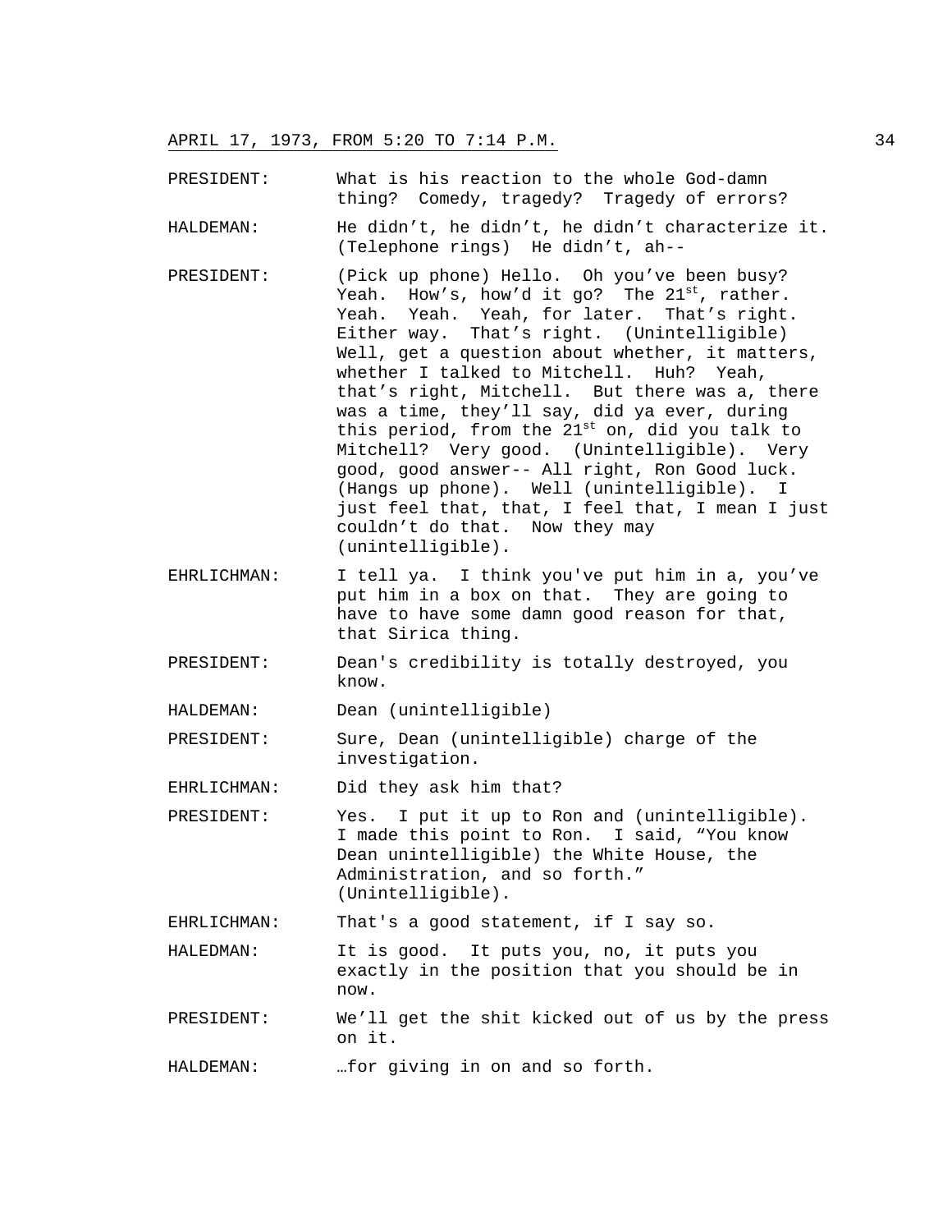PRESIDENT: What is his reaction to the whole God-damn thing? Comedy, tragedy? Tragedy of errors?

HALDEMAN: He didn't, he didn't, he didn't characterize it. (Telephone rings) He didn't, ah--

PRESIDENT: (Pick up phone) Hello. Oh you've been busy? Yeah. How's, how'd it go? The 21st, rather. Yeah. Yeah. Yeah, for later. That's right. Either way. That's right. (Unintelligible) Well, get a question about whether, it matters, whether I talked to Mitchell. Huh? Yeah, that's right, Mitchell. But there was a, there was a time, they'll say, did ya ever, during this period, from the 21st on, did you talk to Mitchell? Very good. (Unintelligible). Very good, good answer-- All right, Ron Good luck. (Hangs up phone). Well (unintelligible). I just feel that, that, I feel that, I mean I just couldn't do that. Now they may (unintelligible).

EHRLICHMAN: I tell ya. I think you've put him in a, you've put him in a box on that. They are going to have to have some damn good reason for that, that Sirica thing.

PRESIDENT: Dean's credibility is totally destroyed, you know.

HALDEMAN: Dean (unintelligible)

PRESIDENT: Sure, Dean (unintelligible) charge of the investigation.

EHRLICHMAN: Did they ask him that?

PRESIDENT: Yes. I put it up to Ron and (unintelligible). I made this point to Ron. I said, "You know Dean unintelligible) the White House, the Administration, and so forth." (Unintelligible).

EHRLICHMAN: That's a good statement, if I say so.

HALEDMAN: It is good. It puts you, no, it puts you exactly in the position that you should be in now.

PRESIDENT: We'll get the shit kicked out of us by the press on it.

HALDEMAN: …for giving in on and so forth.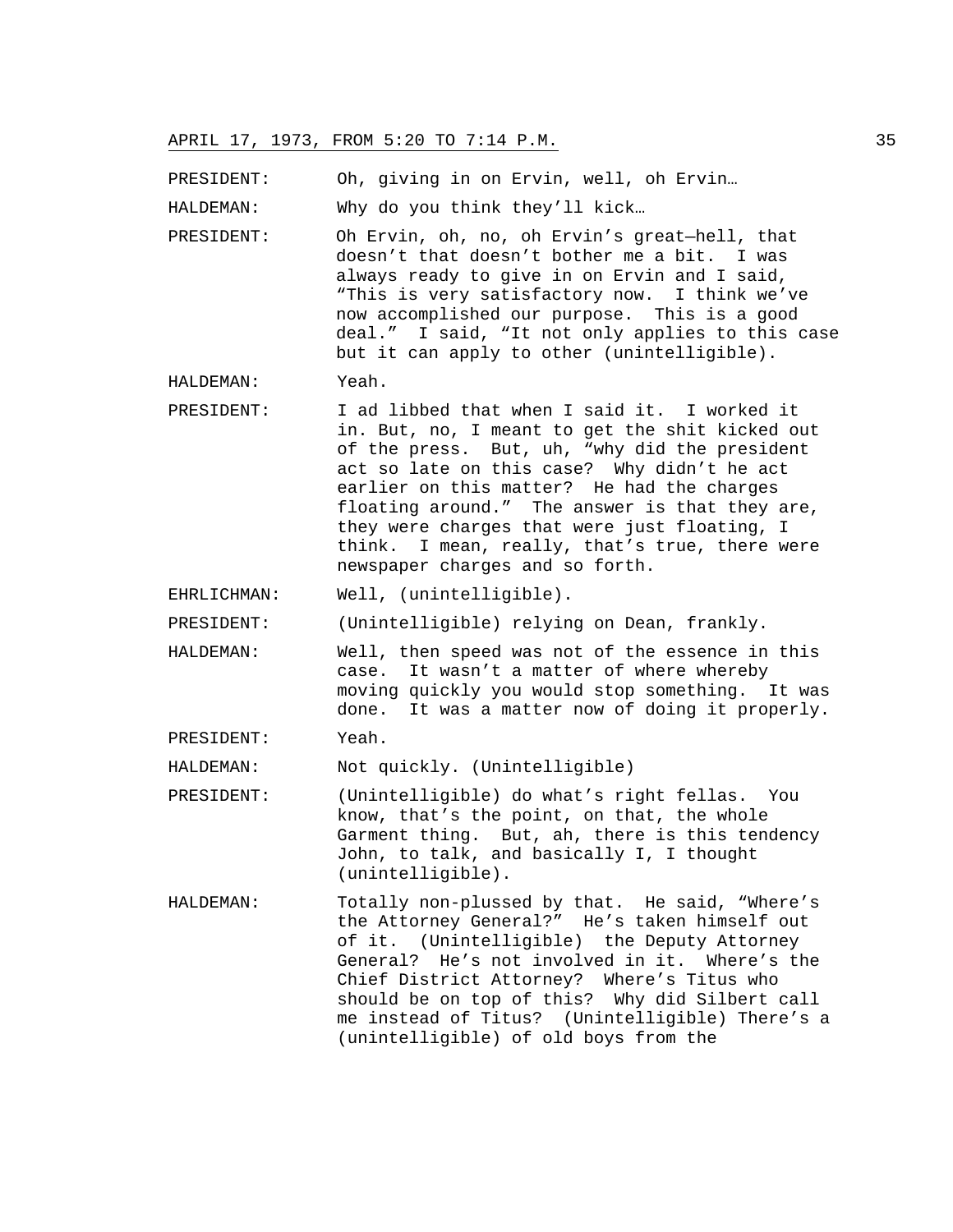PRESIDENT: Oh, giving in on Ervin, well, oh Ervin…

HALDEMAN: Why do you think they'll kick…

PRESIDENT: Oh Ervin, oh, no, oh Ervin's great—hell, that doesn't that doesn't bother me a bit. I was always ready to give in on Ervin and I said, "This is very satisfactory now. I think we've now accomplished our purpose. This is a good deal." I said, "It not only applies to this case but it can apply to other (unintelligible).

HALDEMAN: Yeah.

PRESIDENT: I ad libbed that when I said it. I worked it in. But, no, I meant to get the shit kicked out of the press. But, uh, "why did the president act so late on this case? Why didn't he act earlier on this matter? He had the charges floating around." The answer is that they are, they were charges that were just floating, I think. I mean, really, that's true, there were newspaper charges and so forth.

EHRLICHMAN: Well, (unintelligible).

PRESIDENT: (Unintelligible) relying on Dean, frankly.

HALDEMAN: Well, then speed was not of the essence in this case. It wasn't a matter of where whereby moving quickly you would stop something. It was done. It was a matter now of doing it properly.

PRESIDENT: Yeah.

HALDEMAN: Not quickly. (Unintelligible)

PRESIDENT: (Unintelligible) do what's right fellas. You know, that's the point, on that, the whole Garment thing. But, ah, there is this tendency John, to talk, and basically I, I thought (unintelligible).

HALDEMAN: Totally non-plussed by that. He said, "Where's the Attorney General?" He's taken himself out of it. (Unintelligible) the Deputy Attorney General? He's not involved in it. Where's the Chief District Attorney? Where's Titus who should be on top of this? Why did Silbert call me instead of Titus? (Unintelligible) There's a (unintelligible) of old boys from the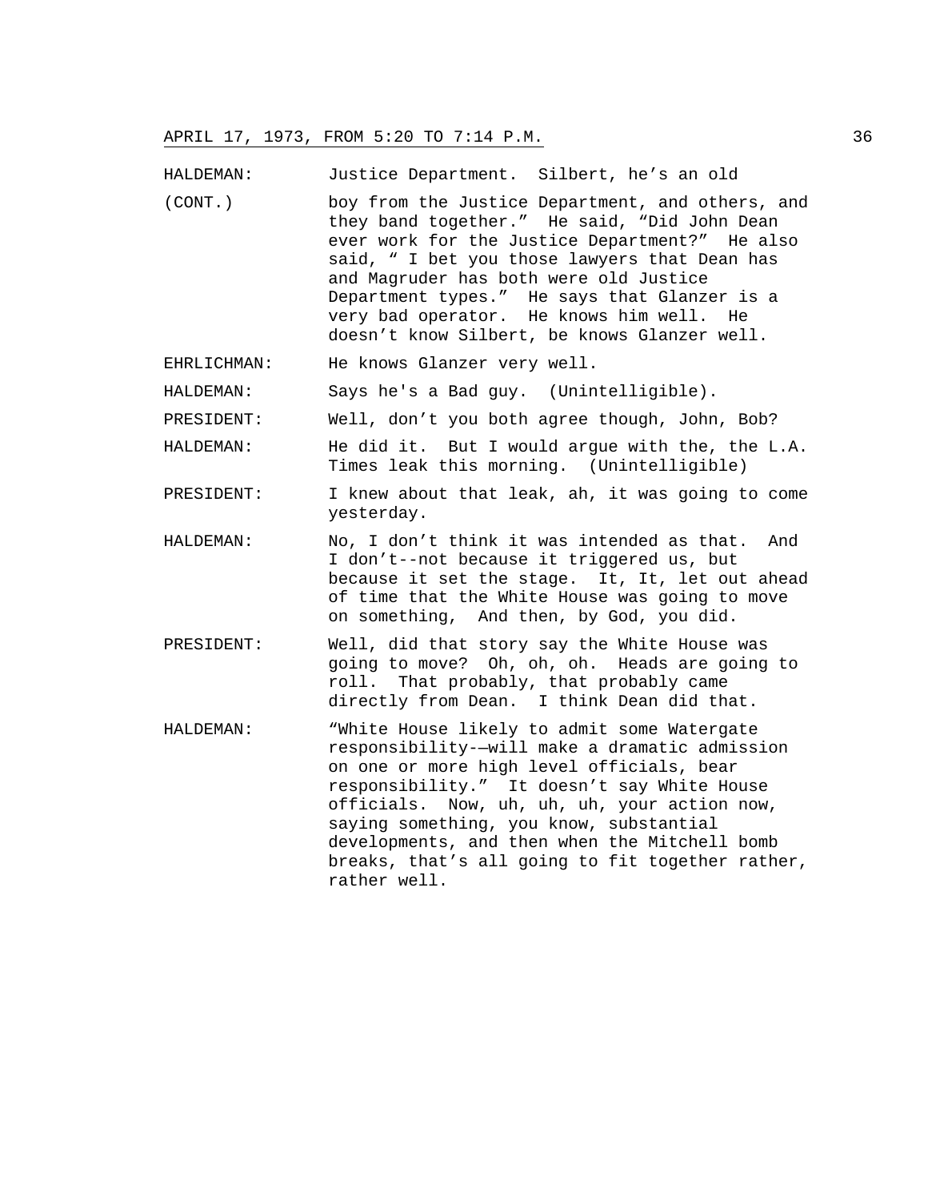HALDEMAN: Justice Department. Silbert, he's an old
(CONT.) boy from the Justice Department, and others, and they band together." He said, "Did John Dean ever work for the Justice Department?" He also said, " I bet you those lawyers that Dean has and Magruder has both were old Justice Department types." He says that Glanzer is a very bad operator. He knows him well. He doesn't know Silbert, be knows Glanzer well.

EHRLICHMAN: He knows Glanzer very well.

HALDEMAN: Says he's a Bad guy. (Unintelligible).

PRESIDENT: Well, don't you both agree though, John, Bob?

HALDEMAN: He did it. But I would argue with the, the L.A. Times leak this morning. (Unintelligible)

PRESIDENT: I knew about that leak, ah, it was going to come yesterday.

HALDEMAN: No, I don't think it was intended as that. And I don't--not because it triggered us, but because it set the stage. It, It, let out ahead of time that the White House was going to move on something, And then, by God, you did.

PRESIDENT: Well, did that story say the White House was going to move? Oh, oh, oh. Heads are going to roll. That probably, that probably came directly from Dean. I think Dean did that.

HALDEMAN: "White House likely to admit some Watergate responsibility-—will make a dramatic admission on one or more high level officials, bear responsibility." It doesn't say White House officials. Now, uh, uh, uh, your action now, saying something, you know, substantial developments, and then when the Mitchell bomb breaks, that's all going to fit together rather, rather well.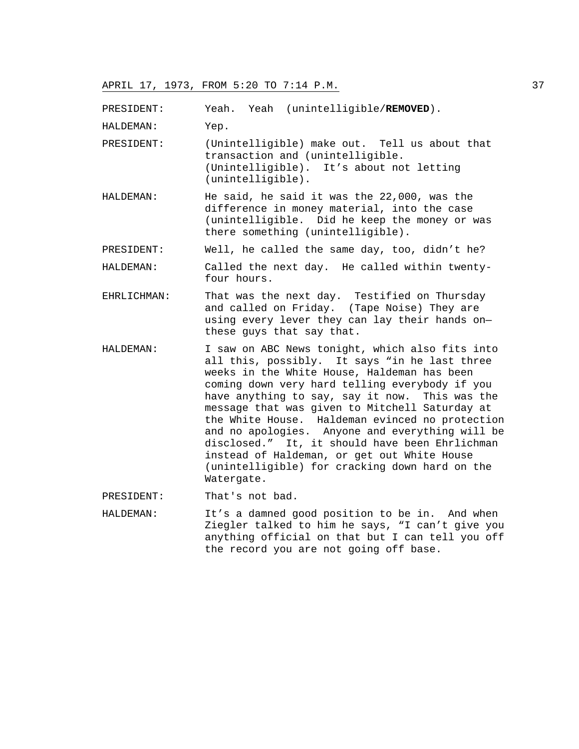APRIL 17, 1973, FROM 5:20 TO 7:14 P.M.

PRESIDENT: Yeah. Yeah (unintelligible/**REMOVED**).

HALDEMAN: Yep.

PRESIDENT: (Unintelligible) make out. Tell us about that transaction and (unintelligible. (Unintelligible). It's about not letting (unintelligible).

HALDEMAN: He said, he said it was the 22,000, was the difference in money material, into the case (unintelligible. Did he keep the money or was there something (unintelligible).

PRESIDENT: Well, he called the same day, too, didn't he?

HALDEMAN: Called the next day. He called within twenty-four hours.

EHRLICHMAN: That was the next day. Testified on Thursday and called on Friday. (Tape Noise) They are using every lever they can lay their hands on— these guys that say that.

HALDEMAN: I saw on ABC News tonight, which also fits into all this, possibly. It says "in he last three weeks in the White House, Haldeman has been coming down very hard telling everybody if you have anything to say, say it now. This was the message that was given to Mitchell Saturday at the White House. Haldeman evinced no protection and no apologies. Anyone and everything will be disclosed." It, it should have been Ehrlichman instead of Haldeman, or get out White House (unintelligible) for cracking down hard on the Watergate.

PRESIDENT: That's not bad.

HALDEMAN: It's a damned good position to be in. And when Ziegler talked to him he says, "I can't give you anything official on that but I can tell you off the record you are not going off base.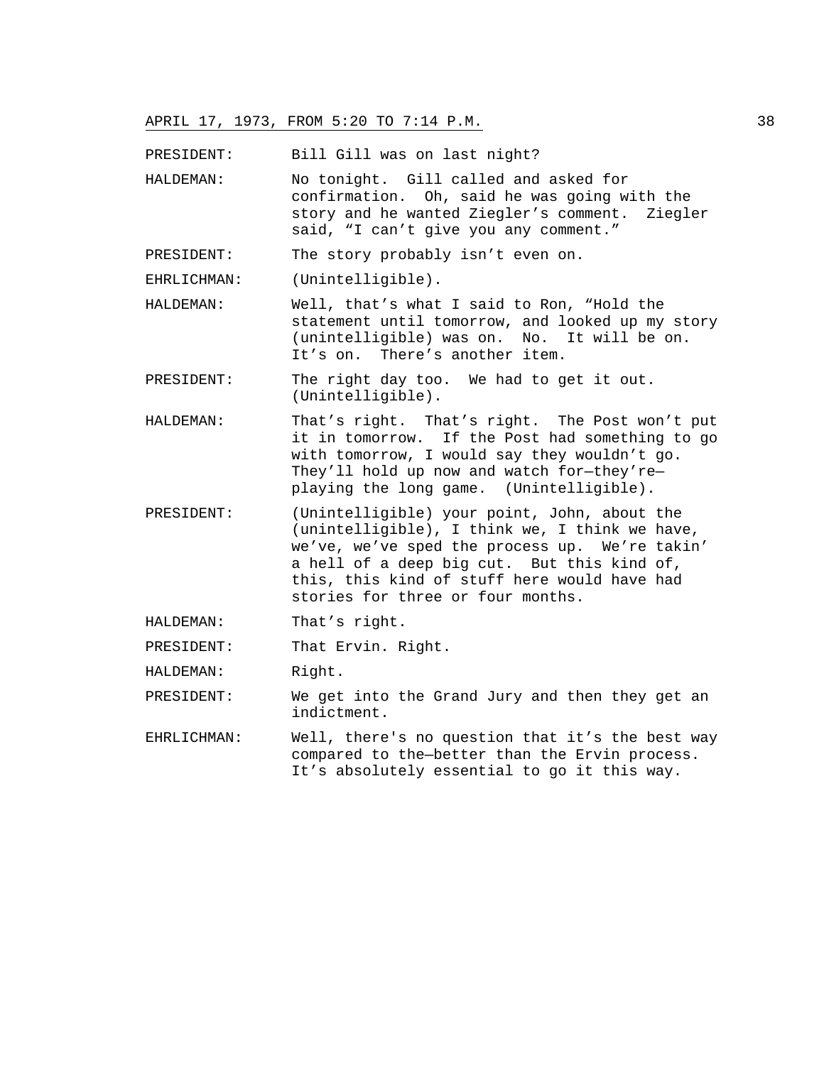PRESIDENT: Bill Gill was on last night?

HALDEMAN: No tonight. Gill called and asked for confirmation. Oh, said he was going with the story and he wanted Ziegler's comment. Ziegler said, "I can't give you any comment."

PRESIDENT: The story probably isn't even on.

EHRLICHMAN: (Unintelligible).

HALDEMAN: Well, that's what I said to Ron, "Hold the statement until tomorrow, and looked up my story (unintelligible) was on. No. It will be on. It's on. There's another item.

PRESIDENT: The right day too. We had to get it out. (Unintelligible).

HALDEMAN: That's right. That's right. The Post won't put it in tomorrow. If the Post had something to go with tomorrow, I would say they wouldn't go. They'll hold up now and watch for—they're—playing the long game. (Unintelligible).

PRESIDENT: (Unintelligible) your point, John, about the (unintelligible), I think we, I think we have, we've, we've sped the process up. We're takin' a hell of a deep big cut. But this kind of, this, this kind of stuff here would have had stories for three or four months.

HALDEMAN: That's right.

PRESIDENT: That Ervin. Right.

HALDEMAN: Right.

PRESIDENT: We get into the Grand Jury and then they get an indictment.

EHRLICHMAN: Well, there's no question that it's the best way compared to the—better than the Ervin process. It's absolutely essential to go it this way.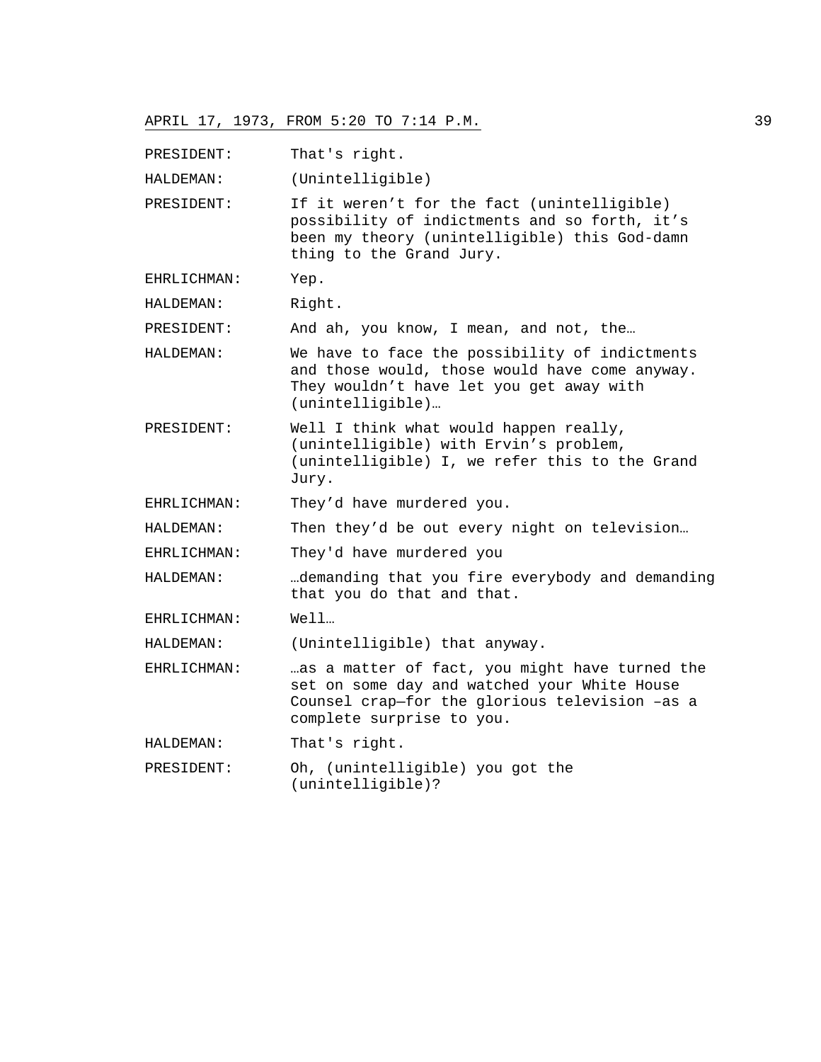PRESIDENT: That's right.

HALDEMAN: (Unintelligible)

PRESIDENT: If it weren't for the fact (unintelligible) possibility of indictments and so forth, it's been my theory (unintelligible) this God-damn thing to the Grand Jury.

EHRLICHMAN: Yep.

HALDEMAN: Right.

PRESIDENT: And ah, you know, I mean, and not, the…

HALDEMAN: We have to face the possibility of indictments and those would, those would have come anyway. They wouldn't have let you get away with (unintelligible)…

PRESIDENT: Well I think what would happen really, (unintelligible) with Ervin's problem, (unintelligible) I, we refer this to the Grand Jury.

EHRLICHMAN: They'd have murdered you.

HALDEMAN: Then they'd be out every night on television…

EHRLICHMAN: They'd have murdered you

HALDEMAN: …demanding that you fire everybody and demanding that you do that and that.

EHRLICHMAN: Well…

HALDEMAN: (Unintelligible) that anyway.

EHRLICHMAN: …as a matter of fact, you might have turned the set on some day and watched your White House Counsel crap—for the glorious television –as a complete surprise to you.

HALDEMAN: That's right.

PRESIDENT: Oh, (unintelligible) you got the (unintelligible)?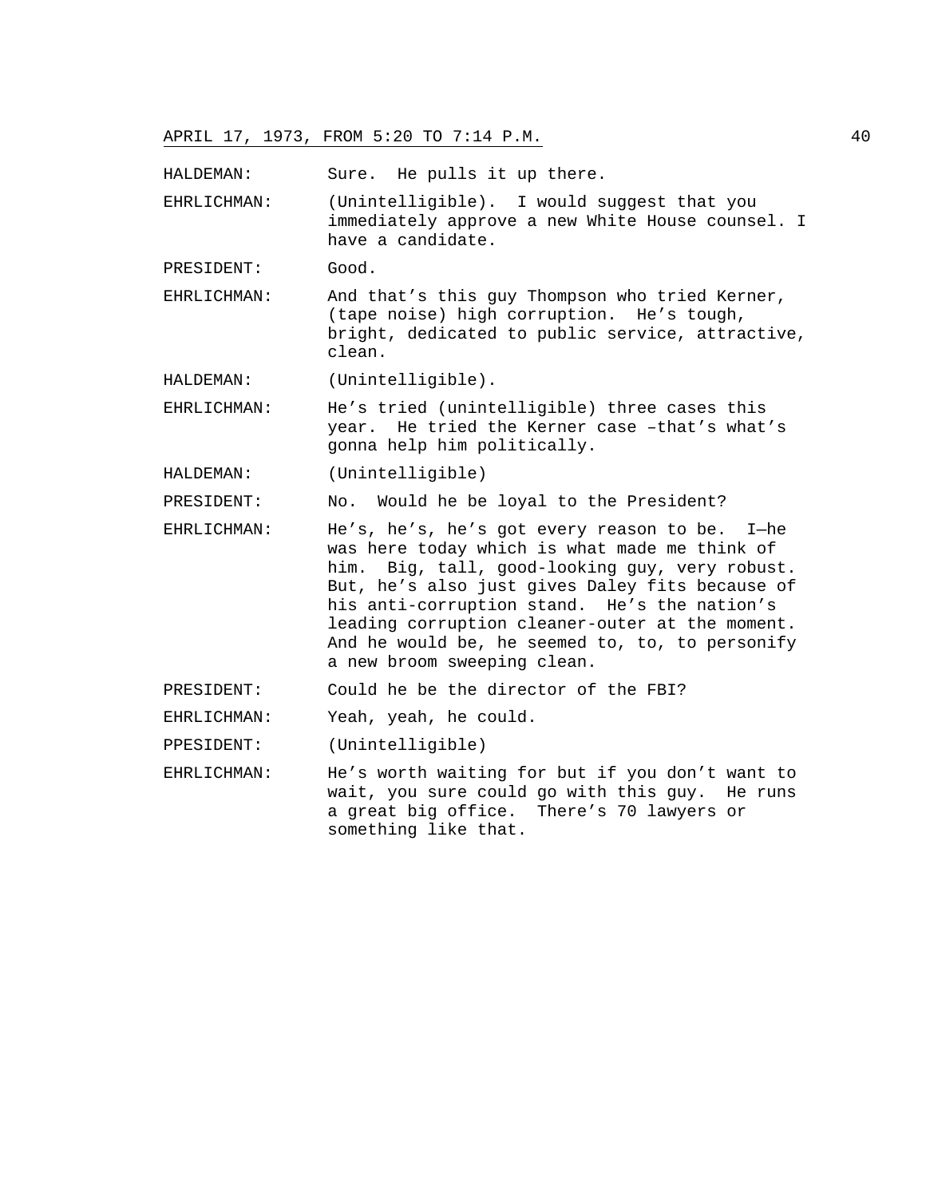HALDEMAN: Sure. He pulls it up there.

EHRLICHMAN: (Unintelligible). I would suggest that you immediately approve a new White House counsel. I have a candidate.

PRESIDENT: Good.

EHRLICHMAN: And that's this guy Thompson who tried Kerner, (tape noise) high corruption. He's tough, bright, dedicated to public service, attractive, clean.

HALDEMAN: (Unintelligible).

EHRLICHMAN: He's tried (unintelligible) three cases this year. He tried the Kerner case –that's what's gonna help him politically.

HALDEMAN: (Unintelligible)

PRESIDENT: No. Would he be loyal to the President?

EHRLICHMAN: He's, he's, he's got every reason to be. I—he was here today which is what made me think of him. Big, tall, good-looking guy, very robust. But, he's also just gives Daley fits because of his anti-corruption stand. He's the nation's leading corruption cleaner-outer at the moment. And he would be, he seemed to, to, to personify a new broom sweeping clean.

PRESIDENT: Could he be the director of the FBI?

EHRLICHMAN: Yeah, yeah, he could.

PPESIDENT: (Unintelligible)

EHRLICHMAN: He's worth waiting for but if you don't want to wait, you sure could go with this guy. He runs a great big office. There's 70 lawyers or something like that.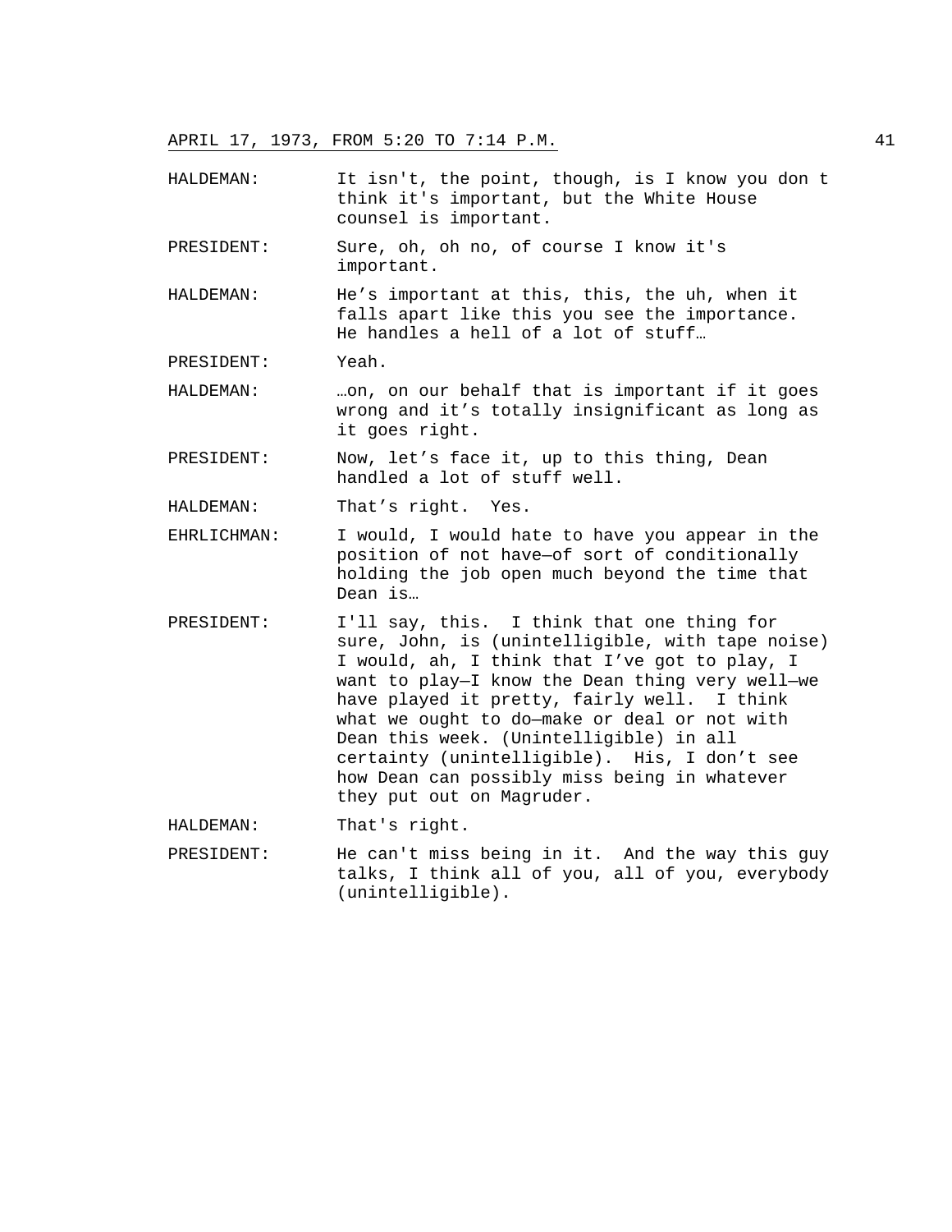HALDEMAN: It isn't, the point, though, is I know you don t think it's important, but the White House counsel is important.

PRESIDENT: Sure, oh, oh no, of course I know it's important.

HALDEMAN: He's important at this, this, the uh, when it falls apart like this you see the importance. He handles a hell of a lot of stuff…

PRESIDENT: Yeah.

HALDEMAN: …on, on our behalf that is important if it goes wrong and it's totally insignificant as long as it goes right.

PRESIDENT: Now, let's face it, up to this thing, Dean handled a lot of stuff well.

HALDEMAN: That's right. Yes.

EHRLICHMAN: I would, I would hate to have you appear in the position of not have—of sort of conditionally holding the job open much beyond the time that Dean is…

PRESIDENT: I'll say, this. I think that one thing for sure, John, is (unintelligible, with tape noise) I would, ah, I think that I've got to play, I want to play—I know the Dean thing very well—we have played it pretty, fairly well. I think what we ought to do—make or deal or not with Dean this week. (Unintelligible) in all certainty (unintelligible). His, I don't see how Dean can possibly miss being in whatever they put out on Magruder.

HALDEMAN: That's right.

PRESIDENT: He can't miss being in it. And the way this guy talks, I think all of you, all of you, everybody (unintelligible).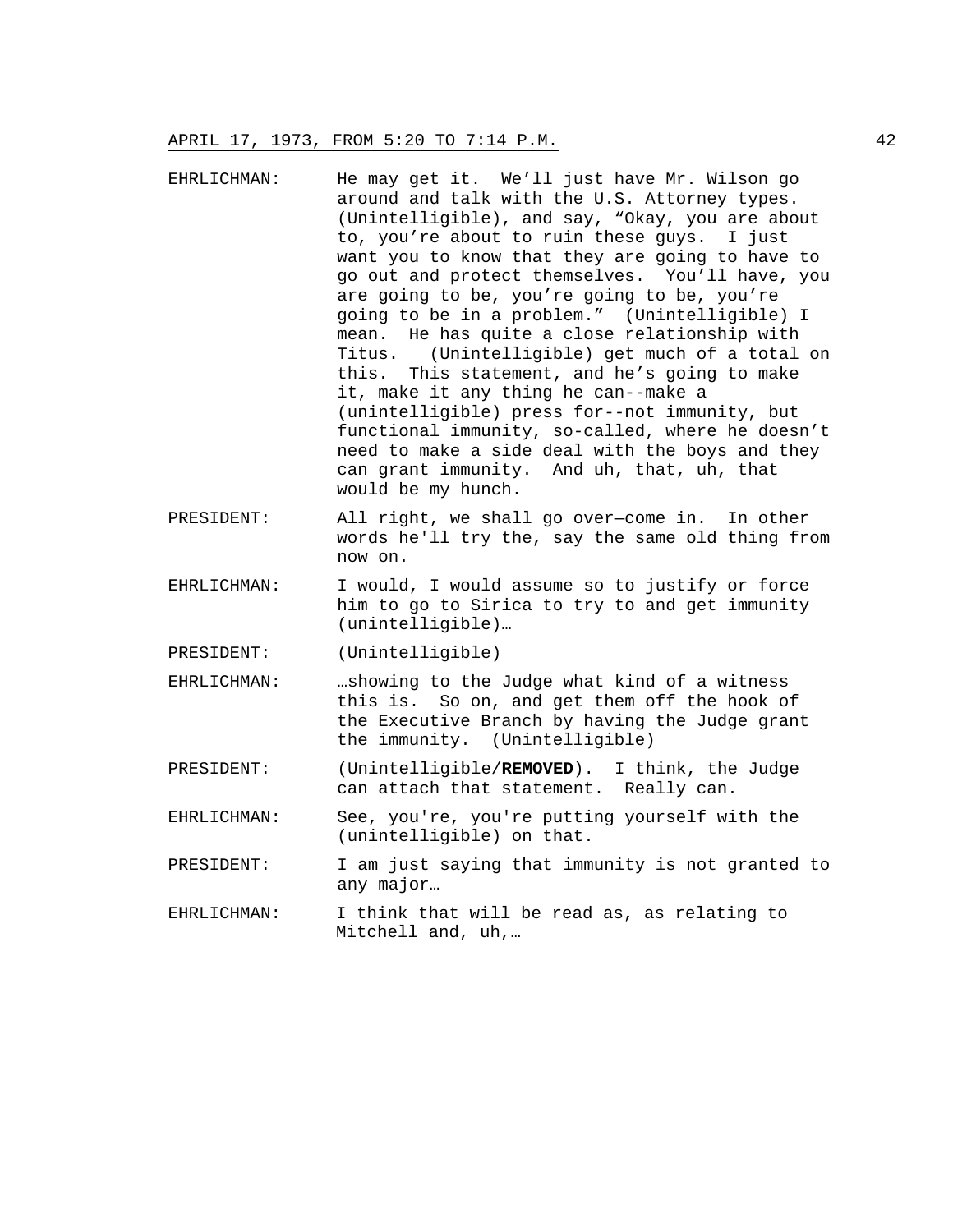EHRLICHMAN: He may get it. We'll just have Mr. Wilson go around and talk with the U.S. Attorney types. (Unintelligible), and say, "Okay, you are about to, you're about to ruin these guys. I just want you to know that they are going to have to go out and protect themselves. You'll have, you are going to be, you're going to be, you're going to be in a problem." (Unintelligible) I mean. He has quite a close relationship with Titus. (Unintelligible) get much of a total on this. This statement, and he's going to make it, make it any thing he can--make a (unintelligible) press for--not immunity, but functional immunity, so-called, where he doesn't need to make a side deal with the boys and they can grant immunity. And uh, that, uh, that would be my hunch.

PRESIDENT: All right, we shall go over—come in. In other words he'll try the, say the same old thing from now on.

EHRLICHMAN: I would, I would assume so to justify or force him to go to Sirica to try to and get immunity (unintelligible)…

PRESIDENT: (Unintelligible)

EHRLICHMAN: …showing to the Judge what kind of a witness this is. So on, and get them off the hook of the Executive Branch by having the Judge grant the immunity. (Unintelligible)

PRESIDENT: (Unintelligible/**REMOVED**). I think, the Judge can attach that statement. Really can.

EHRLICHMAN: See, you're, you're putting yourself with the (unintelligible) on that.

PRESIDENT: I am just saying that immunity is not granted to any major…

EHRLICHMAN: I think that will be read as, as relating to Mitchell and, uh,…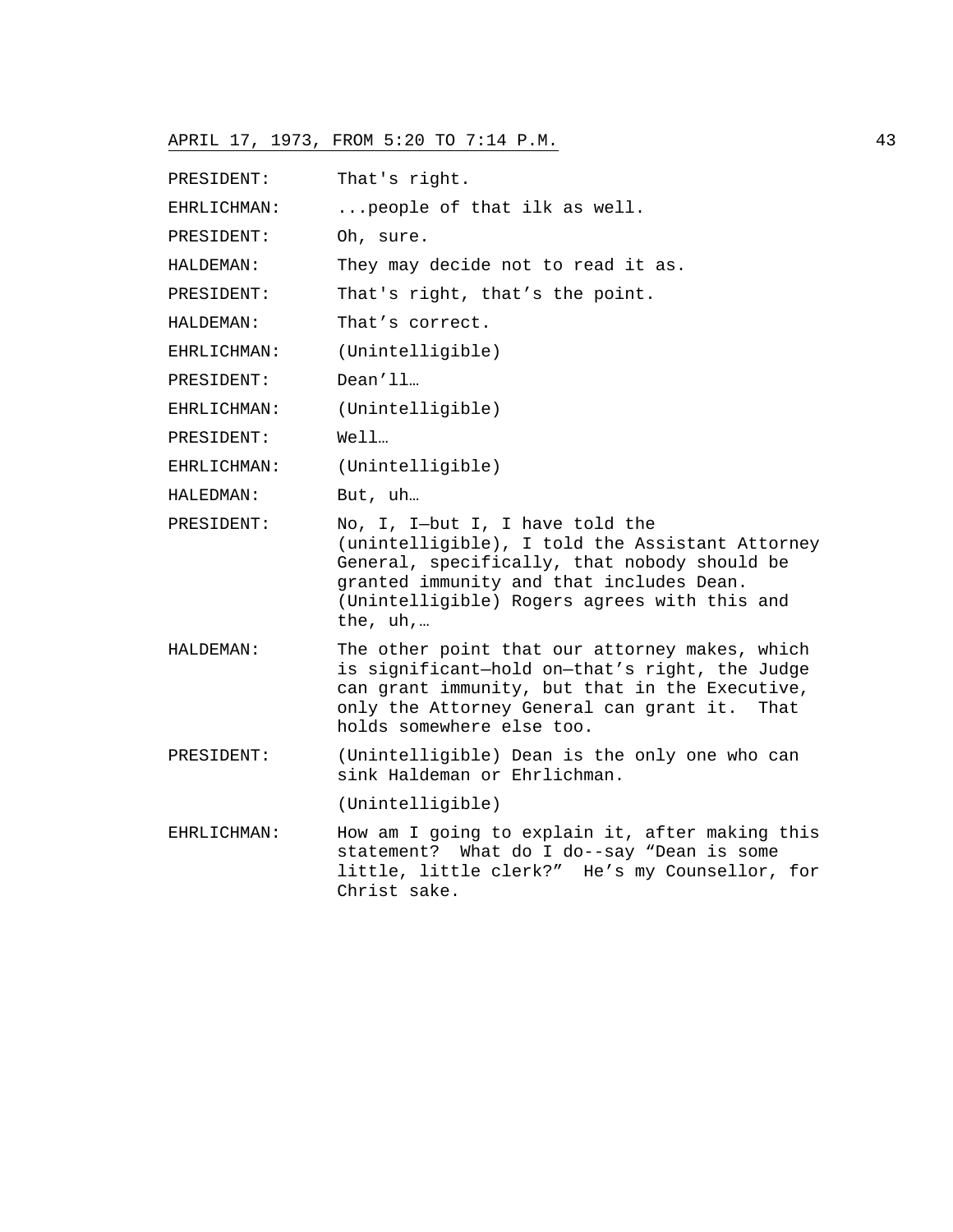PRESIDENT: That's right.

EHRLICHMAN: ...people of that ilk as well.

PRESIDENT: Oh, sure.

HALDEMAN: They may decide not to read it as.

PRESIDENT: That's right, that's the point.

HALDEMAN: That's correct.

EHRLICHMAN: (Unintelligible)

PRESIDENT: Dean'll…

EHRLICHMAN: (Unintelligible)

PRESIDENT: Well…

EHRLICHMAN: (Unintelligible)

HALEDMAN: But, uh…

PRESIDENT: No, I, I—but I, I have told the (unintelligible), I told the Assistant Attorney General, specifically, that nobody should be granted immunity and that includes Dean. (Unintelligible) Rogers agrees with this and the, uh,…

HALDEMAN: The other point that our attorney makes, which is significant—hold on—that's right, the Judge can grant immunity, but that in the Executive, only the Attorney General can grant it. That holds somewhere else too.

PRESIDENT: (Unintelligible) Dean is the only one who can sink Haldeman or Ehrlichman.

(Unintelligible)

EHRLICHMAN: How am I going to explain it, after making this statement? What do I do--say "Dean is some little, little clerk?" He's my Counsellor, for Christ sake.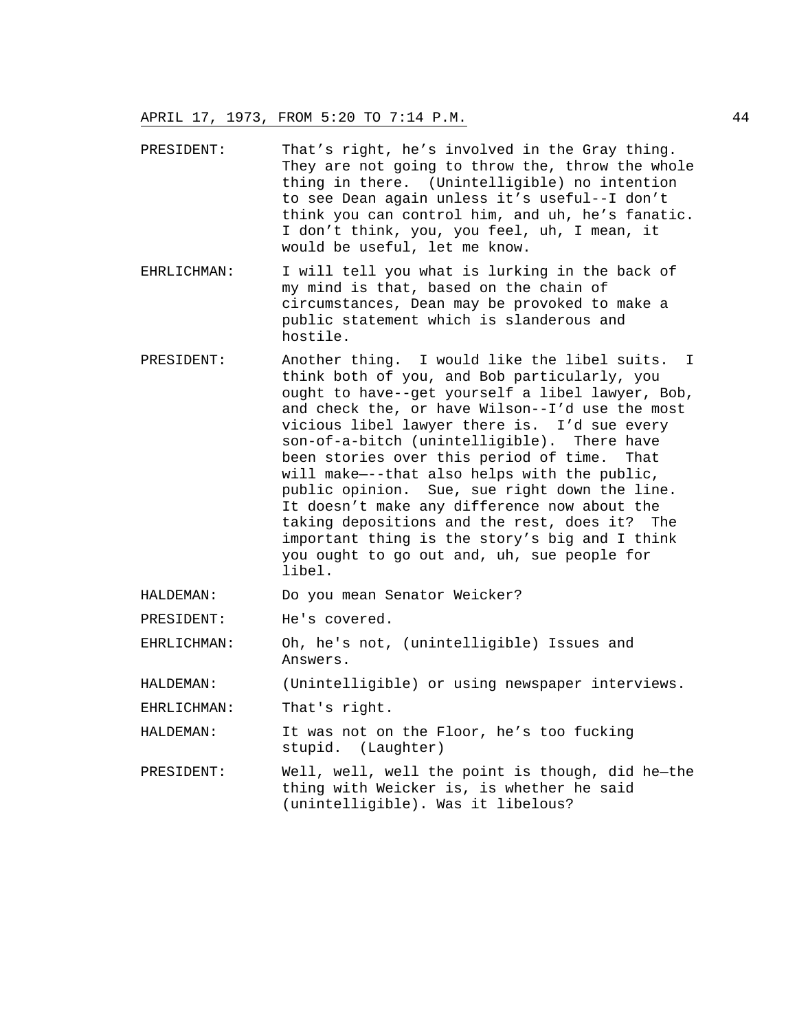PRESIDENT: That's right, he's involved in the Gray thing. They are not going to throw the, throw the whole thing in there. (Unintelligible) no intention to see Dean again unless it's useful--I don't think you can control him, and uh, he's fanatic. I don't think, you, you feel, uh, I mean, it would be useful, let me know.

EHRLICHMAN: I will tell you what is lurking in the back of my mind is that, based on the chain of circumstances, Dean may be provoked to make a public statement which is slanderous and hostile.

PRESIDENT: Another thing. I would like the libel suits. I think both of you, and Bob particularly, you ought to have--get yourself a libel lawyer, Bob, and check the, or have Wilson--I'd use the most vicious libel lawyer there is. I'd sue every son-of-a-bitch (unintelligible). There have been stories over this period of time. That will make—--that also helps with the public, public opinion. Sue, sue right down the line. It doesn't make any difference now about the taking depositions and the rest, does it? The important thing is the story's big and I think you ought to go out and, uh, sue people for libel.

HALDEMAN: Do you mean Senator Weicker?

PRESIDENT: He's covered.

EHRLICHMAN: Oh, he's not, (unintelligible) Issues and Answers.

HALDEMAN: (Unintelligible) or using newspaper interviews.

EHRLICHMAN: That's right.

HALDEMAN: It was not on the Floor, he's too fucking stupid. (Laughter)

PRESIDENT: Well, well, well the point is though, did he—the thing with Weicker is, is whether he said (unintelligible). Was it libelous?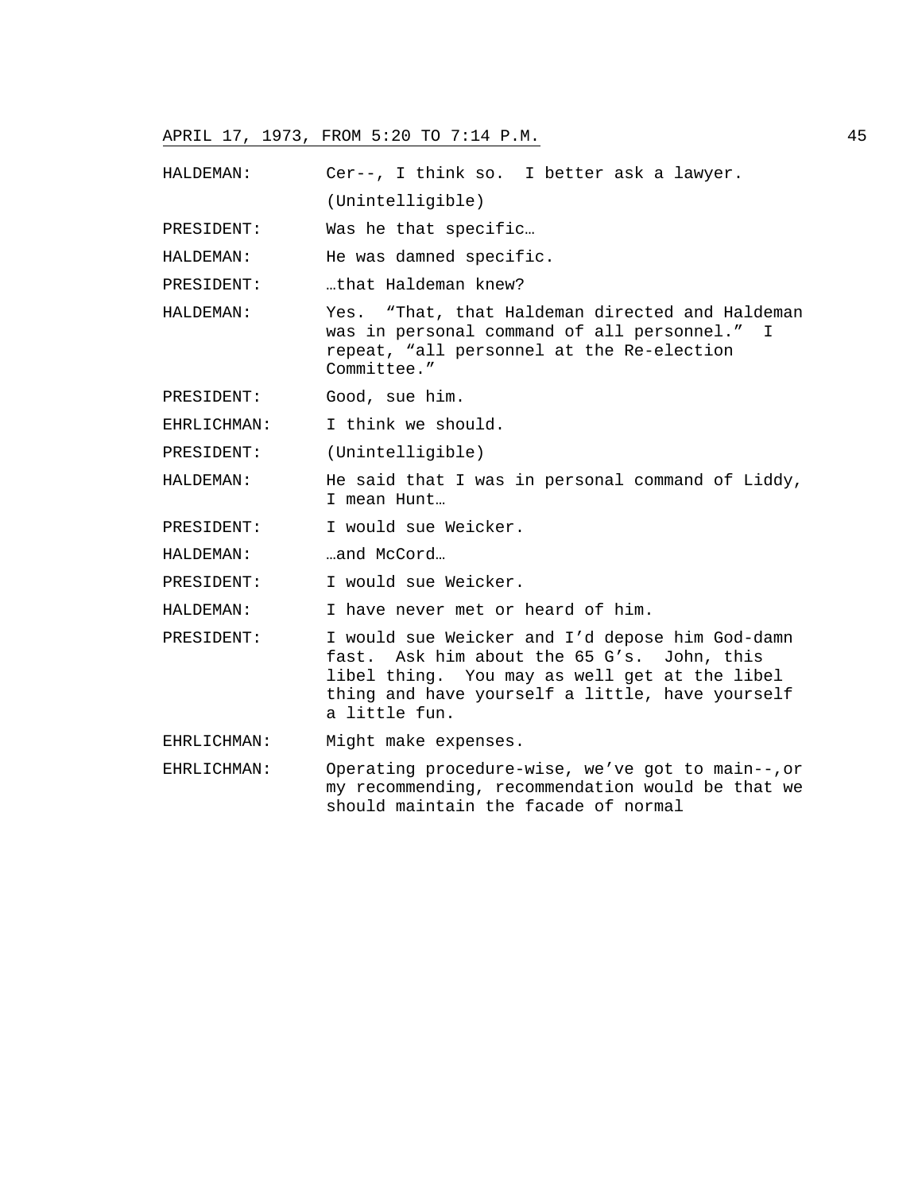HALDEMAN: Cer--, I think so. I better ask a lawyer. (Unintelligible)

PRESIDENT: Was he that specific…

HALDEMAN: He was damned specific.

PRESIDENT: …that Haldeman knew?

HALDEMAN: Yes. "That, that Haldeman directed and Haldeman was in personal command of all personnel." I repeat, "all personnel at the Re-election Committee."

PRESIDENT: Good, sue him.

EHRLICHMAN: I think we should.

PRESIDENT: (Unintelligible)

HALDEMAN: He said that I was in personal command of Liddy, I mean Hunt…

PRESIDENT: I would sue Weicker.

HALDEMAN: …and McCord…

PRESIDENT: I would sue Weicker.

HALDEMAN: I have never met or heard of him.

PRESIDENT: I would sue Weicker and I'd depose him God-damn fast. Ask him about the 65 G's. John, this libel thing. You may as well get at the libel thing and have yourself a little, have yourself a little fun.

EHRLICHMAN: Might make expenses.

EHRLICHMAN: Operating procedure-wise, we've got to main--,or my recommending, recommendation would be that we should maintain the facade of normal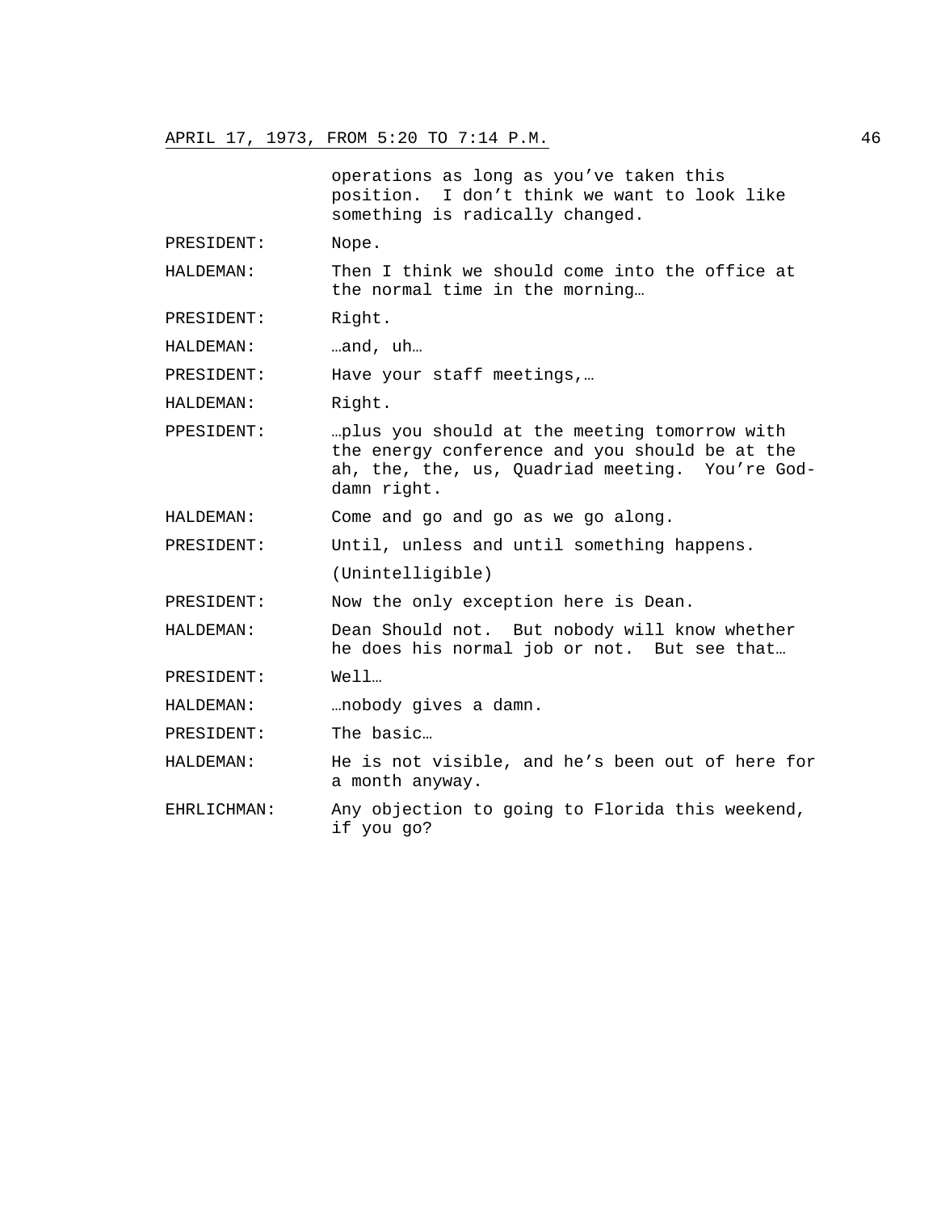operations as long as you've taken this position. I don't think we want to look like something is radically changed.

PRESIDENT: Nope.

HALDEMAN: Then I think we should come into the office at the normal time in the morning…

PRESIDENT: Right.

HALDEMAN: …and, uh…

PRESIDENT: Have your staff meetings,…

HALDEMAN: Right.

PPESIDENT: …plus you should at the meeting tomorrow with the energy conference and you should be at the ah, the, the, us, Quadriad meeting. You're God-damn right.

HALDEMAN: Come and go and go as we go along.

PRESIDENT: Until, unless and until something happens.

(Unintelligible)

PRESIDENT: Now the only exception here is Dean.

HALDEMAN: Dean Should not. But nobody will know whether he does his normal job or not. But see that…

PRESIDENT: Well…

HALDEMAN: …nobody gives a damn.

PRESIDENT: The basic…

HALDEMAN: He is not visible, and he's been out of here for a month anyway.

EHRLICHMAN: Any objection to going to Florida this weekend, if you go?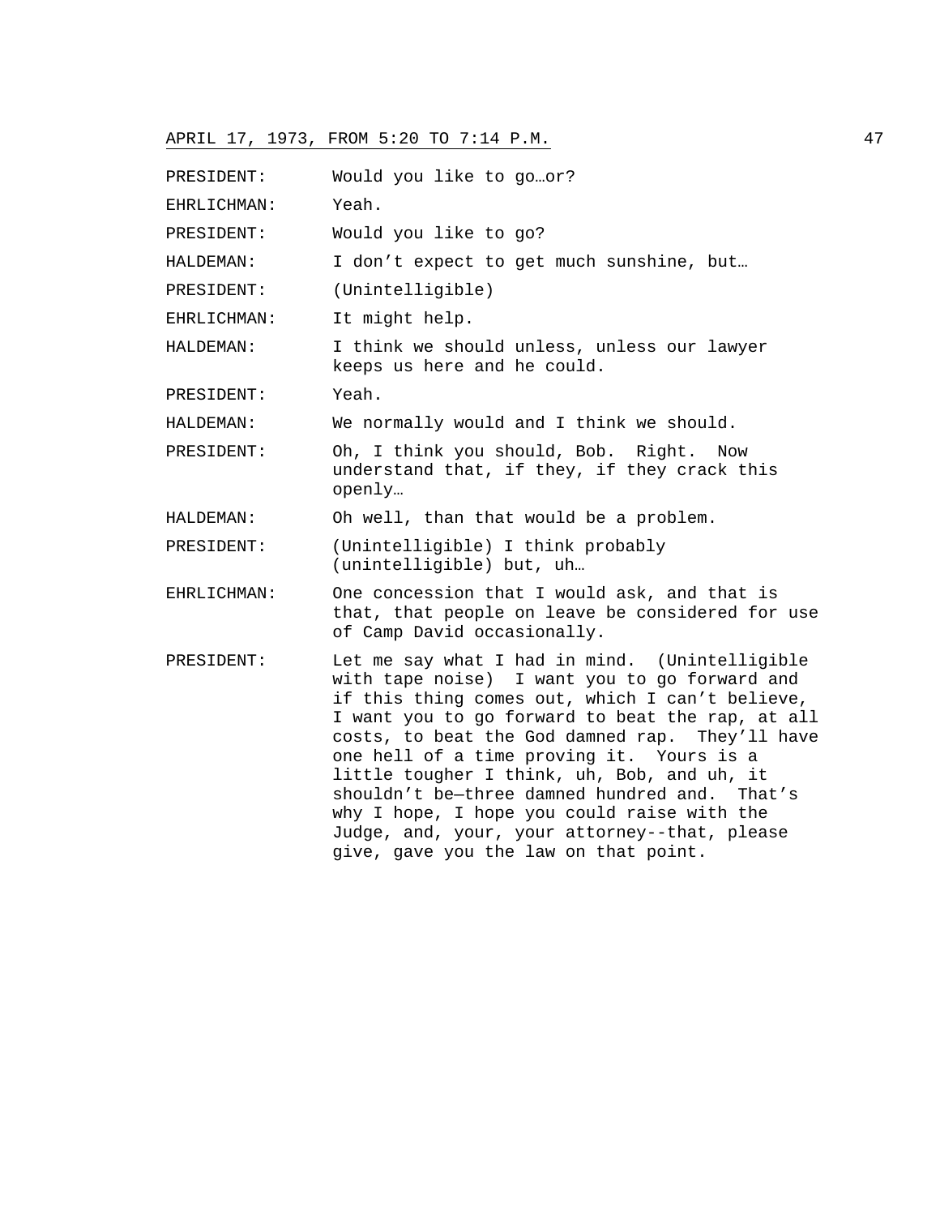PRESIDENT: Would you like to go…or?

EHRLICHMAN: Yeah.

PRESIDENT: Would you like to go?

HALDEMAN: I don't expect to get much sunshine, but…

PRESIDENT: (Unintelligible)

EHRLICHMAN: It might help.

HALDEMAN: I think we should unless, unless our lawyer keeps us here and he could.

PRESIDENT: Yeah.

HALDEMAN: We normally would and I think we should.

PRESIDENT: Oh, I think you should, Bob. Right. Now understand that, if they, if they crack this openly…

HALDEMAN: Oh well, than that would be a problem.

PRESIDENT: (Unintelligible) I think probably (unintelligible) but, uh…

EHRLICHMAN: One concession that I would ask, and that is that, that people on leave be considered for use of Camp David occasionally.

PRESIDENT: Let me say what I had in mind. (Unintelligible with tape noise) I want you to go forward and if this thing comes out, which I can't believe, I want you to go forward to beat the rap, at all costs, to beat the God damned rap. They'll have one hell of a time proving it. Yours is a little tougher I think, uh, Bob, and uh, it shouldn't be—three damned hundred and. That's why I hope, I hope you could raise with the Judge, and, your, your attorney--that, please give, gave you the law on that point.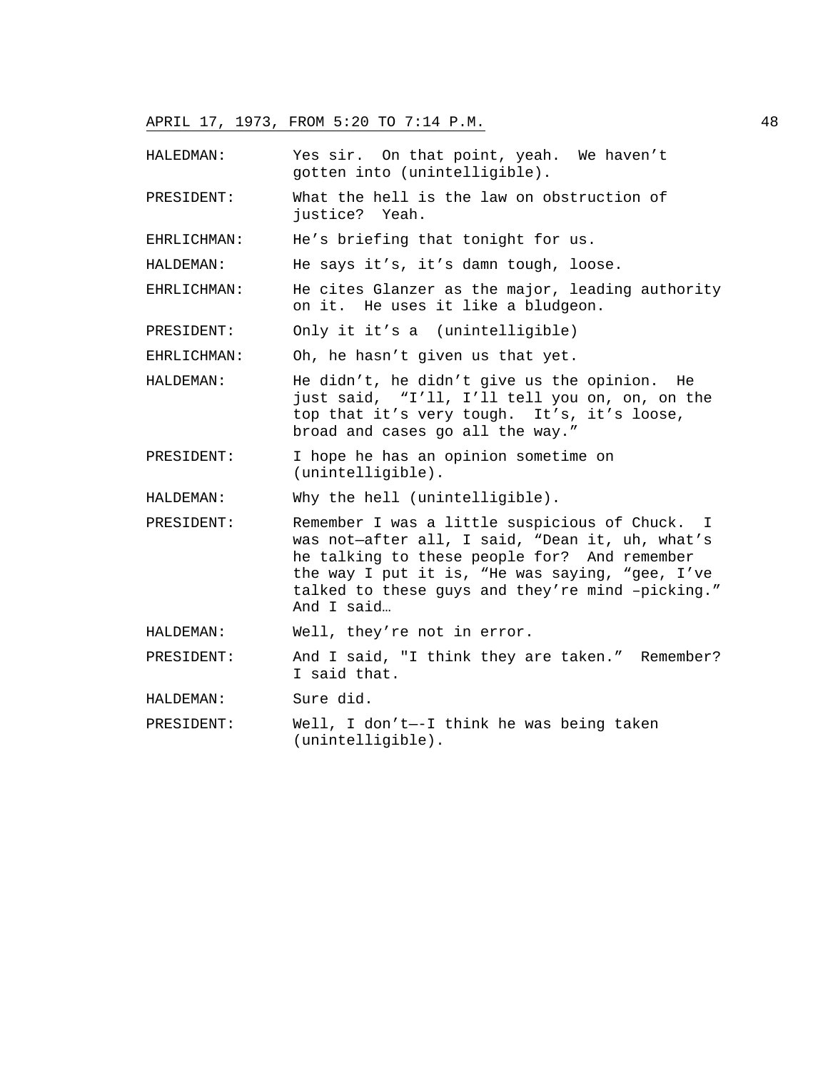HALEDMAN: Yes sir. On that point, yeah. We haven't gotten into (unintelligible).

PRESIDENT: What the hell is the law on obstruction of justice? Yeah.

EHRLICHMAN: He's briefing that tonight for us.

HALDEMAN: He says it's, it's damn tough, loose.

EHRLICHMAN: He cites Glanzer as the major, leading authority on it. He uses it like a bludgeon.

PRESIDENT: Only it it's a (unintelligible)

EHRLICHMAN: Oh, he hasn't given us that yet.

HALDEMAN: He didn't, he didn't give us the opinion. He just said, "I'll, I'll tell you on, on, on the top that it's very tough. It's, it's loose, broad and cases go all the way."

PRESIDENT: I hope he has an opinion sometime on (unintelligible).

HALDEMAN: Why the hell (unintelligible).

PRESIDENT: Remember I was a little suspicious of Chuck. I was not—after all, I said, "Dean it, uh, what's he talking to these people for? And remember the way I put it is, "He was saying, "gee, I've talked to these guys and they're mind –picking." And I said…

HALDEMAN: Well, they're not in error.

PRESIDENT: And I said, "I think they are taken." Remember? I said that.

HALDEMAN: Sure did.

PRESIDENT: Well, I don't—-I think he was being taken (unintelligible).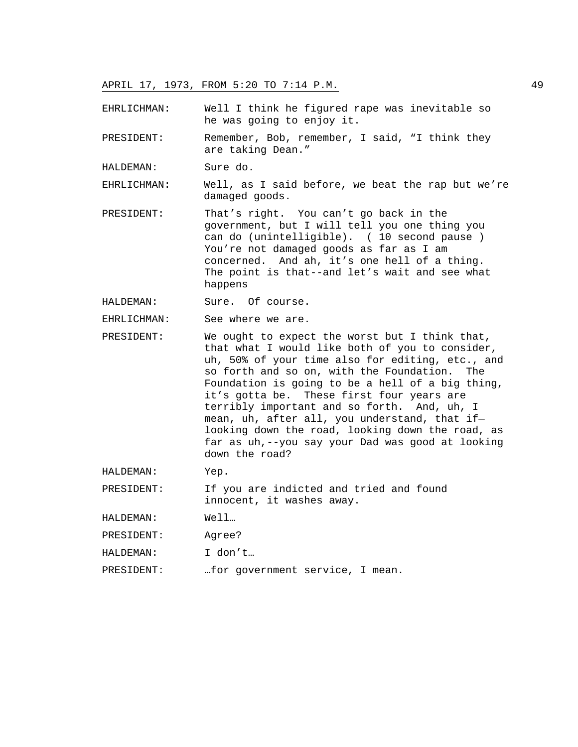EHRLICHMAN: Well I think he figured rape was inevitable so he was going to enjoy it.

PRESIDENT: Remember, Bob, remember, I said, “I think they are taking Dean.”

HALDEMAN: Sure do.

EHRLICHMAN: Well, as I said before, we beat the rap but we’re damaged goods.

PRESIDENT: That’s right. You can’t go back in the government, but I will tell you one thing you can do (unintelligible). ( 10 second pause ) You’re not damaged goods as far as I am concerned. And ah, it’s one hell of a thing. The point is that--and let’s wait and see what happens

HALDEMAN: Sure. Of course.

EHRLICHMAN: See where we are.

PRESIDENT: We ought to expect the worst but I think that, that what I would like both of you to consider, uh, 50% of your time also for editing, etc., and so forth and so on, with the Foundation. The Foundation is going to be a hell of a big thing, it’s gotta be. These first four years are terribly important and so forth. And, uh, I mean, uh, after all, you understand, that if—looking down the road, looking down the road, as far as uh,--you say your Dad was good at looking down the road?

HALDEMAN: Yep.

PRESIDENT: If you are indicted and tried and found innocent, it washes away.

HALDEMAN: Well…

PRESIDENT: Agree?

HALDEMAN: I don’t…

PRESIDENT: …for government service, I mean.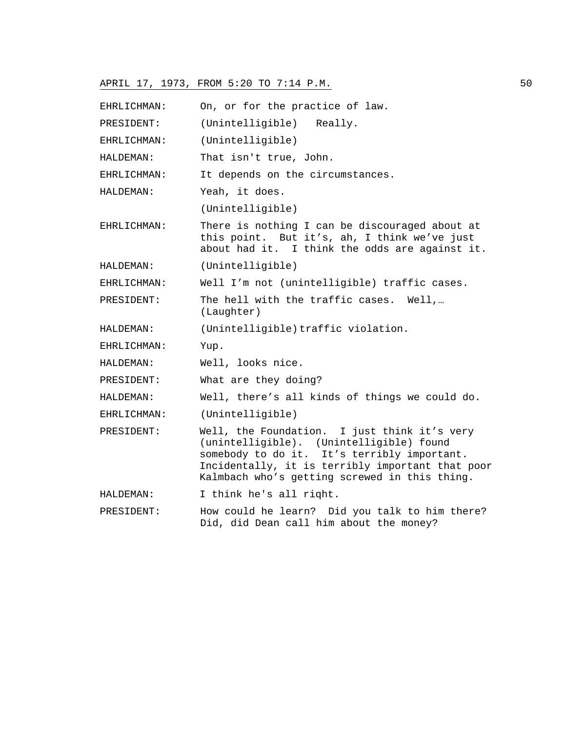APRIL 17, 1973, FROM 5:20 TO 7:14 P.M.

EHRLICHMAN: On, or for the practice of law.

PRESIDENT: (Unintelligible) Really.

EHRLICHMAN: (Unintelligible)

HALDEMAN: That isn't true, John.

EHRLICHMAN: It depends on the circumstances.

HALDEMAN: Yeah, it does.

(Unintelligible)

EHRLICHMAN: There is nothing I can be discouraged about at this point. But it's, ah, I think we've just about had it. I think the odds are against it.

HALDEMAN: (Unintelligible)

EHRLICHMAN: Well I'm not (unintelligible) traffic cases.

PRESIDENT: The hell with the traffic cases. Well,… (Laughter)

HALDEMAN: (Unintelligible) traffic violation.

EHRLICHMAN: Yup.

HALDEMAN: Well, looks nice.

PRESIDENT: What are they doing?

HALDEMAN: Well, there's all kinds of things we could do.

EHRLICHMAN: (Unintelligible)

PRESIDENT: Well, the Foundation. I just think it's very (unintelligible). (Unintelligible) found somebody to do it. It's terribly important. Incidentally, it is terribly important that poor Kalmbach who's getting screwed in this thing.

HALDEMAN: I think he's all riqht.

PRESIDENT: How could he learn? Did you talk to him there? Did, did Dean call him about the money?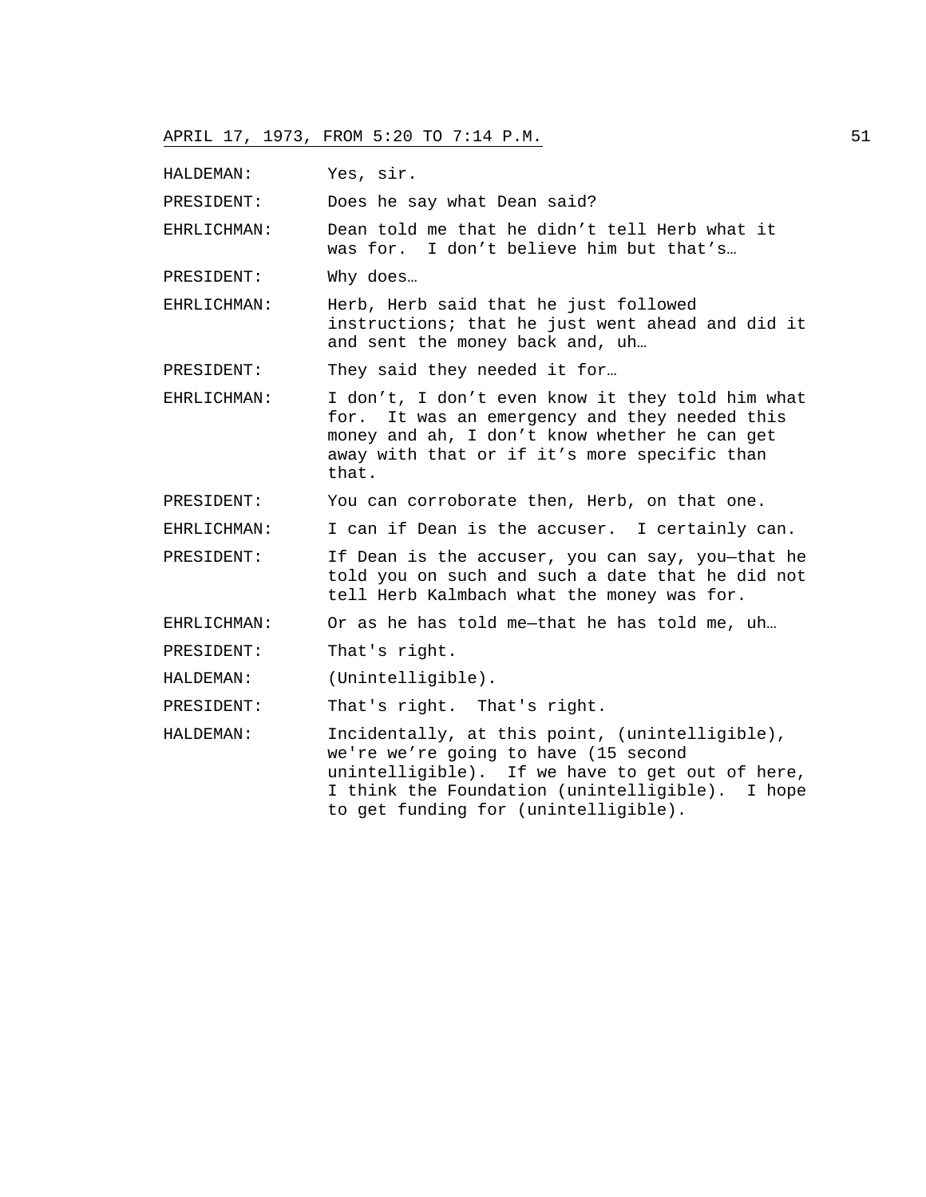HALDEMAN: Yes, sir.

PRESIDENT: Does he say what Dean said?

EHRLICHMAN: Dean told me that he didn't tell Herb what it was for. I don't believe him but that's…

PRESIDENT: Why does…

EHRLICHMAN: Herb, Herb said that he just followed instructions; that he just went ahead and did it and sent the money back and, uh…

PRESIDENT: They said they needed it for…

EHRLICHMAN: I don't, I don't even know it they told him what for. It was an emergency and they needed this money and ah, I don't know whether he can get away with that or if it's more specific than that.

PRESIDENT: You can corroborate then, Herb, on that one.

EHRLICHMAN: I can if Dean is the accuser. I certainly can.

PRESIDENT: If Dean is the accuser, you can say, you—that he told you on such and such a date that he did not tell Herb Kalmbach what the money was for.

EHRLICHMAN: Or as he has told me—that he has told me, uh…

PRESIDENT: That's right.

HALDEMAN: (Unintelligible).

PRESIDENT: That's right. That's right.

HALDEMAN: Incidentally, at this point, (unintelligible), we're we're going to have (15 second unintelligible). If we have to get out of here, I think the Foundation (unintelligible). I hope to get funding for (unintelligible).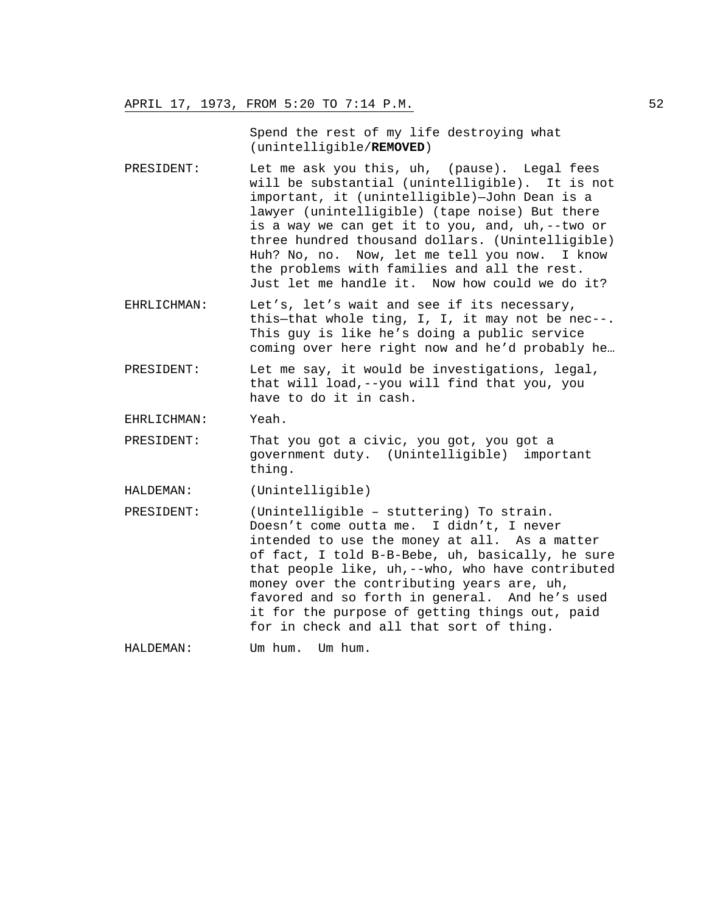Spend the rest of my life destroying what (unintelligible/**REMOVED**)

PRESIDENT: Let me ask you this, uh, (pause). Legal fees will be substantial (unintelligible). It is not important, it (unintelligible)—John Dean is a lawyer (unintelligible) (tape noise) But there is a way we can get it to you, and, uh,--two or three hundred thousand dollars. (Unintelligible) Huh? No, no. Now, let me tell you now. I know the problems with families and all the rest. Just let me handle it. Now how could we do it?

EHRLICHMAN: Let's, let's wait and see if its necessary, this—that whole ting, I, I, it may not be nec--. This guy is like he's doing a public service coming over here right now and he'd probably he…

PRESIDENT: Let me say, it would be investigations, legal, that will load,--you will find that you, you have to do it in cash.

EHRLICHMAN: Yeah.

PRESIDENT: That you got a civic, you got, you got a government duty. (Unintelligible) important thing.

HALDEMAN: (Unintelligible)

PRESIDENT: (Unintelligible – stuttering) To strain. Doesn't come outta me. I didn't, I never intended to use the money at all. As a matter of fact, I told B-B-Bebe, uh, basically, he sure that people like, uh,--who, who have contributed money over the contributing years are, uh, favored and so forth in general. And he's used it for the purpose of getting things out, paid for in check and all that sort of thing.

HALDEMAN: Um hum. Um hum.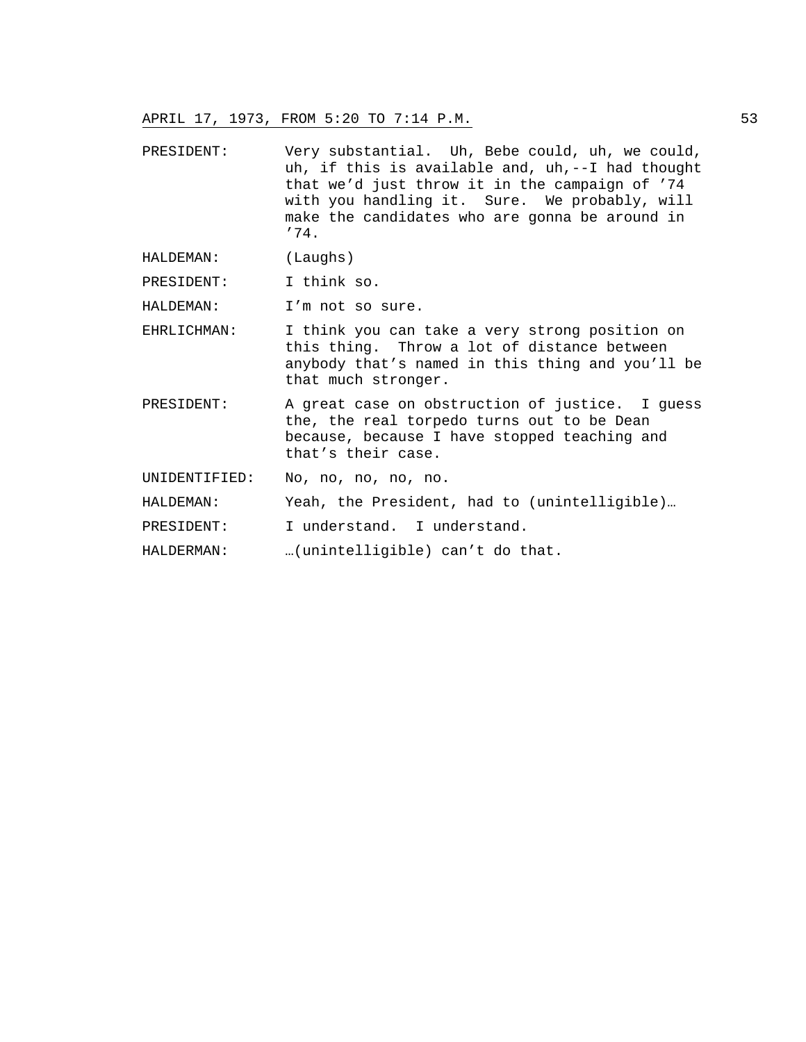PRESIDENT: Very substantial. Uh, Bebe could, uh, we could, uh, if this is available and, uh,--I had thought that we'd just throw it in the campaign of '74 with you handling it. Sure. We probably, will make the candidates who are gonna be around in '74.

HALDEMAN: (Laughs)

PRESIDENT: I think so.

HALDEMAN: I'm not so sure.

EHRLICHMAN: I think you can take a very strong position on this thing. Throw a lot of distance between anybody that's named in this thing and you'll be that much stronger.

PRESIDENT: A great case on obstruction of justice. I guess the, the real torpedo turns out to be Dean because, because I have stopped teaching and that's their case.

UNIDENTIFIED: No, no, no, no, no.

HALDEMAN: Yeah, the President, had to (unintelligible)…

PRESIDENT: I understand. I understand.

HALDERMAN: …(unintelligible) can't do that.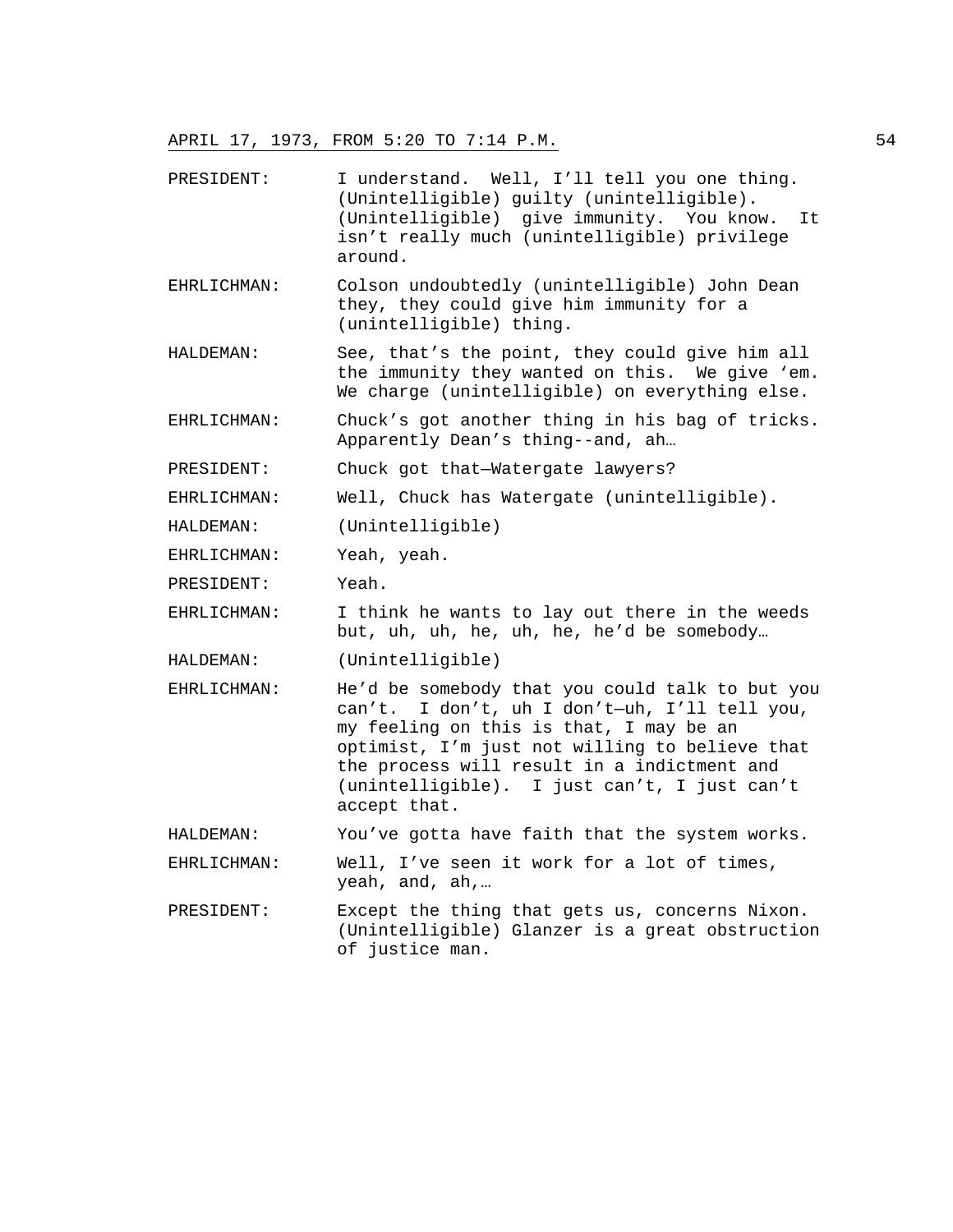PRESIDENT: I understand. Well, I'll tell you one thing. (Unintelligible) guilty (unintelligible). (Unintelligible) give immunity. You know. It isn't really much (unintelligible) privilege around.

EHRLICHMAN: Colson undoubtedly (unintelligible) John Dean they, they could give him immunity for a (unintelligible) thing.

HALDEMAN: See, that's the point, they could give him all the immunity they wanted on this. We give 'em. We charge (unintelligible) on everything else.

EHRLICHMAN: Chuck's got another thing in his bag of tricks. Apparently Dean's thing--and, ah…

PRESIDENT: Chuck got that—Watergate lawyers?

EHRLICHMAN: Well, Chuck has Watergate (unintelligible).

HALDEMAN: (Unintelligible)

EHRLICHMAN: Yeah, yeah.

PRESIDENT: Yeah.

EHRLICHMAN: I think he wants to lay out there in the weeds but, uh, uh, he, uh, he, he'd be somebody…

HALDEMAN: (Unintelligible)

EHRLICHMAN: He'd be somebody that you could talk to but you can't. I don't, uh I don't—uh, I'll tell you, my feeling on this is that, I may be an optimist, I'm just not willing to believe that the process will result in a indictment and (unintelligible). I just can't, I just can't accept that.

HALDEMAN: You've gotta have faith that the system works.

EHRLICHMAN: Well, I've seen it work for a lot of times, yeah, and, ah,…

PRESIDENT: Except the thing that gets us, concerns Nixon. (Unintelligible) Glanzer is a great obstruction of justice man.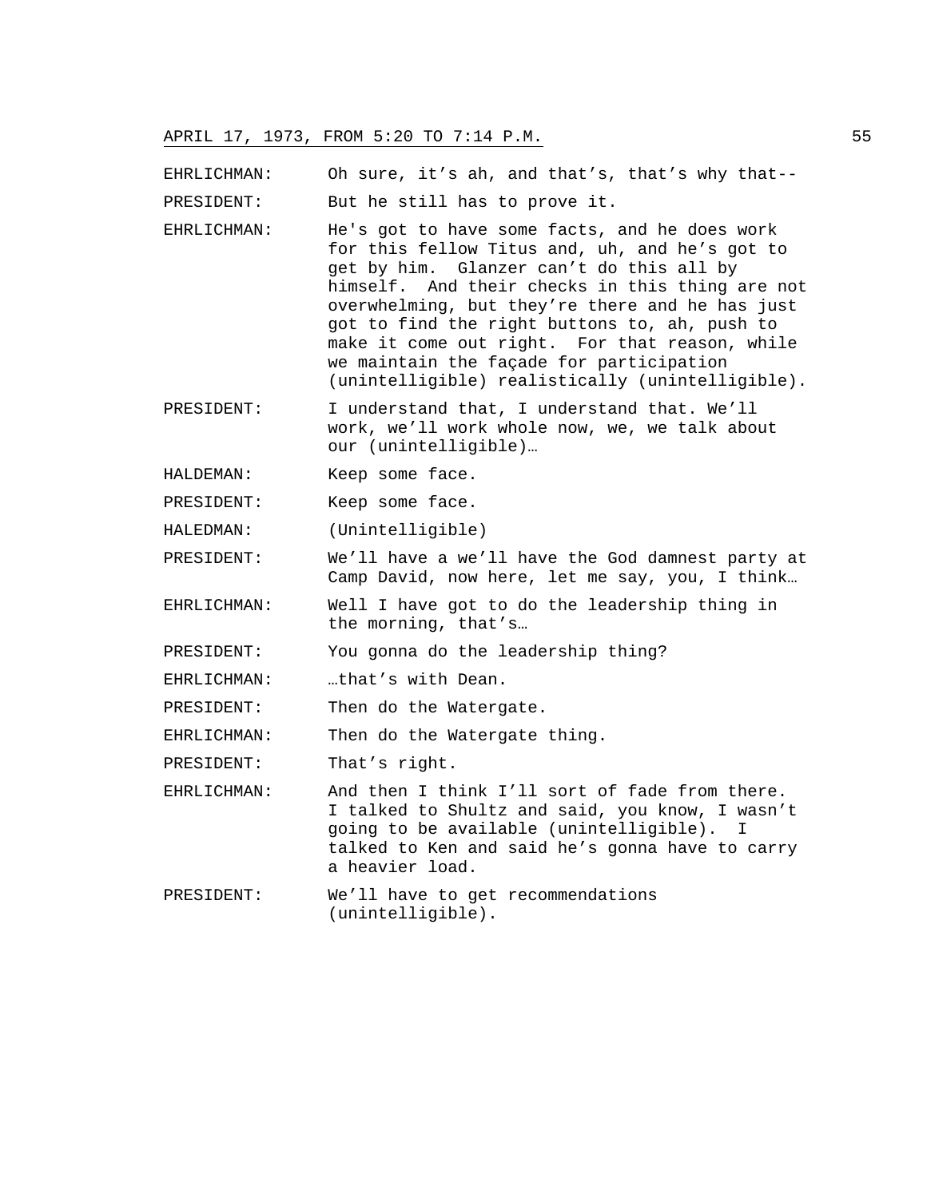EHRLICHMAN: Oh sure, it's ah, and that's, that's why that--

PRESIDENT: But he still has to prove it.

EHRLICHMAN: He's got to have some facts, and he does work for this fellow Titus and, uh, and he's got to get by him. Glanzer can't do this all by himself. And their checks in this thing are not overwhelming, but they're there and he has just got to find the right buttons to, ah, push to make it come out right. For that reason, while we maintain the façade for participation (unintelligible) realistically (unintelligible).

PRESIDENT: I understand that, I understand that. We'll work, we'll work whole now, we, we talk about our (unintelligible)…

HALDEMAN: Keep some face.

PRESIDENT: Keep some face.

HALEDMAN: (Unintelligible)

PRESIDENT: We'll have a we'll have the God damnest party at Camp David, now here, let me say, you, I think…

EHRLICHMAN: Well I have got to do the leadership thing in the morning, that's…

PRESIDENT: You gonna do the leadership thing?

EHRLICHMAN: …that's with Dean.

PRESIDENT: Then do the Watergate.

EHRLICHMAN: Then do the Watergate thing.

PRESIDENT: That's right.

EHRLICHMAN: And then I think I'll sort of fade from there. I talked to Shultz and said, you know, I wasn't going to be available (unintelligible). I talked to Ken and said he's gonna have to carry a heavier load.

PRESIDENT: We'll have to get recommendations (unintelligible).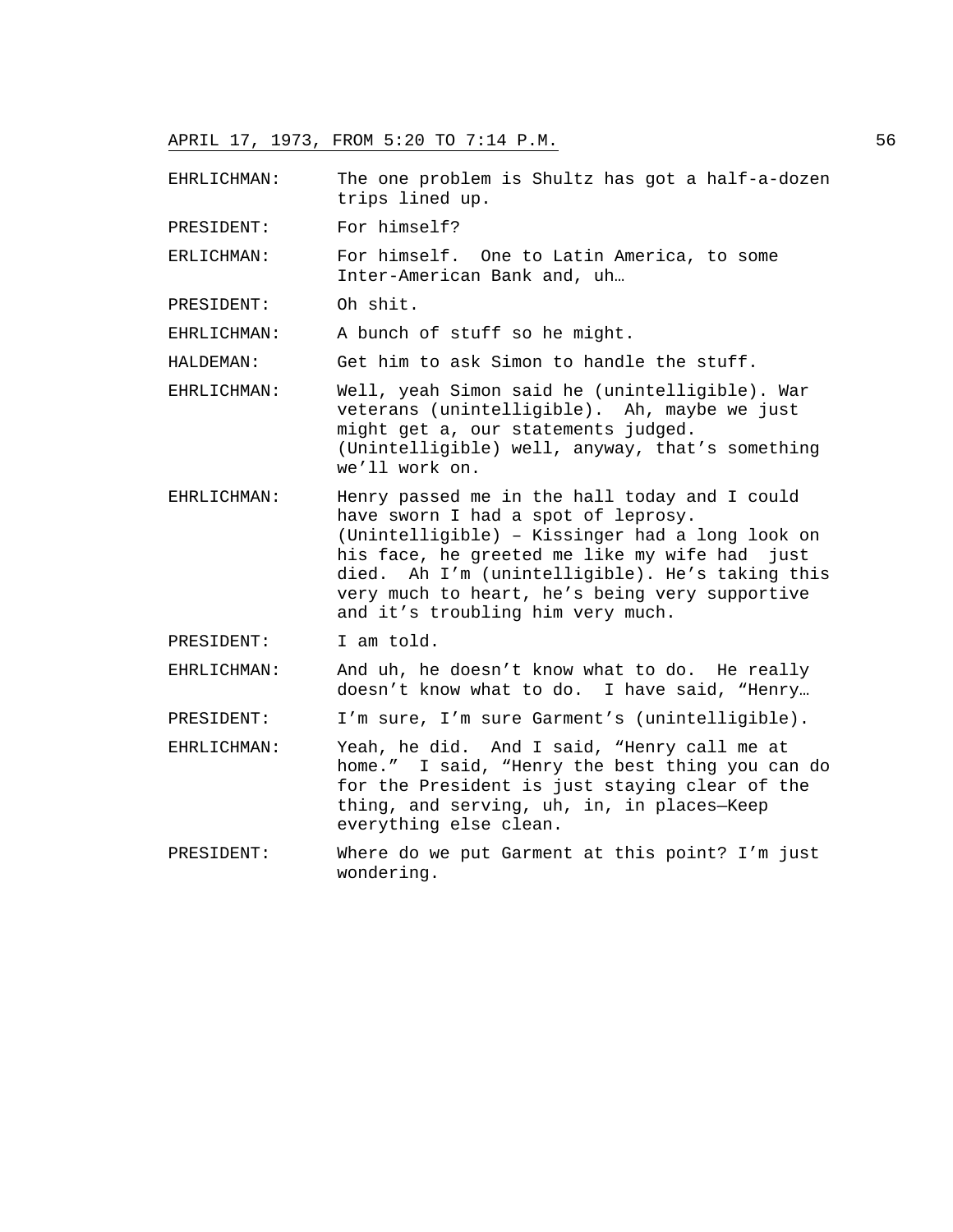EHRLICHMAN: The one problem is Shultz has got a half-a-dozen trips lined up.

PRESIDENT: For himself?

ERLICHMAN: For himself. One to Latin America, to some Inter-American Bank and, uh…

PRESIDENT: Oh shit.

EHRLICHMAN: A bunch of stuff so he might.

HALDEMAN: Get him to ask Simon to handle the stuff.

EHRLICHMAN: Well, yeah Simon said he (unintelligible). War veterans (unintelligible). Ah, maybe we just might get a, our statements judged. (Unintelligible) well, anyway, that's something we'll work on.

EHRLICHMAN: Henry passed me in the hall today and I could have sworn I had a spot of leprosy. (Unintelligible) – Kissinger had a long look on his face, he greeted me like my wife had just died. Ah I'm (unintelligible). He's taking this very much to heart, he's being very supportive and it's troubling him very much.

PRESIDENT: I am told.

EHRLICHMAN: And uh, he doesn't know what to do. He really doesn't know what to do. I have said, "Henry…

PRESIDENT: I'm sure, I'm sure Garment's (unintelligible).

EHRLICHMAN: Yeah, he did. And I said, "Henry call me at home." I said, "Henry the best thing you can do for the President is just staying clear of the thing, and serving, uh, in, in places—Keep everything else clean.

PRESIDENT: Where do we put Garment at this point? I'm just wondering.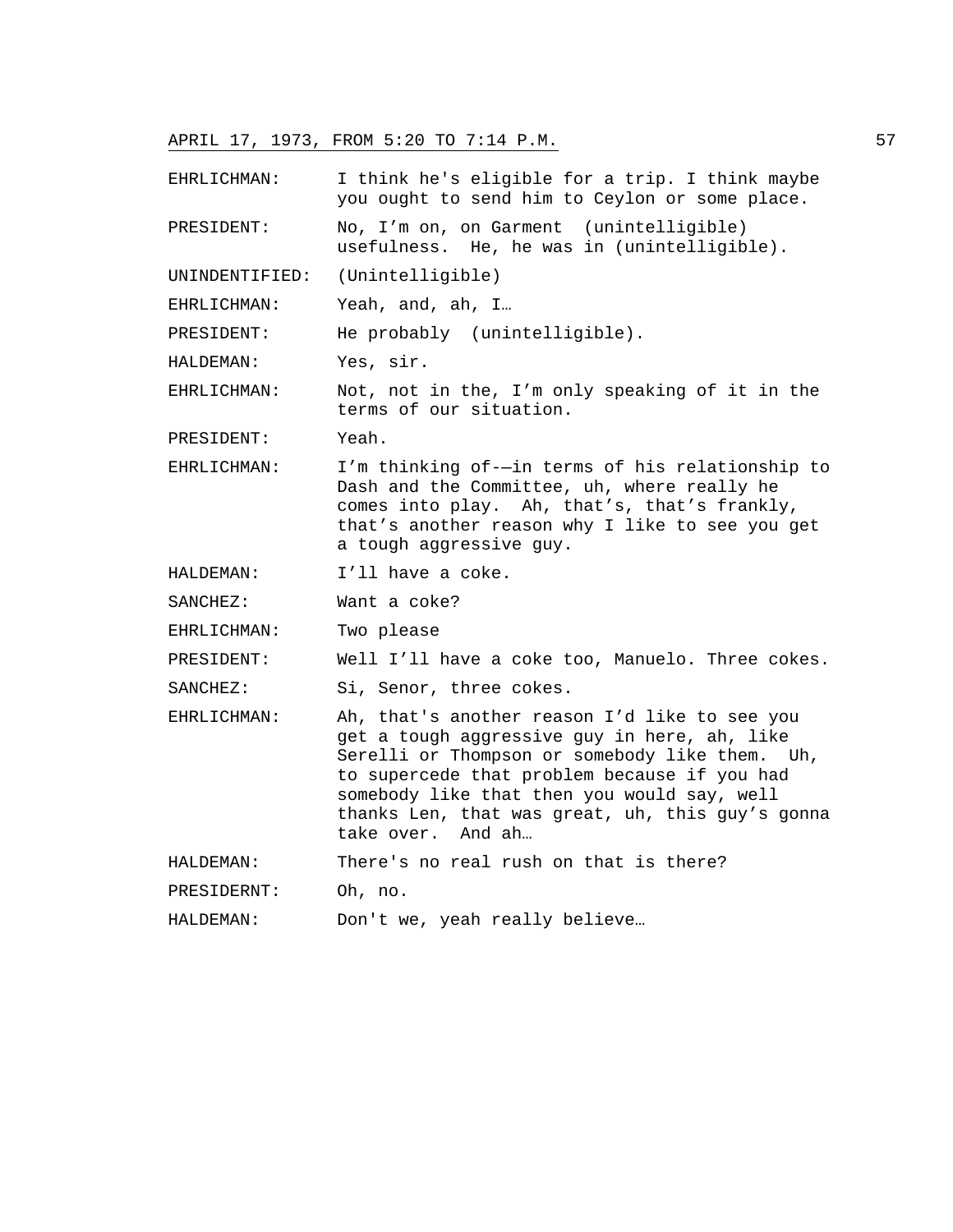EHRLICHMAN: I think he's eligible for a trip. I think maybe you ought to send him to Ceylon or some place.

PRESIDENT: No, I'm on, on Garment (unintelligible) usefulness. He, he was in (unintelligible).

UNINDENTIFIED: (Unintelligible)

EHRLICHMAN: Yeah, and, ah, I…

PRESIDENT: He probably (unintelligible).

HALDEMAN: Yes, sir.

EHRLICHMAN: Not, not in the, I'm only speaking of it in the terms of our situation.

PRESIDENT: Yeah.

EHRLICHMAN: I'm thinking of-—in terms of his relationship to Dash and the Committee, uh, where really he comes into play. Ah, that's, that's frankly, that's another reason why I like to see you get a tough aggressive guy.

HALDEMAN: I'll have a coke.

SANCHEZ: Want a coke?

EHRLICHMAN: Two please

PRESIDENT: Well I'll have a coke too, Manuelo. Three cokes.

SANCHEZ: Si, Senor, three cokes.

EHRLICHMAN: Ah, that's another reason I'd like to see you get a tough aggressive guy in here, ah, like Serelli or Thompson or somebody like them. Uh, to supercede that problem because if you had somebody like that then you would say, well thanks Len, that was great, uh, this guy's gonna take over. And ah…

HALDEMAN: There's no real rush on that is there?

PRESIDERNT: Oh, no.

HALDEMAN: Don't we, yeah really believe…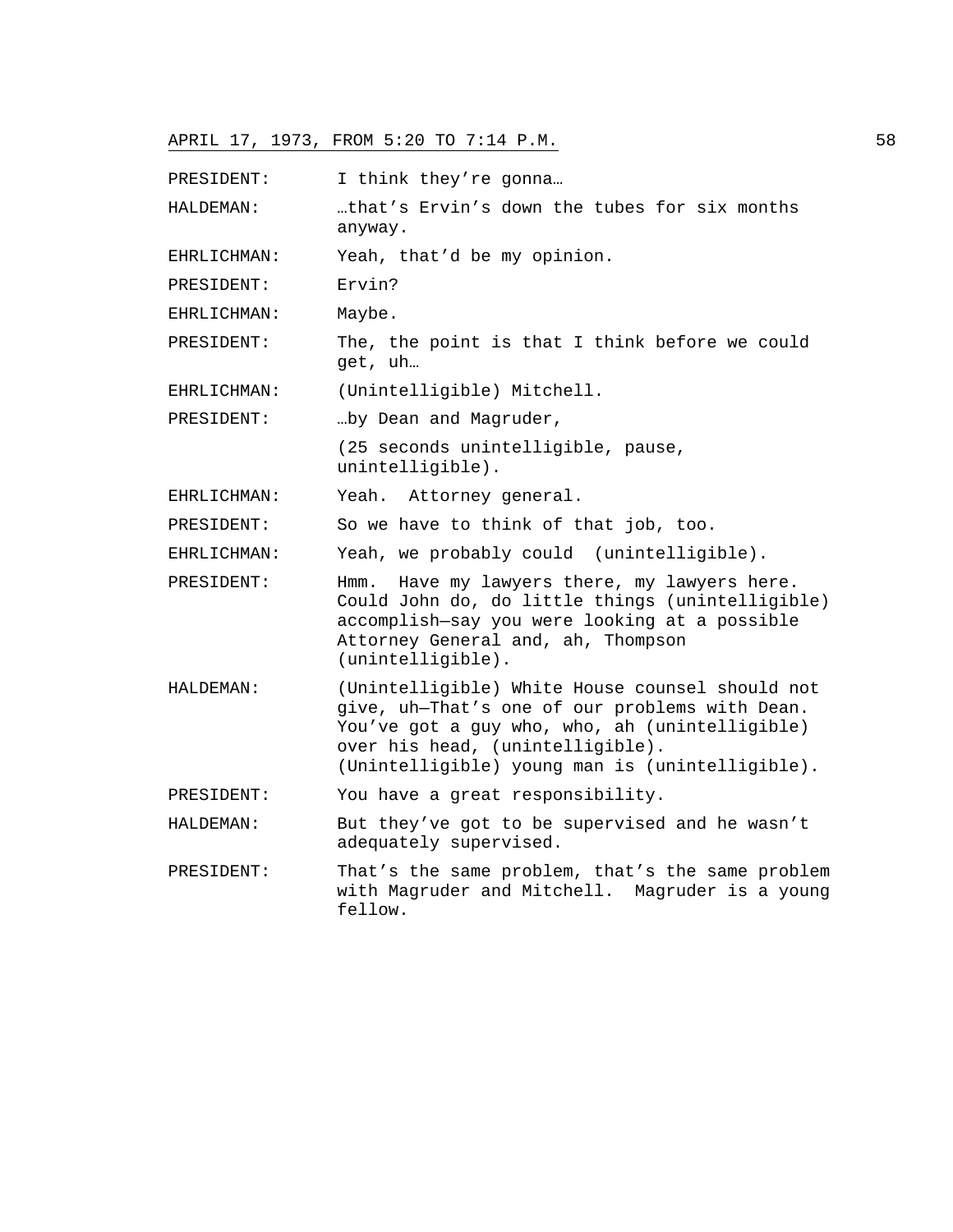PRESIDENT: I think they're gonna…

HALDEMAN: …that's Ervin's down the tubes for six months anyway.

EHRLICHMAN: Yeah, that'd be my opinion.

PRESIDENT: Ervin?

EHRLICHMAN: Maybe.

PRESIDENT: The, the point is that I think before we could get, uh…

EHRLICHMAN: (Unintelligible) Mitchell.

PRESIDENT: …by Dean and Magruder,

(25 seconds unintelligible, pause, unintelligible).

EHRLICHMAN: Yeah. Attorney general.

PRESIDENT: So we have to think of that job, too.

EHRLICHMAN: Yeah, we probably could (unintelligible).

PRESIDENT: Hmm. Have my lawyers there, my lawyers here. Could John do, do little things (unintelligible) accomplish—say you were looking at a possible Attorney General and, ah, Thompson (unintelligible).

HALDEMAN: (Unintelligible) White House counsel should not give, uh—That's one of our problems with Dean. You've got a guy who, who, ah (unintelligible) over his head, (unintelligible). (Unintelligible) young man is (unintelligible).

PRESIDENT: You have a great responsibility.

HALDEMAN: But they've got to be supervised and he wasn't adequately supervised.

PRESIDENT: That's the same problem, that's the same problem with Magruder and Mitchell. Magruder is a young fellow.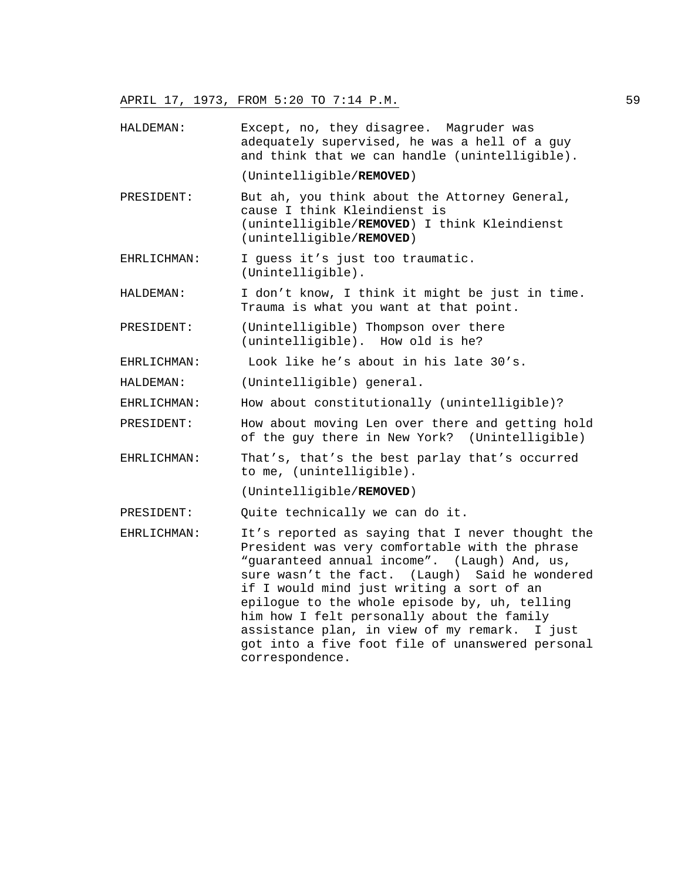HALDEMAN: Except, no, they disagree. Magruder was adequately supervised, he was a hell of a guy and think that we can handle (unintelligible).

(Unintelligible/**REMOVED**)

PRESIDENT: But ah, you think about the Attorney General, cause I think Kleindienst is (unintelligible/**REMOVED**) I think Kleindienst (unintelligible/**REMOVED**)

EHRLICHMAN: I guess it's just too traumatic. (Unintelligible).

HALDEMAN: I don't know, I think it might be just in time. Trauma is what you want at that point.

PRESIDENT: (Unintelligible) Thompson over there (unintelligible). How old is he?

EHRLICHMAN: Look like he's about in his late 30's.

HALDEMAN: (Unintelligible) general.

EHRLICHMAN: How about constitutionally (unintelligible)?

PRESIDENT: How about moving Len over there and getting hold of the guy there in New York? (Unintelligible)

EHRLICHMAN: That's, that's the best parlay that's occurred to me, (unintelligible).

(Unintelligible/**REMOVED**)

PRESIDENT: Quite technically we can do it.

EHRLICHMAN: It's reported as saying that I never thought the President was very comfortable with the phrase "guaranteed annual income". (Laugh) And, us, sure wasn't the fact. (Laugh) Said he wondered if I would mind just writing a sort of an epilogue to the whole episode by, uh, telling him how I felt personally about the family assistance plan, in view of my remark. I just got into a five foot file of unanswered personal correspondence.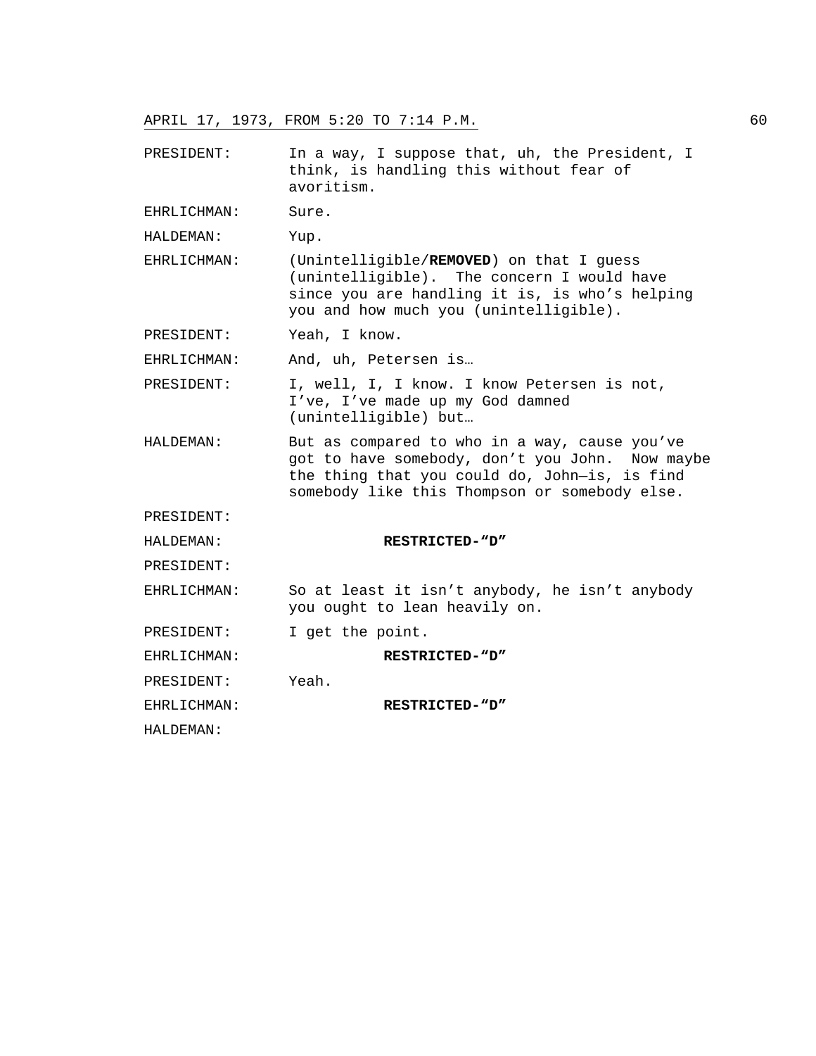APRIL 17, 1973, FROM 5:20 TO 7:14 P.M.

| | |
|---|---|
| PRESIDENT: | In a way, I suppose that, uh, the President, I think, is handling this without fear of avoritism. |
| EHRLICHMAN: | Sure. |
| HALDEMAN: | Yup. |
| EHRLICHMAN: | (Unintelligible/**REMOVED**) on that I guess (unintelligible). The concern I would have since you are handling it, is who's helping you and how much you (unintelligible). |
| PRESIDENT: | Yeah, I know. |
| EHRLICHMAN: | And, uh, Petersen is… |
| PRESIDENT: | I, well, I, I know. I know Petersen is not, I've, I've made up my God damned (unintelligible) but… |
| HALDEMAN: | But as compared to who in a way, cause you've got to have somebody, don't you John. Now maybe the thing that you could do, John—is, is find somebody like this Thompson or somebody else. |
| PRESIDENT: | |
| HALDEMAN: | **RESTRICTED-"D"** |
| PRESIDENT: | |
| EHRLICHMAN: | So at least it isn't anybody, he isn't anybody you ought to lean heavily on. |
| PRESIDENT: | I get the point. |
| EHRLICHMAN: | **RESTRICTED-"D"** |
| PRESIDENT: | Yeah. |
| EHRLICHMAN: | **RESTRICTED-"D"** |
| HALDEMAN: | |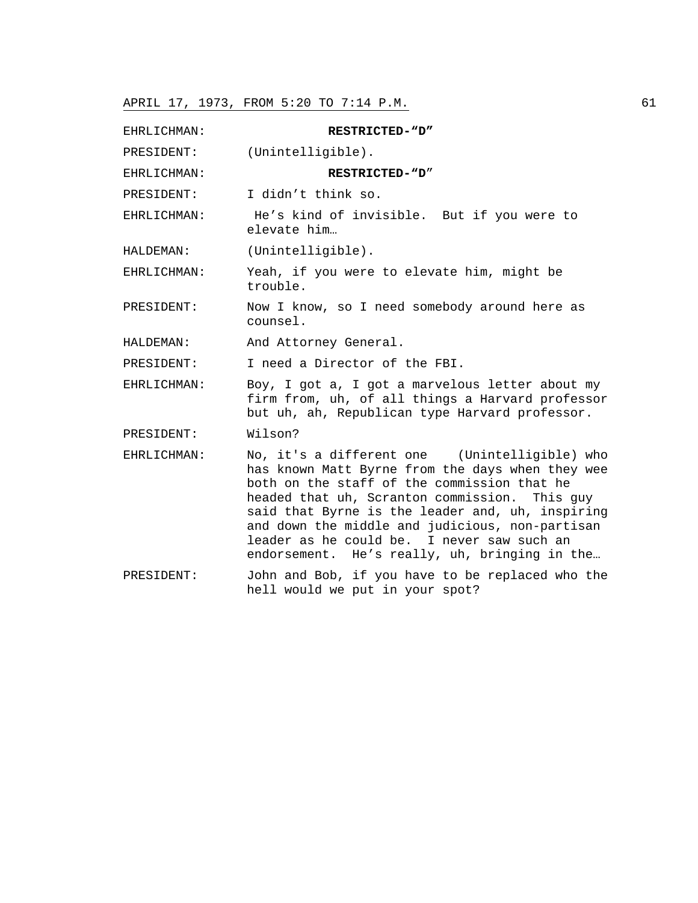| | |
|---|---|
| EHRLICHMAN: | **RESTRICTED-"D"** |
| PRESIDENT: | (Unintelligible). |
| EHRLICHMAN: | **RESTRICTED-"D"** |
| PRESIDENT: | I didn't think so. |
| EHRLICHMAN: | He's kind of invisible. But if you were to elevate him… |
| HALDEMAN: | (Unintelligible). |
| EHRLICHMAN: | Yeah, if you were to elevate him, might be trouble. |
| PRESIDENT: | Now I know, so I need somebody around here as counsel. |
| HALDEMAN: | And Attorney General. |
| PRESIDENT: | I need a Director of the FBI. |
| EHRLICHMAN: | Boy, I got a, I got a marvelous letter about my firm from, uh, of all things a Harvard professor but uh, ah, Republican type Harvard professor. |
| PRESIDENT: | Wilson? |
| EHRLICHMAN: | No, it's a different one (Unintelligible) who has known Matt Byrne from the days when they wee both on the staff of the commission that he headed that uh, Scranton commission. This guy said that Byrne is the leader and, uh, inspiring and down the middle and judicious, non-partisan leader as he could be. I never saw such an endorsement. He's really, uh, bringing in the… |
| PRESIDENT: | John and Bob, if you have to be replaced who the hell would we put in your spot? |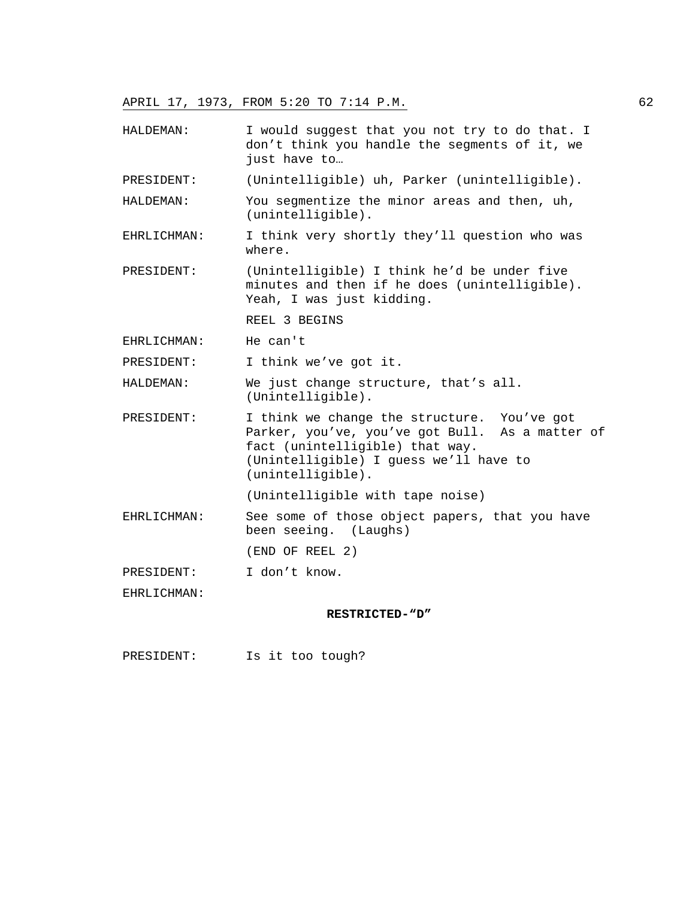| | |
|---|---|
| HALDEMAN: | I would suggest that you not try to do that. I don't think you handle the segments of it, we just have to… |
| PRESIDENT: | (Unintelligible) uh, Parker (unintelligible). |
| HALDEMAN: | You segmentize the minor areas and then, uh, (unintelligible). |
| EHRLICHMAN: | I think very shortly they'll question who was where. |
| PRESIDENT: | (Unintelligible) I think he'd be under five minutes and then if he does (unintelligible). Yeah, I was just kidding. |
| | REEL 3 BEGINS |
| EHRLICHMAN: | He can't |
| PRESIDENT: | I think we've got it. |
| HALDEMAN: | We just change structure, that's all. (Unintelligible). |
| PRESIDENT: | I think we change the structure. You've got Parker, you've, you've got Bull. As a matter of fact (unintelligible) that way. (Unintelligible) I guess we'll have to (unintelligible). |
| | (Unintelligible with tape noise) |
| EHRLICHMAN: | See some of those object papers, that you have been seeing. (Laughs) |
| | (END OF REEL 2) |
| PRESIDENT: | I don't know. |
| EHRLICHMAN: | |

**RESTRICTED-"D"**

| | |
|---|---|
| PRESIDENT: | Is it too tough? |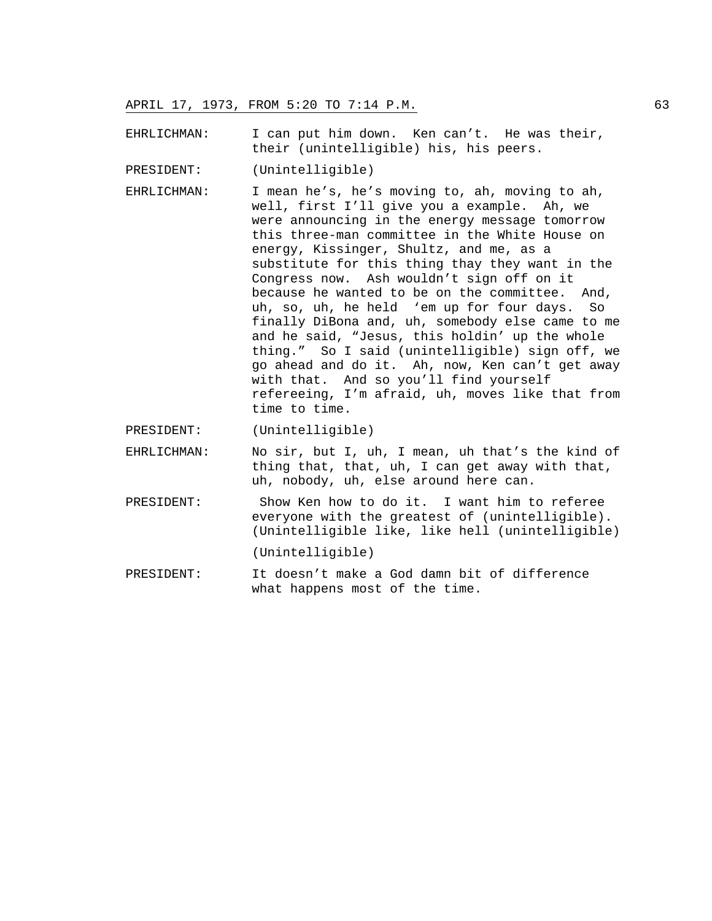EHRLICHMAN: I can put him down. Ken can't. He was their, their (unintelligible) his, his peers.

PRESIDENT: (Unintelligible)

EHRLICHMAN: I mean he's, he's moving to, ah, moving to ah, well, first I'll give you a example. Ah, we were announcing in the energy message tomorrow this three-man committee in the White House on energy, Kissinger, Shultz, and me, as a substitute for this thing thay they want in the Congress now. Ash wouldn't sign off on it because he wanted to be on the committee. And, uh, so, uh, he held 'em up for four days. So finally DiBona and, uh, somebody else came to me and he said, "Jesus, this holdin' up the whole thing." So I said (unintelligible) sign off, we go ahead and do it. Ah, now, Ken can't get away with that. And so you'll find yourself refereeing, I'm afraid, uh, moves like that from time to time.

PRESIDENT: (Unintelligible)

EHRLICHMAN: No sir, but I, uh, I mean, uh that's the kind of thing that, that, uh, I can get away with that, uh, nobody, uh, else around here can.

PRESIDENT: Show Ken how to do it. I want him to referee everyone with the greatest of (unintelligible). (Unintelligible like, like hell (unintelligible)

(Unintelligible)

PRESIDENT: It doesn't make a God damn bit of difference what happens most of the time.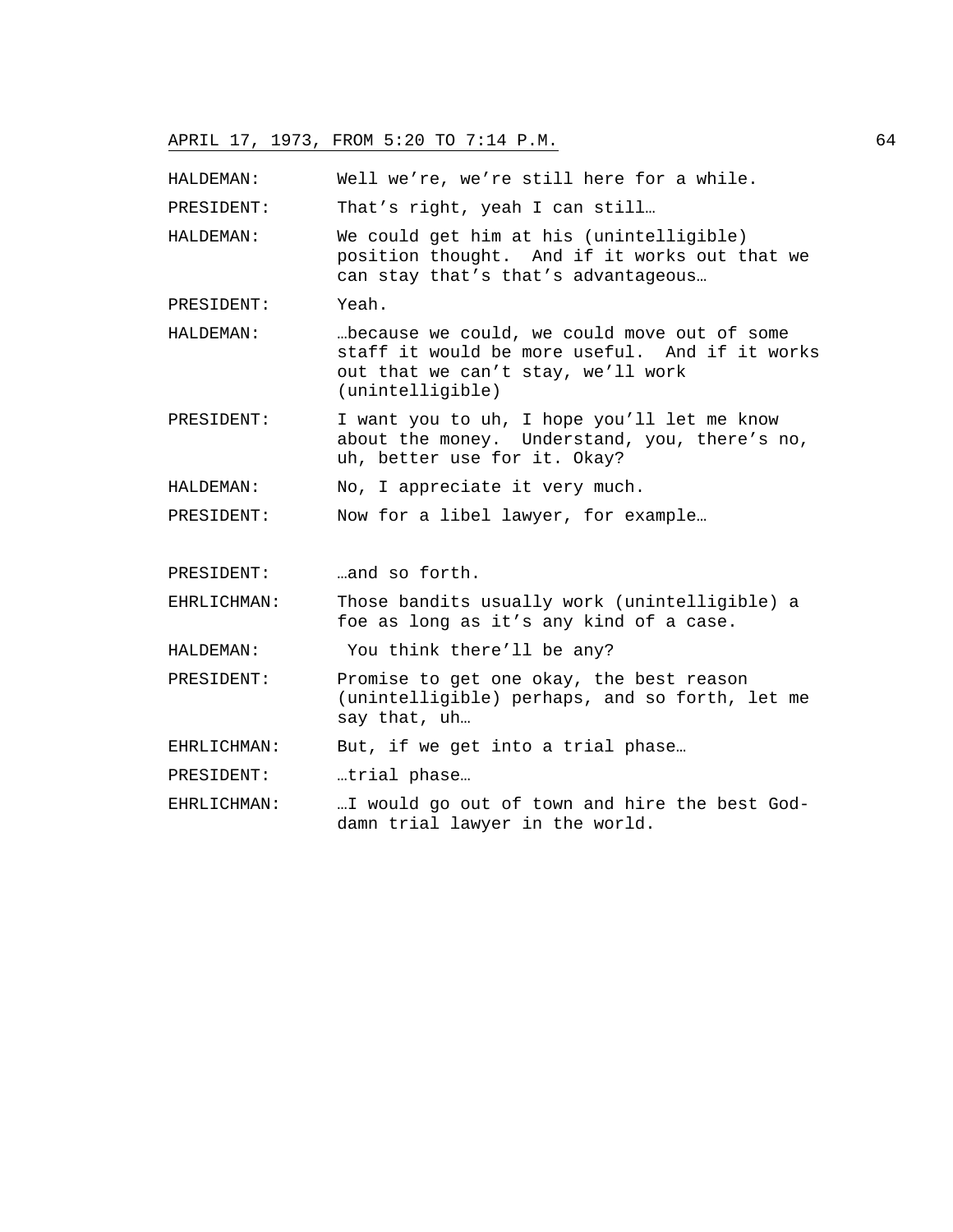HALDEMAN: Well we're, we're still here for a while.

PRESIDENT: That's right, yeah I can still…

HALDEMAN: We could get him at his (unintelligible) position thought. And if it works out that we can stay that's that's advantageous…

PRESIDENT: Yeah.

HALDEMAN: …because we could, we could move out of some staff it would be more useful. And if it works out that we can't stay, we'll work (unintelligible)

PRESIDENT: I want you to uh, I hope you'll let me know about the money. Understand, you, there's no, uh, better use for it. Okay?

HALDEMAN: No, I appreciate it very much.

PRESIDENT: Now for a libel lawyer, for example…

PRESIDENT: …and so forth.

EHRLICHMAN: Those bandits usually work (unintelligible) a foe as long as it's any kind of a case.

HALDEMAN: You think there'll be any?

PRESIDENT: Promise to get one okay, the best reason (unintelligible) perhaps, and so forth, let me say that, uh…

EHRLICHMAN: But, if we get into a trial phase…

PRESIDENT: …trial phase…

EHRLICHMAN: …I would go out of town and hire the best God-damn trial lawyer in the world.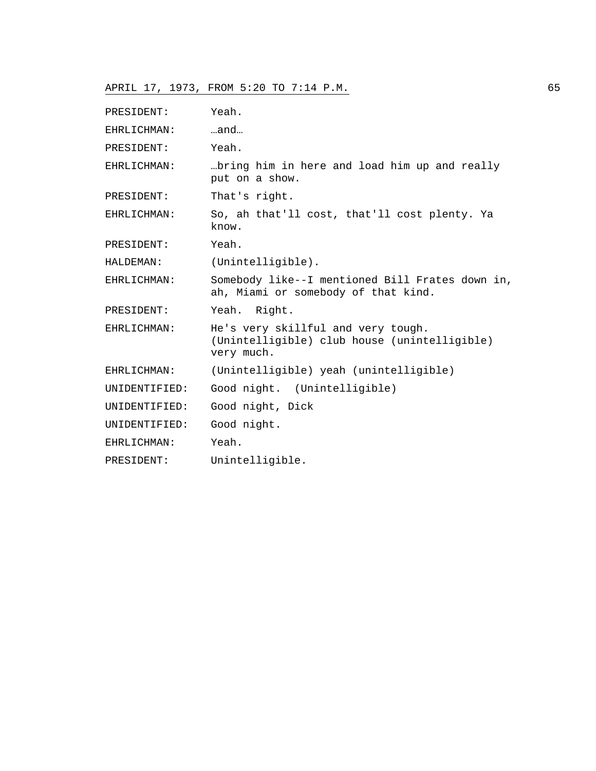PRESIDENT: Yeah.

EHRLICHMAN: …and…

PRESIDENT: Yeah.

EHRLICHMAN: …bring him in here and load him up and really put on a show.

PRESIDENT: That's right.

EHRLICHMAN: So, ah that'll cost, that'll cost plenty. Ya know.

PRESIDENT: Yeah.

HALDEMAN: (Unintelligible).

EHRLICHMAN: Somebody like--I mentioned Bill Frates down in, ah, Miami or somebody of that kind.

PRESIDENT: Yeah. Right.

EHRLICHMAN: He's very skillful and very tough. (Unintelligible) club house (unintelligible) very much.

EHRLICHMAN: (Unintelligible) yeah (unintelligible)

UNIDENTIFIED: Good night. (Unintelligible)

UNIDENTIFIED: Good night, Dick

UNIDENTIFIED: Good night.

EHRLICHMAN: Yeah.

PRESIDENT: Unintelligible.